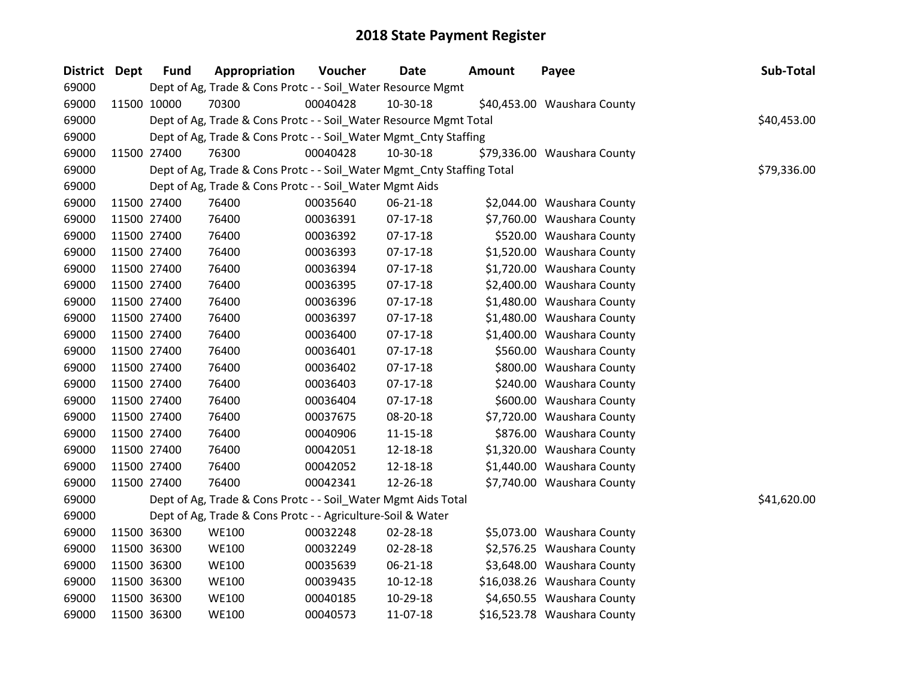# 2018 State Payment Register

| District | Dept | Fund | Appropriation | Voucher | Date | Amount | Payee | Sub-Total |
|---|---|---|---|---|---|---|---|---|
| 69000 | | Dept of Ag, Trade & Cons Protc - - Soil_Water Resource Mgmt | | | | | | |
| 69000 | 11500 | 10000 | 70300 | 00040428 | 10-30-18 | $40,453.00 | Waushara County | |
| 69000 | | Dept of Ag, Trade & Cons Protc - - Soil_Water Resource Mgmt Total | | | | | | $40,453.00 |
| 69000 | | Dept of Ag, Trade & Cons Protc - - Soil_Water Mgmt_Cnty Staffing | | | | | | |
| 69000 | 11500 | 27400 | 76300 | 00040428 | 10-30-18 | $79,336.00 | Waushara County | |
| 69000 | | Dept of Ag, Trade & Cons Protc - - Soil_Water Mgmt_Cnty Staffing Total | | | | | | $79,336.00 |
| 69000 | | Dept of Ag, Trade & Cons Protc - - Soil_Water Mgmt Aids | | | | | | |
| 69000 | 11500 | 27400 | 76400 | 00035640 | 06-21-18 | $2,044.00 | Waushara County | |
| 69000 | 11500 | 27400 | 76400 | 00036391 | 07-17-18 | $7,760.00 | Waushara County | |
| 69000 | 11500 | 27400 | 76400 | 00036392 | 07-17-18 | $520.00 | Waushara County | |
| 69000 | 11500 | 27400 | 76400 | 00036393 | 07-17-18 | $1,520.00 | Waushara County | |
| 69000 | 11500 | 27400 | 76400 | 00036394 | 07-17-18 | $1,720.00 | Waushara County | |
| 69000 | 11500 | 27400 | 76400 | 00036395 | 07-17-18 | $2,400.00 | Waushara County | |
| 69000 | 11500 | 27400 | 76400 | 00036396 | 07-17-18 | $1,480.00 | Waushara County | |
| 69000 | 11500 | 27400 | 76400 | 00036397 | 07-17-18 | $1,480.00 | Waushara County | |
| 69000 | 11500 | 27400 | 76400 | 00036400 | 07-17-18 | $1,400.00 | Waushara County | |
| 69000 | 11500 | 27400 | 76400 | 00036401 | 07-17-18 | $560.00 | Waushara County | |
| 69000 | 11500 | 27400 | 76400 | 00036402 | 07-17-18 | $800.00 | Waushara County | |
| 69000 | 11500 | 27400 | 76400 | 00036403 | 07-17-18 | $240.00 | Waushara County | |
| 69000 | 11500 | 27400 | 76400 | 00036404 | 07-17-18 | $600.00 | Waushara County | |
| 69000 | 11500 | 27400 | 76400 | 00037675 | 08-20-18 | $7,720.00 | Waushara County | |
| 69000 | 11500 | 27400 | 76400 | 00040906 | 11-15-18 | $876.00 | Waushara County | |
| 69000 | 11500 | 27400 | 76400 | 00042051 | 12-18-18 | $1,320.00 | Waushara County | |
| 69000 | 11500 | 27400 | 76400 | 00042052 | 12-18-18 | $1,440.00 | Waushara County | |
| 69000 | 11500 | 27400 | 76400 | 00042341 | 12-26-18 | $7,740.00 | Waushara County | |
| 69000 | | Dept of Ag, Trade & Cons Protc - - Soil_Water Mgmt Aids Total | | | | | | $41,620.00 |
| 69000 | | Dept of Ag, Trade & Cons Protc - - Agriculture-Soil & Water | | | | | | |
| 69000 | 11500 | 36300 | WE100 | 00032248 | 02-28-18 | $5,073.00 | Waushara County | |
| 69000 | 11500 | 36300 | WE100 | 00032249 | 02-28-18 | $2,576.25 | Waushara County | |
| 69000 | 11500 | 36300 | WE100 | 00035639 | 06-21-18 | $3,648.00 | Waushara County | |
| 69000 | 11500 | 36300 | WE100 | 00039435 | 10-12-18 | $16,038.26 | Waushara County | |
| 69000 | 11500 | 36300 | WE100 | 00040185 | 10-29-18 | $4,650.55 | Waushara County | |
| 69000 | 11500 | 36300 | WE100 | 00040573 | 11-07-18 | $16,523.78 | Waushara County | |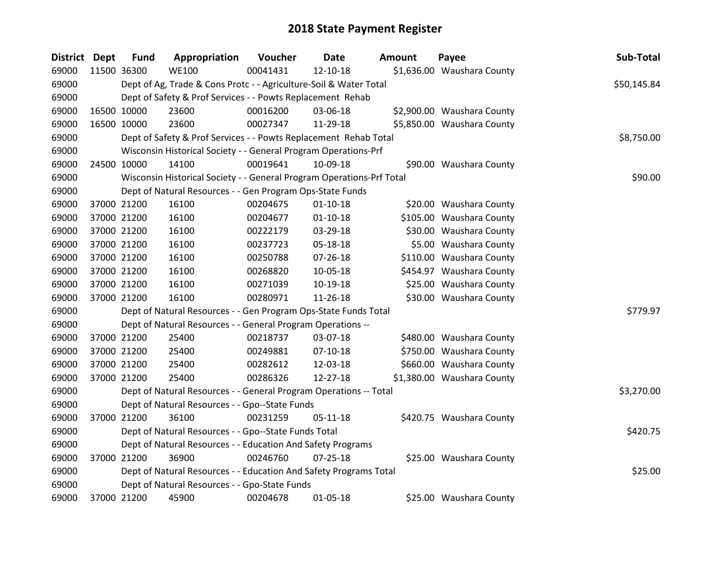# 2018 State Payment Register

| District | Dept | Fund | Appropriation | Voucher | Date | Amount | Payee | Sub-Total |
|---|---|---|---|---|---|---|---|---|
| 69000 | 11500 | 36300 | WE100 | 00041431 | 12-10-18 | $1,636.00 | Waushara County | |
| 69000 | | Dept of Ag, Trade & Cons Protc - - Agriculture-Soil & Water Total | | | | | | $50,145.84 |
| 69000 | | Dept of Safety & Prof Services - - Powts Replacement Rehab | | | | | | |
| 69000 | 16500 | 10000 | 23600 | 00016200 | 03-06-18 | $2,900.00 | Waushara County | |
| 69000 | 16500 | 10000 | 23600 | 00027347 | 11-29-18 | $5,850.00 | Waushara County | |
| 69000 | | Dept of Safety & Prof Services - - Powts Replacement Rehab Total | | | | | | $8,750.00 |
| 69000 | | Wisconsin Historical Society - - General Program Operations-Prf | | | | | | |
| 69000 | 24500 | 10000 | 14100 | 00019641 | 10-09-18 | $90.00 | Waushara County | |
| 69000 | | Wisconsin Historical Society - - General Program Operations-Prf Total | | | | | | $90.00 |
| 69000 | | Dept of Natural Resources - - Gen Program Ops-State Funds | | | | | | |
| 69000 | 37000 | 21200 | 16100 | 00204675 | 01-10-18 | $20.00 | Waushara County | |
| 69000 | 37000 | 21200 | 16100 | 00204677 | 01-10-18 | $105.00 | Waushara County | |
| 69000 | 37000 | 21200 | 16100 | 00222179 | 03-29-18 | $30.00 | Waushara County | |
| 69000 | 37000 | 21200 | 16100 | 00237723 | 05-18-18 | $5.00 | Waushara County | |
| 69000 | 37000 | 21200 | 16100 | 00250788 | 07-26-18 | $110.00 | Waushara County | |
| 69000 | 37000 | 21200 | 16100 | 00268820 | 10-05-18 | $454.97 | Waushara County | |
| 69000 | 37000 | 21200 | 16100 | 00271039 | 10-19-18 | $25.00 | Waushara County | |
| 69000 | 37000 | 21200 | 16100 | 00280971 | 11-26-18 | $30.00 | Waushara County | |
| 69000 | | Dept of Natural Resources - - Gen Program Ops-State Funds Total | | | | | | $779.97 |
| 69000 | | Dept of Natural Resources - - General Program Operations -- | | | | | | |
| 69000 | 37000 | 21200 | 25400 | 00218737 | 03-07-18 | $480.00 | Waushara County | |
| 69000 | 37000 | 21200 | 25400 | 00249881 | 07-10-18 | $750.00 | Waushara County | |
| 69000 | 37000 | 21200 | 25400 | 00282612 | 12-03-18 | $660.00 | Waushara County | |
| 69000 | 37000 | 21200 | 25400 | 00286326 | 12-27-18 | $1,380.00 | Waushara County | |
| 69000 | | Dept of Natural Resources - - General Program Operations -- Total | | | | | | $3,270.00 |
| 69000 | | Dept of Natural Resources - - Gpo--State Funds | | | | | | |
| 69000 | 37000 | 21200 | 36100 | 00231259 | 05-11-18 | $420.75 | Waushara County | |
| 69000 | | Dept of Natural Resources - - Gpo--State Funds Total | | | | | | $420.75 |
| 69000 | | Dept of Natural Resources - - Education And Safety Programs | | | | | | |
| 69000 | 37000 | 21200 | 36900 | 00246760 | 07-25-18 | $25.00 | Waushara County | |
| 69000 | | Dept of Natural Resources - - Education And Safety Programs Total | | | | | | $25.00 |
| 69000 | | Dept of Natural Resources - - Gpo-State Funds | | | | | | |
| 69000 | 37000 | 21200 | 45900 | 00204678 | 01-05-18 | $25.00 | Waushara County | |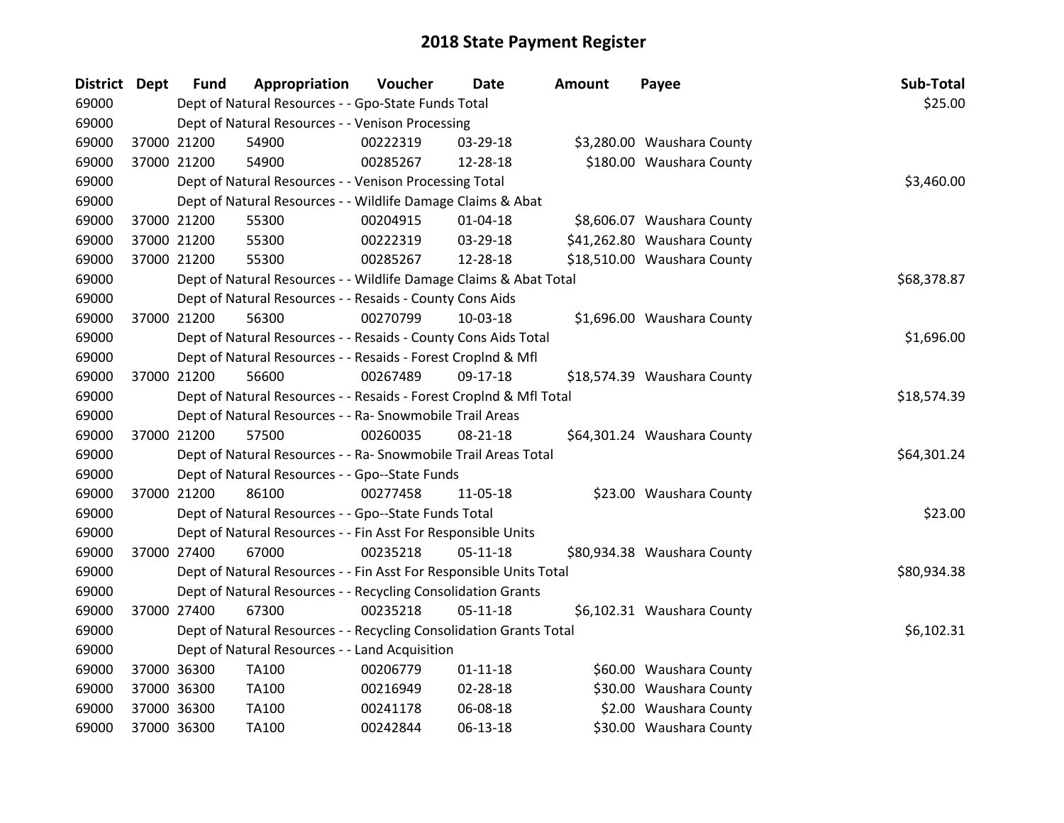# 2018 State Payment Register

| District | Dept | Fund | Appropriation | Voucher | Date | Amount | Payee | Sub-Total |
|---|---|---|---|---|---|---|---|---|
| 69000 | | Dept of Natural Resources - - Gpo-State Funds Total | | | | | | $25.00 |
| 69000 | | Dept of Natural Resources - - Venison Processing | | | | | | |
| 69000 | 37000 | 21200 | 54900 | 00222319 | 03-29-18 | $3,280.00 | Waushara County | |
| 69000 | 37000 | 21200 | 54900 | 00285267 | 12-28-18 | $180.00 | Waushara County | |
| 69000 | | Dept of Natural Resources - - Venison Processing Total | | | | | | $3,460.00 |
| 69000 | | Dept of Natural Resources - - Wildlife Damage Claims & Abat | | | | | | |
| 69000 | 37000 | 21200 | 55300 | 00204915 | 01-04-18 | $8,606.07 | Waushara County | |
| 69000 | 37000 | 21200 | 55300 | 00222319 | 03-29-18 | $41,262.80 | Waushara County | |
| 69000 | 37000 | 21200 | 55300 | 00285267 | 12-28-18 | $18,510.00 | Waushara County | |
| 69000 | | Dept of Natural Resources - - Wildlife Damage Claims & Abat Total | | | | | | $68,378.87 |
| 69000 | | Dept of Natural Resources - - Resaids - County Cons Aids | | | | | | |
| 69000 | 37000 | 21200 | 56300 | 00270799 | 10-03-18 | $1,696.00 | Waushara County | |
| 69000 | | Dept of Natural Resources - - Resaids - County Cons Aids Total | | | | | | $1,696.00 |
| 69000 | | Dept of Natural Resources - - Resaids - Forest Croplnd & Mfl | | | | | | |
| 69000 | 37000 | 21200 | 56600 | 00267489 | 09-17-18 | $18,574.39 | Waushara County | |
| 69000 | | Dept of Natural Resources - - Resaids - Forest Croplnd & Mfl Total | | | | | | $18,574.39 |
| 69000 | | Dept of Natural Resources - - Ra- Snowmobile Trail Areas | | | | | | |
| 69000 | 37000 | 21200 | 57500 | 00260035 | 08-21-18 | $64,301.24 | Waushara County | |
| 69000 | | Dept of Natural Resources - - Ra- Snowmobile Trail Areas Total | | | | | | $64,301.24 |
| 69000 | | Dept of Natural Resources - - Gpo--State Funds | | | | | | |
| 69000 | 37000 | 21200 | 86100 | 00277458 | 11-05-18 | $23.00 | Waushara County | |
| 69000 | | Dept of Natural Resources - - Gpo--State Funds Total | | | | | | $23.00 |
| 69000 | | Dept of Natural Resources - - Fin Asst For Responsible Units | | | | | | |
| 69000 | 37000 | 27400 | 67000 | 00235218 | 05-11-18 | $80,934.38 | Waushara County | |
| 69000 | | Dept of Natural Resources - - Fin Asst For Responsible Units Total | | | | | | $80,934.38 |
| 69000 | | Dept of Natural Resources - - Recycling Consolidation Grants | | | | | | |
| 69000 | 37000 | 27400 | 67300 | 00235218 | 05-11-18 | $6,102.31 | Waushara County | |
| 69000 | | Dept of Natural Resources - - Recycling Consolidation Grants Total | | | | | | $6,102.31 |
| 69000 | | Dept of Natural Resources - - Land Acquisition | | | | | | |
| 69000 | 37000 | 36300 | TA100 | 00206779 | 01-11-18 | $60.00 | Waushara County | |
| 69000 | 37000 | 36300 | TA100 | 00216949 | 02-28-18 | $30.00 | Waushara County | |
| 69000 | 37000 | 36300 | TA100 | 00241178 | 06-08-18 | $2.00 | Waushara County | |
| 69000 | 37000 | 36300 | TA100 | 00242844 | 06-13-18 | $30.00 | Waushara County | |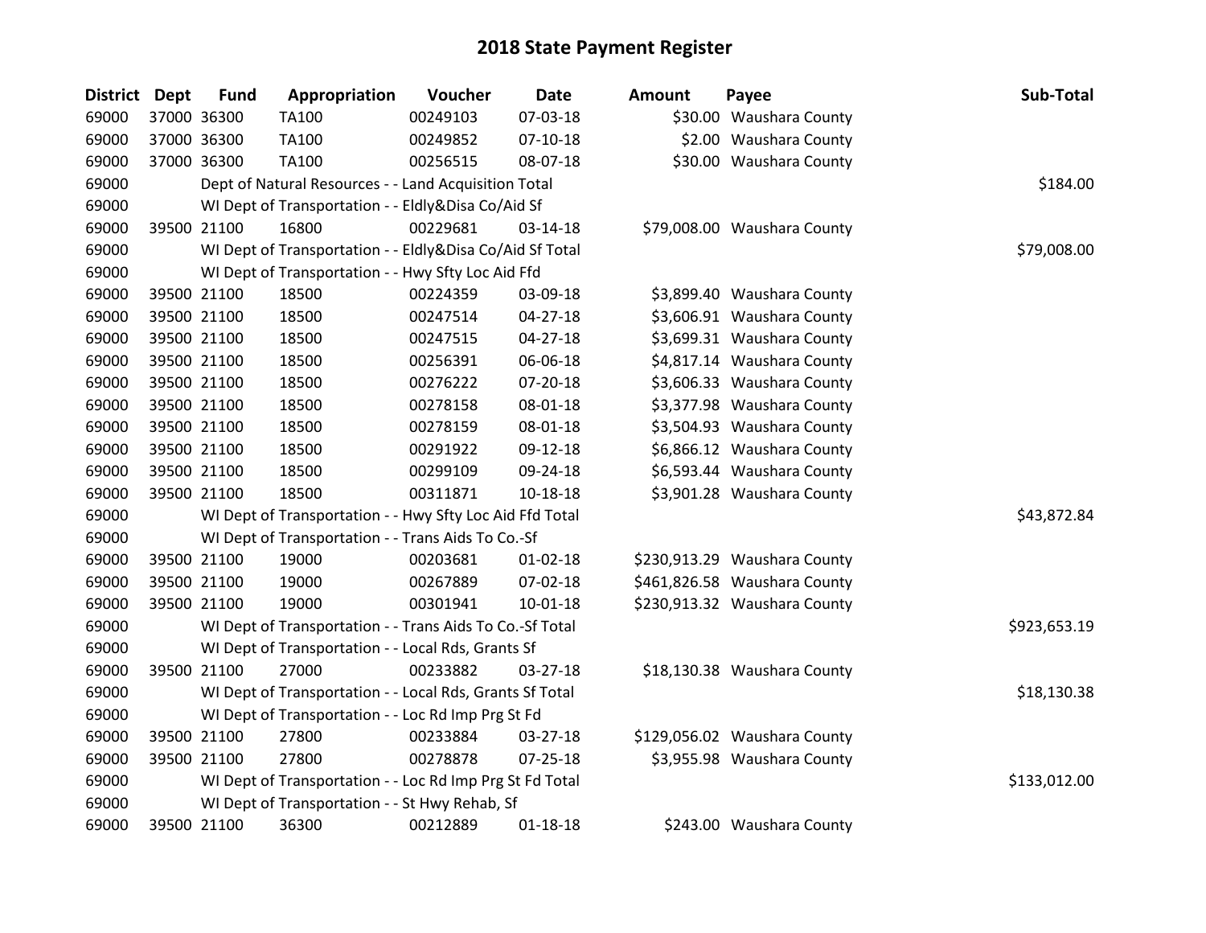# 2018 State Payment Register

| District | Dept | Fund | Appropriation | Voucher | Date | Amount | Payee | Sub-Total |
|---|---|---|---|---|---|---|---|---|
| 69000 | 37000 | 36300 | TA100 | 00249103 | 07-03-18 | $30.00 | Waushara County | |
| 69000 | 37000 | 36300 | TA100 | 00249852 | 07-10-18 | $2.00 | Waushara County | |
| 69000 | 37000 | 36300 | TA100 | 00256515 | 08-07-18 | $30.00 | Waushara County | |
| 69000 | | | Dept of Natural Resources - - Land Acquisition Total | | | | | $184.00 |
| 69000 | | | WI Dept of Transportation - - Eldly&Disa Co/Aid Sf | | | | | |
| 69000 | 39500 | 21100 | 16800 | 00229681 | 03-14-18 | $79,008.00 | Waushara County | |
| 69000 | | | WI Dept of Transportation - - Eldly&Disa Co/Aid Sf Total | | | | | $79,008.00 |
| 69000 | | | WI Dept of Transportation - - Hwy Sfty Loc Aid Ffd | | | | | |
| 69000 | 39500 | 21100 | 18500 | 00224359 | 03-09-18 | $3,899.40 | Waushara County | |
| 69000 | 39500 | 21100 | 18500 | 00247514 | 04-27-18 | $3,606.91 | Waushara County | |
| 69000 | 39500 | 21100 | 18500 | 00247515 | 04-27-18 | $3,699.31 | Waushara County | |
| 69000 | 39500 | 21100 | 18500 | 00256391 | 06-06-18 | $4,817.14 | Waushara County | |
| 69000 | 39500 | 21100 | 18500 | 00276222 | 07-20-18 | $3,606.33 | Waushara County | |
| 69000 | 39500 | 21100 | 18500 | 00278158 | 08-01-18 | $3,377.98 | Waushara County | |
| 69000 | 39500 | 21100 | 18500 | 00278159 | 08-01-18 | $3,504.93 | Waushara County | |
| 69000 | 39500 | 21100 | 18500 | 00291922 | 09-12-18 | $6,866.12 | Waushara County | |
| 69000 | 39500 | 21100 | 18500 | 00299109 | 09-24-18 | $6,593.44 | Waushara County | |
| 69000 | 39500 | 21100 | 18500 | 00311871 | 10-18-18 | $3,901.28 | Waushara County | |
| 69000 | | | WI Dept of Transportation - - Hwy Sfty Loc Aid Ffd Total | | | | | $43,872.84 |
| 69000 | | | WI Dept of Transportation - - Trans Aids To Co.-Sf | | | | | |
| 69000 | 39500 | 21100 | 19000 | 00203681 | 01-02-18 | $230,913.29 | Waushara County | |
| 69000 | 39500 | 21100 | 19000 | 00267889 | 07-02-18 | $461,826.58 | Waushara County | |
| 69000 | 39500 | 21100 | 19000 | 00301941 | 10-01-18 | $230,913.32 | Waushara County | |
| 69000 | | | WI Dept of Transportation - - Trans Aids To Co.-Sf Total | | | | | $923,653.19 |
| 69000 | | | WI Dept of Transportation - - Local Rds, Grants Sf | | | | | |
| 69000 | 39500 | 21100 | 27000 | 00233882 | 03-27-18 | $18,130.38 | Waushara County | |
| 69000 | | | WI Dept of Transportation - - Local Rds, Grants Sf Total | | | | | $18,130.38 |
| 69000 | | | WI Dept of Transportation - - Loc Rd Imp Prg St Fd | | | | | |
| 69000 | 39500 | 21100 | 27800 | 00233884 | 03-27-18 | $129,056.02 | Waushara County | |
| 69000 | 39500 | 21100 | 27800 | 00278878 | 07-25-18 | $3,955.98 | Waushara County | |
| 69000 | | | WI Dept of Transportation - - Loc Rd Imp Prg St Fd Total | | | | | $133,012.00 |
| 69000 | | | WI Dept of Transportation - - St Hwy Rehab, Sf | | | | | |
| 69000 | 39500 | 21100 | 36300 | 00212889 | 01-18-18 | $243.00 | Waushara County | |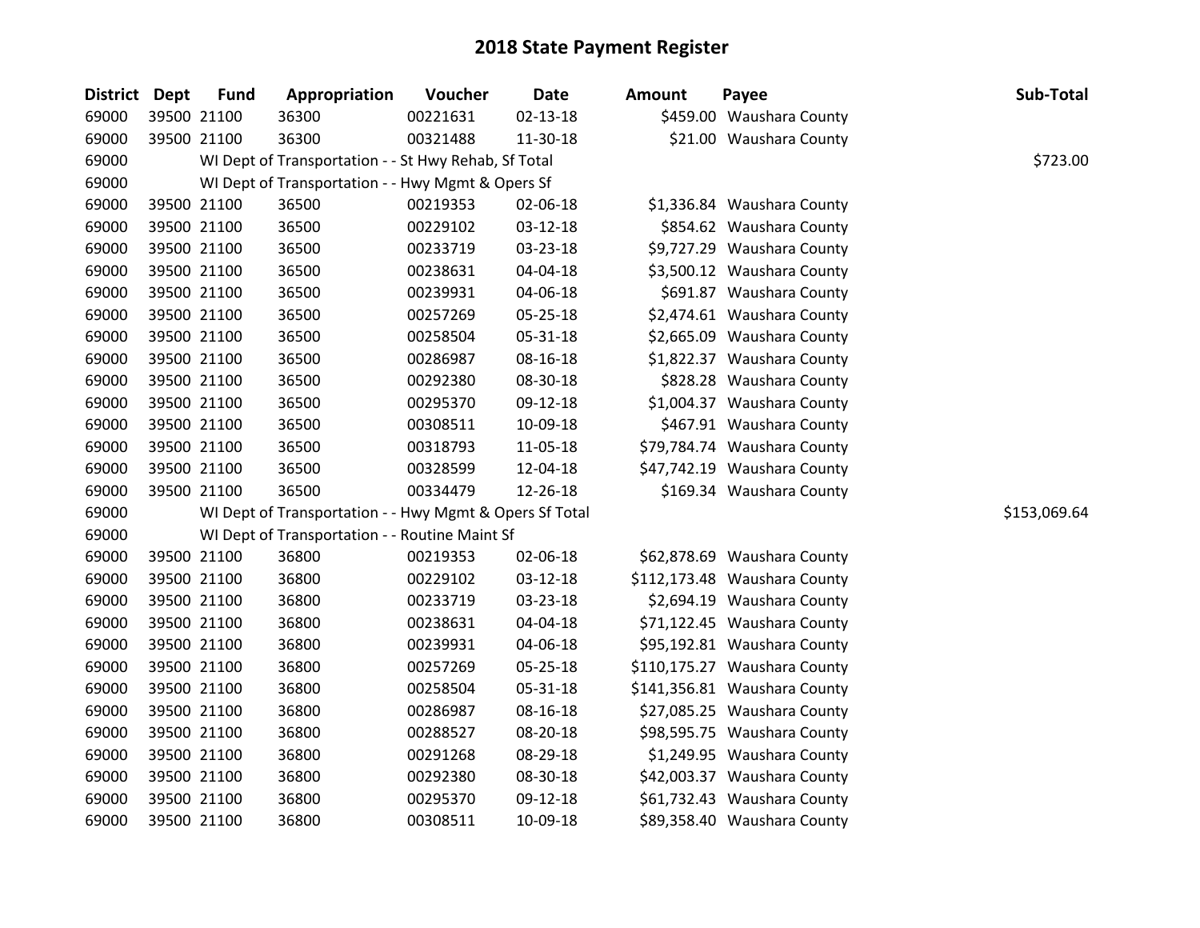# 2018 State Payment Register

| District | Dept | Fund | Appropriation | Voucher | Date | Amount | Payee | Sub-Total |
|---|---|---|---|---|---|---|---|---|
| 69000 | 39500 | 21100 | 36300 | 00221631 | 02-13-18 | $459.00 | Waushara County | |
| 69000 | 39500 | 21100 | 36300 | 00321488 | 11-30-18 | $21.00 | Waushara County | |
| 69000 | | WI Dept of Transportation - - St Hwy Rehab, Sf Total | | | | | | $723.00 |
| 69000 | | WI Dept of Transportation - - Hwy Mgmt & Opers Sf | | | | | | |
| 69000 | 39500 | 21100 | 36500 | 00219353 | 02-06-18 | $1,336.84 | Waushara County | |
| 69000 | 39500 | 21100 | 36500 | 00229102 | 03-12-18 | $854.62 | Waushara County | |
| 69000 | 39500 | 21100 | 36500 | 00233719 | 03-23-18 | $9,727.29 | Waushara County | |
| 69000 | 39500 | 21100 | 36500 | 00238631 | 04-04-18 | $3,500.12 | Waushara County | |
| 69000 | 39500 | 21100 | 36500 | 00239931 | 04-06-18 | $691.87 | Waushara County | |
| 69000 | 39500 | 21100 | 36500 | 00257269 | 05-25-18 | $2,474.61 | Waushara County | |
| 69000 | 39500 | 21100 | 36500 | 00258504 | 05-31-18 | $2,665.09 | Waushara County | |
| 69000 | 39500 | 21100 | 36500 | 00286987 | 08-16-18 | $1,822.37 | Waushara County | |
| 69000 | 39500 | 21100 | 36500 | 00292380 | 08-30-18 | $828.28 | Waushara County | |
| 69000 | 39500 | 21100 | 36500 | 00295370 | 09-12-18 | $1,004.37 | Waushara County | |
| 69000 | 39500 | 21100 | 36500 | 00308511 | 10-09-18 | $467.91 | Waushara County | |
| 69000 | 39500 | 21100 | 36500 | 00318793 | 11-05-18 | $79,784.74 | Waushara County | |
| 69000 | 39500 | 21100 | 36500 | 00328599 | 12-04-18 | $47,742.19 | Waushara County | |
| 69000 | 39500 | 21100 | 36500 | 00334479 | 12-26-18 | $169.34 | Waushara County | |
| 69000 | | WI Dept of Transportation - - Hwy Mgmt & Opers Sf Total | | | | | | $153,069.64 |
| 69000 | | WI Dept of Transportation - - Routine Maint Sf | | | | | | |
| 69000 | 39500 | 21100 | 36800 | 00219353 | 02-06-18 | $62,878.69 | Waushara County | |
| 69000 | 39500 | 21100 | 36800 | 00229102 | 03-12-18 | $112,173.48 | Waushara County | |
| 69000 | 39500 | 21100 | 36800 | 00233719 | 03-23-18 | $2,694.19 | Waushara County | |
| 69000 | 39500 | 21100 | 36800 | 00238631 | 04-04-18 | $71,122.45 | Waushara County | |
| 69000 | 39500 | 21100 | 36800 | 00239931 | 04-06-18 | $95,192.81 | Waushara County | |
| 69000 | 39500 | 21100 | 36800 | 00257269 | 05-25-18 | $110,175.27 | Waushara County | |
| 69000 | 39500 | 21100 | 36800 | 00258504 | 05-31-18 | $141,356.81 | Waushara County | |
| 69000 | 39500 | 21100 | 36800 | 00286987 | 08-16-18 | $27,085.25 | Waushara County | |
| 69000 | 39500 | 21100 | 36800 | 00288527 | 08-20-18 | $98,595.75 | Waushara County | |
| 69000 | 39500 | 21100 | 36800 | 00291268 | 08-29-18 | $1,249.95 | Waushara County | |
| 69000 | 39500 | 21100 | 36800 | 00292380 | 08-30-18 | $42,003.37 | Waushara County | |
| 69000 | 39500 | 21100 | 36800 | 00295370 | 09-12-18 | $61,732.43 | Waushara County | |
| 69000 | 39500 | 21100 | 36800 | 00308511 | 10-09-18 | $89,358.40 | Waushara County | |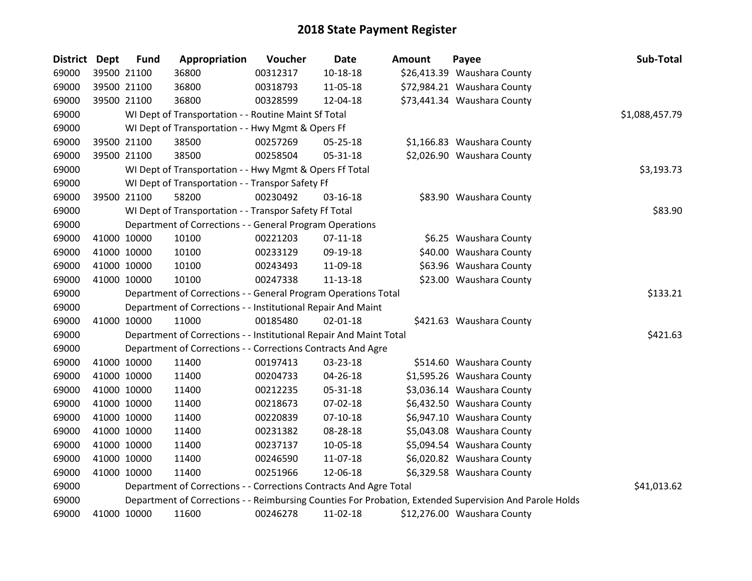# 2018 State Payment Register

| District | Dept | Fund | Appropriation | Voucher | Date | Amount | Payee | Sub-Total |
|---|---|---|---|---|---|---|---|---|
| 69000 | 39500 | 21100 | 36800 | 00312317 | 10-18-18 | $26,413.39 | Waushara County | |
| 69000 | 39500 | 21100 | 36800 | 00318793 | 11-05-18 | $72,984.21 | Waushara County | |
| 69000 | 39500 | 21100 | 36800 | 00328599 | 12-04-18 | $73,441.34 | Waushara County | |
| 69000 | | | WI Dept of Transportation - - Routine Maint Sf Total | | | | | $1,088,457.79 |
| 69000 | | | WI Dept of Transportation - - Hwy Mgmt & Opers Ff | | | | | |
| 69000 | 39500 | 21100 | 38500 | 00257269 | 05-25-18 | $1,166.83 | Waushara County | |
| 69000 | 39500 | 21100 | 38500 | 00258504 | 05-31-18 | $2,026.90 | Waushara County | |
| 69000 | | | WI Dept of Transportation - - Hwy Mgmt & Opers Ff Total | | | | | $3,193.73 |
| 69000 | | | WI Dept of Transportation - - Transpor Safety Ff | | | | | |
| 69000 | 39500 | 21100 | 58200 | 00230492 | 03-16-18 | $83.90 | Waushara County | |
| 69000 | | | WI Dept of Transportation - - Transpor Safety Ff Total | | | | | $83.90 |
| 69000 | | | Department of Corrections - - General Program Operations | | | | | |
| 69000 | 41000 | 10000 | 10100 | 00221203 | 07-11-18 | $6.25 | Waushara County | |
| 69000 | 41000 | 10000 | 10100 | 00233129 | 09-19-18 | $40.00 | Waushara County | |
| 69000 | 41000 | 10000 | 10100 | 00243493 | 11-09-18 | $63.96 | Waushara County | |
| 69000 | 41000 | 10000 | 10100 | 00247338 | 11-13-18 | $23.00 | Waushara County | |
| 69000 | | | Department of Corrections - - General Program Operations Total | | | | | $133.21 |
| 69000 | | | Department of Corrections - - Institutional Repair And Maint | | | | | |
| 69000 | 41000 | 10000 | 11000 | 00185480 | 02-01-18 | $421.63 | Waushara County | |
| 69000 | | | Department of Corrections - - Institutional Repair And Maint Total | | | | | $421.63 |
| 69000 | | | Department of Corrections - - Corrections Contracts And Agre | | | | | |
| 69000 | 41000 | 10000 | 11400 | 00197413 | 03-23-18 | $514.60 | Waushara County | |
| 69000 | 41000 | 10000 | 11400 | 00204733 | 04-26-18 | $1,595.26 | Waushara County | |
| 69000 | 41000 | 10000 | 11400 | 00212235 | 05-31-18 | $3,036.14 | Waushara County | |
| 69000 | 41000 | 10000 | 11400 | 00218673 | 07-02-18 | $6,432.50 | Waushara County | |
| 69000 | 41000 | 10000 | 11400 | 00220839 | 07-10-18 | $6,947.10 | Waushara County | |
| 69000 | 41000 | 10000 | 11400 | 00231382 | 08-28-18 | $5,043.08 | Waushara County | |
| 69000 | 41000 | 10000 | 11400 | 00237137 | 10-05-18 | $5,094.54 | Waushara County | |
| 69000 | 41000 | 10000 | 11400 | 00246590 | 11-07-18 | $6,020.82 | Waushara County | |
| 69000 | 41000 | 10000 | 11400 | 00251966 | 12-06-18 | $6,329.58 | Waushara County | |
| 69000 | | | Department of Corrections - - Corrections Contracts And Agre Total | | | | | $41,013.62 |
| 69000 | | | Department of Corrections - - Reimbursing Counties For Probation, Extended Supervision And Parole Holds | | | | | |
| 69000 | 41000 | 10000 | 11600 | 00246278 | 11-02-18 | $12,276.00 | Waushara County | |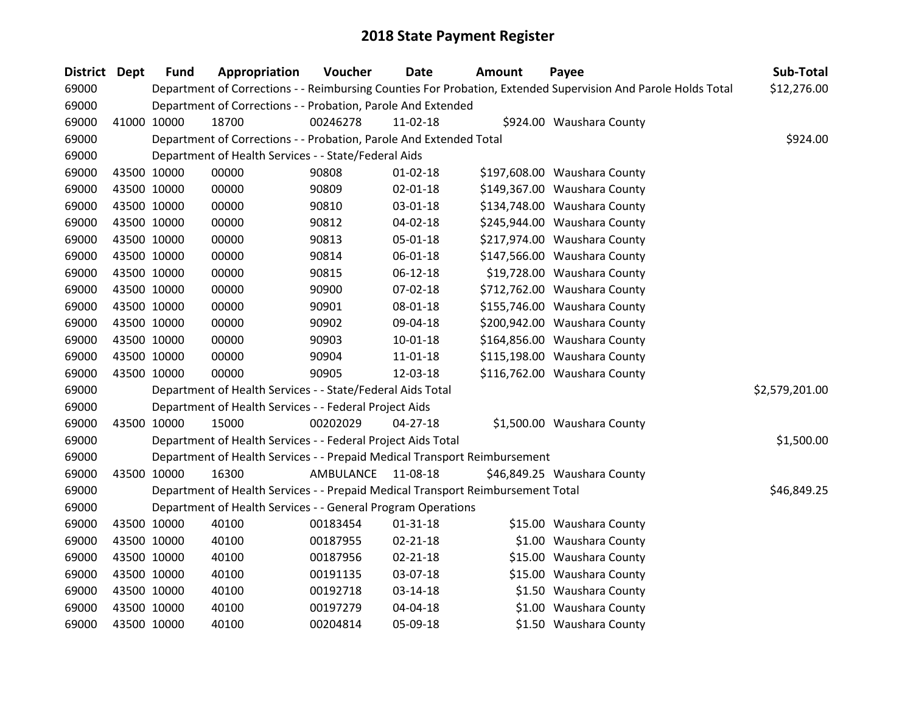# 2018 State Payment Register

| District | Dept | Fund | Appropriation | Voucher | Date | Amount | Payee | Sub-Total |
|---|---|---|---|---|---|---|---|---|
| 69000 | | Department of Corrections - - Reimbursing Counties For Probation, Extended Supervision And Parole Holds Total | | | | | | $12,276.00 |
| 69000 | | Department of Corrections - - Probation, Parole And Extended | | | | | | |
| 69000 | 41000 | 10000 | 18700 | 00246278 | 11-02-18 | $924.00 | Waushara County | |
| 69000 | | Department of Corrections - - Probation, Parole And Extended Total | | | | | | $924.00 |
| 69000 | | Department of Health Services - - State/Federal Aids | | | | | | |
| 69000 | 43500 | 10000 | 00000 | 90808 | 01-02-18 | $197,608.00 | Waushara County | |
| 69000 | 43500 | 10000 | 00000 | 90809 | 02-01-18 | $149,367.00 | Waushara County | |
| 69000 | 43500 | 10000 | 00000 | 90810 | 03-01-18 | $134,748.00 | Waushara County | |
| 69000 | 43500 | 10000 | 00000 | 90812 | 04-02-18 | $245,944.00 | Waushara County | |
| 69000 | 43500 | 10000 | 00000 | 90813 | 05-01-18 | $217,974.00 | Waushara County | |
| 69000 | 43500 | 10000 | 00000 | 90814 | 06-01-18 | $147,566.00 | Waushara County | |
| 69000 | 43500 | 10000 | 00000 | 90815 | 06-12-18 | $19,728.00 | Waushara County | |
| 69000 | 43500 | 10000 | 00000 | 90900 | 07-02-18 | $712,762.00 | Waushara County | |
| 69000 | 43500 | 10000 | 00000 | 90901 | 08-01-18 | $155,746.00 | Waushara County | |
| 69000 | 43500 | 10000 | 00000 | 90902 | 09-04-18 | $200,942.00 | Waushara County | |
| 69000 | 43500 | 10000 | 00000 | 90903 | 10-01-18 | $164,856.00 | Waushara County | |
| 69000 | 43500 | 10000 | 00000 | 90904 | 11-01-18 | $115,198.00 | Waushara County | |
| 69000 | 43500 | 10000 | 00000 | 90905 | 12-03-18 | $116,762.00 | Waushara County | |
| 69000 | | Department of Health Services - - State/Federal Aids Total | | | | | | $2,579,201.00 |
| 69000 | | Department of Health Services - - Federal Project Aids | | | | | | |
| 69000 | 43500 | 10000 | 15000 | 00202029 | 04-27-18 | $1,500.00 | Waushara County | |
| 69000 | | Department of Health Services - - Federal Project Aids Total | | | | | | $1,500.00 |
| 69000 | | Department of Health Services - - Prepaid Medical Transport Reimbursement | | | | | | |
| 69000 | 43500 | 10000 | 16300 | AMBULANCE | 11-08-18 | $46,849.25 | Waushara County | |
| 69000 | | Department of Health Services - - Prepaid Medical Transport Reimbursement Total | | | | | | $46,849.25 |
| 69000 | | Department of Health Services - - General Program Operations | | | | | | |
| 69000 | 43500 | 10000 | 40100 | 00183454 | 01-31-18 | $15.00 | Waushara County | |
| 69000 | 43500 | 10000 | 40100 | 00187955 | 02-21-18 | $1.00 | Waushara County | |
| 69000 | 43500 | 10000 | 40100 | 00187956 | 02-21-18 | $15.00 | Waushara County | |
| 69000 | 43500 | 10000 | 40100 | 00191135 | 03-07-18 | $15.00 | Waushara County | |
| 69000 | 43500 | 10000 | 40100 | 00192718 | 03-14-18 | $1.50 | Waushara County | |
| 69000 | 43500 | 10000 | 40100 | 00197279 | 04-04-18 | $1.00 | Waushara County | |
| 69000 | 43500 | 10000 | 40100 | 00204814 | 05-09-18 | $1.50 | Waushara County | |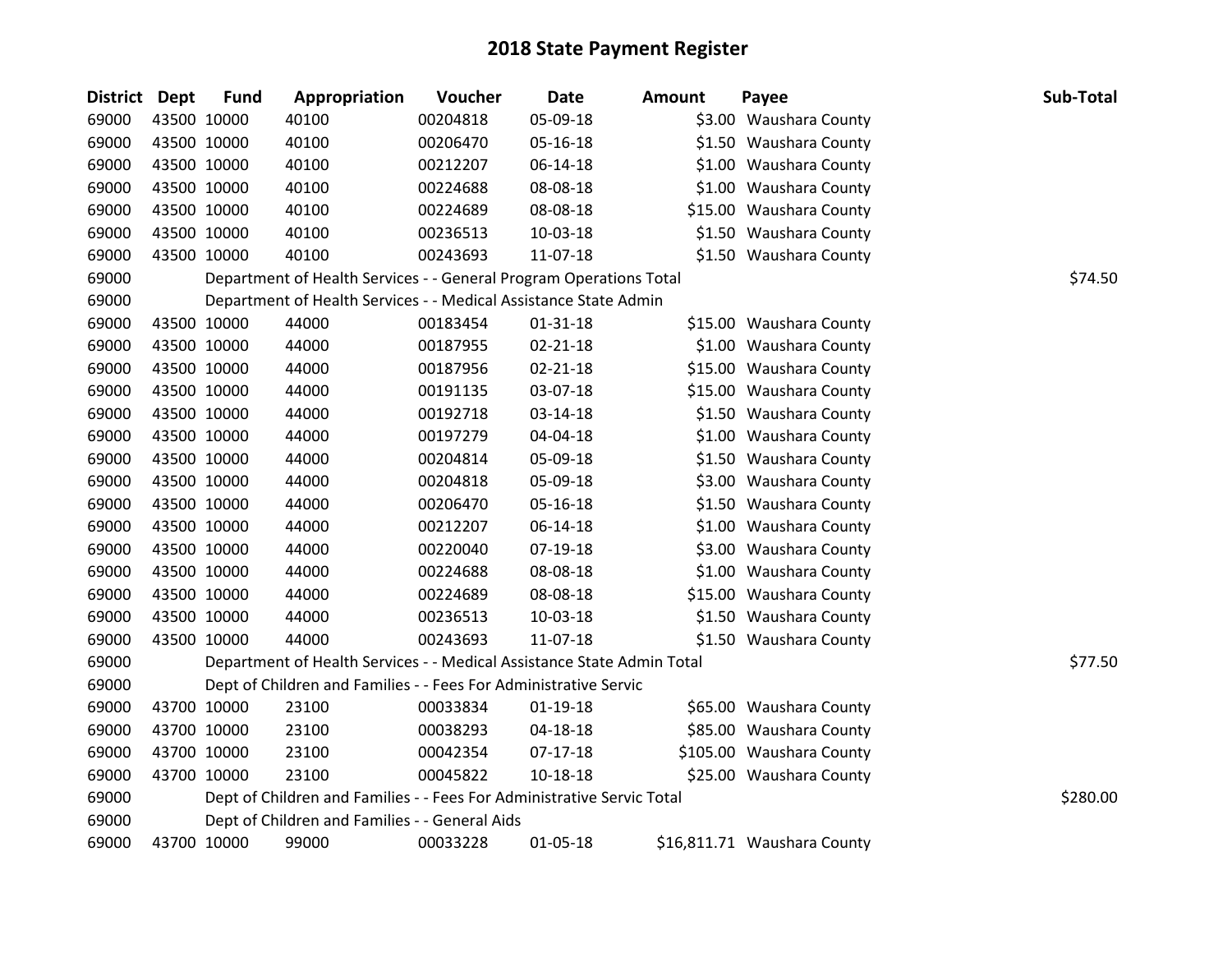# 2018 State Payment Register

| District | Dept | Fund | Appropriation | Voucher | Date | Amount | Payee | Sub-Total |
|---|---|---|---|---|---|---|---|---|
| 69000 | 43500 | 10000 | 40100 | 00204818 | 05-09-18 | $3.00 | Waushara County | |
| 69000 | 43500 | 10000 | 40100 | 00206470 | 05-16-18 | $1.50 | Waushara County | |
| 69000 | 43500 | 10000 | 40100 | 00212207 | 06-14-18 | $1.00 | Waushara County | |
| 69000 | 43500 | 10000 | 40100 | 00224688 | 08-08-18 | $1.00 | Waushara County | |
| 69000 | 43500 | 10000 | 40100 | 00224689 | 08-08-18 | $15.00 | Waushara County | |
| 69000 | 43500 | 10000 | 40100 | 00236513 | 10-03-18 | $1.50 | Waushara County | |
| 69000 | 43500 | 10000 | 40100 | 00243693 | 11-07-18 | $1.50 | Waushara County | |
| 69000 | | Department of Health Services - - General Program Operations Total | | | | | | $74.50 |
| 69000 | | Department of Health Services - - Medical Assistance State Admin | | | | | | |
| 69000 | 43500 | 10000 | 44000 | 00183454 | 01-31-18 | $15.00 | Waushara County | |
| 69000 | 43500 | 10000 | 44000 | 00187955 | 02-21-18 | $1.00 | Waushara County | |
| 69000 | 43500 | 10000 | 44000 | 00187956 | 02-21-18 | $15.00 | Waushara County | |
| 69000 | 43500 | 10000 | 44000 | 00191135 | 03-07-18 | $15.00 | Waushara County | |
| 69000 | 43500 | 10000 | 44000 | 00192718 | 03-14-18 | $1.50 | Waushara County | |
| 69000 | 43500 | 10000 | 44000 | 00197279 | 04-04-18 | $1.00 | Waushara County | |
| 69000 | 43500 | 10000 | 44000 | 00204814 | 05-09-18 | $1.50 | Waushara County | |
| 69000 | 43500 | 10000 | 44000 | 00204818 | 05-09-18 | $3.00 | Waushara County | |
| 69000 | 43500 | 10000 | 44000 | 00206470 | 05-16-18 | $1.50 | Waushara County | |
| 69000 | 43500 | 10000 | 44000 | 00212207 | 06-14-18 | $1.00 | Waushara County | |
| 69000 | 43500 | 10000 | 44000 | 00220040 | 07-19-18 | $3.00 | Waushara County | |
| 69000 | 43500 | 10000 | 44000 | 00224688 | 08-08-18 | $1.00 | Waushara County | |
| 69000 | 43500 | 10000 | 44000 | 00224689 | 08-08-18 | $15.00 | Waushara County | |
| 69000 | 43500 | 10000 | 44000 | 00236513 | 10-03-18 | $1.50 | Waushara County | |
| 69000 | 43500 | 10000 | 44000 | 00243693 | 11-07-18 | $1.50 | Waushara County | |
| 69000 | | Department of Health Services - - Medical Assistance State Admin Total | | | | | | $77.50 |
| 69000 | | Dept of Children and Families - - Fees For Administrative Servic | | | | | | |
| 69000 | 43700 | 10000 | 23100 | 00033834 | 01-19-18 | $65.00 | Waushara County | |
| 69000 | 43700 | 10000 | 23100 | 00038293 | 04-18-18 | $85.00 | Waushara County | |
| 69000 | 43700 | 10000 | 23100 | 00042354 | 07-17-18 | $105.00 | Waushara County | |
| 69000 | 43700 | 10000 | 23100 | 00045822 | 10-18-18 | $25.00 | Waushara County | |
| 69000 | | Dept of Children and Families - - Fees For Administrative Servic Total | | | | | | $280.00 |
| 69000 | | Dept of Children and Families - - General Aids | | | | | | |
| 69000 | 43700 | 10000 | 99000 | 00033228 | 01-05-18 | $16,811.71 | Waushara County | |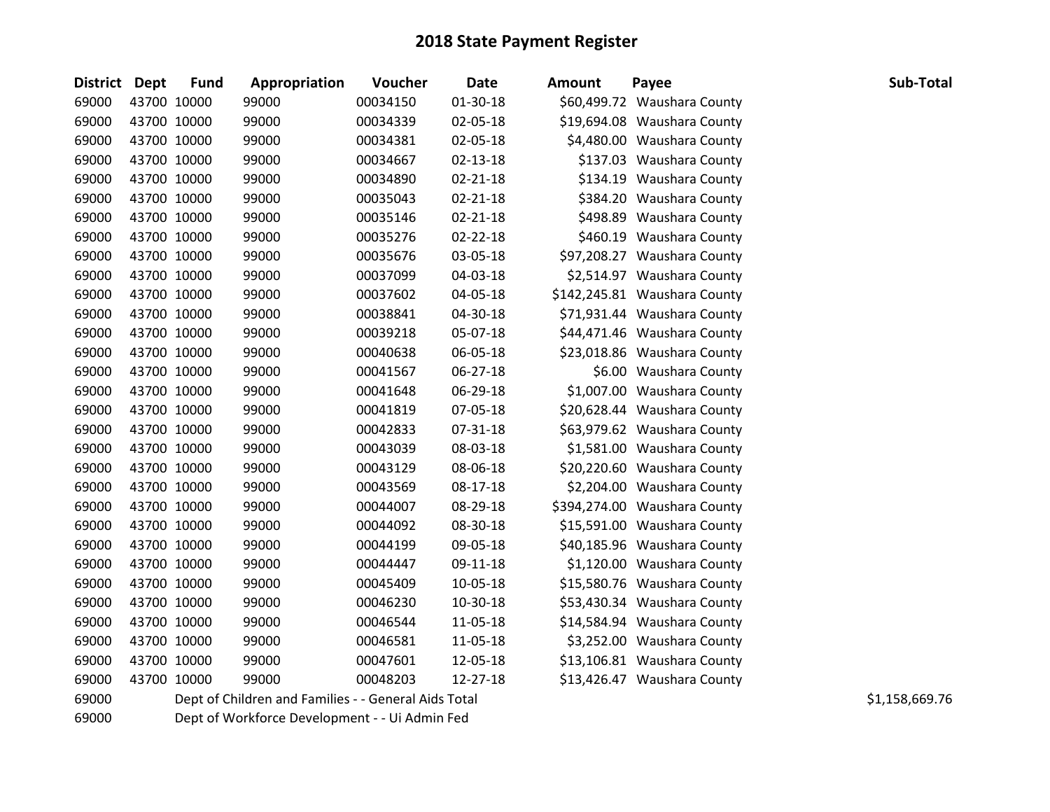# 2018 State Payment Register

| District | Dept | Fund | Appropriation | Voucher | Date | Amount | Payee | Sub-Total |
|---|---|---|---|---|---|---|---|---|
| 69000 | 43700 | 10000 | 99000 | 00034150 | 01-30-18 | $60,499.72 | Waushara County | |
| 69000 | 43700 | 10000 | 99000 | 00034339 | 02-05-18 | $19,694.08 | Waushara County | |
| 69000 | 43700 | 10000 | 99000 | 00034381 | 02-05-18 | $4,480.00 | Waushara County | |
| 69000 | 43700 | 10000 | 99000 | 00034667 | 02-13-18 | $137.03 | Waushara County | |
| 69000 | 43700 | 10000 | 99000 | 00034890 | 02-21-18 | $134.19 | Waushara County | |
| 69000 | 43700 | 10000 | 99000 | 00035043 | 02-21-18 | $384.20 | Waushara County | |
| 69000 | 43700 | 10000 | 99000 | 00035146 | 02-21-18 | $498.89 | Waushara County | |
| 69000 | 43700 | 10000 | 99000 | 00035276 | 02-22-18 | $460.19 | Waushara County | |
| 69000 | 43700 | 10000 | 99000 | 00035676 | 03-05-18 | $97,208.27 | Waushara County | |
| 69000 | 43700 | 10000 | 99000 | 00037099 | 04-03-18 | $2,514.97 | Waushara County | |
| 69000 | 43700 | 10000 | 99000 | 00037602 | 04-05-18 | $142,245.81 | Waushara County | |
| 69000 | 43700 | 10000 | 99000 | 00038841 | 04-30-18 | $71,931.44 | Waushara County | |
| 69000 | 43700 | 10000 | 99000 | 00039218 | 05-07-18 | $44,471.46 | Waushara County | |
| 69000 | 43700 | 10000 | 99000 | 00040638 | 06-05-18 | $23,018.86 | Waushara County | |
| 69000 | 43700 | 10000 | 99000 | 00041567 | 06-27-18 | $6.00 | Waushara County | |
| 69000 | 43700 | 10000 | 99000 | 00041648 | 06-29-18 | $1,007.00 | Waushara County | |
| 69000 | 43700 | 10000 | 99000 | 00041819 | 07-05-18 | $20,628.44 | Waushara County | |
| 69000 | 43700 | 10000 | 99000 | 00042833 | 07-31-18 | $63,979.62 | Waushara County | |
| 69000 | 43700 | 10000 | 99000 | 00043039 | 08-03-18 | $1,581.00 | Waushara County | |
| 69000 | 43700 | 10000 | 99000 | 00043129 | 08-06-18 | $20,220.60 | Waushara County | |
| 69000 | 43700 | 10000 | 99000 | 00043569 | 08-17-18 | $2,204.00 | Waushara County | |
| 69000 | 43700 | 10000 | 99000 | 00044007 | 08-29-18 | $394,274.00 | Waushara County | |
| 69000 | 43700 | 10000 | 99000 | 00044092 | 08-30-18 | $15,591.00 | Waushara County | |
| 69000 | 43700 | 10000 | 99000 | 00044199 | 09-05-18 | $40,185.96 | Waushara County | |
| 69000 | 43700 | 10000 | 99000 | 00044447 | 09-11-18 | $1,120.00 | Waushara County | |
| 69000 | 43700 | 10000 | 99000 | 00045409 | 10-05-18 | $15,580.76 | Waushara County | |
| 69000 | 43700 | 10000 | 99000 | 00046230 | 10-30-18 | $53,430.34 | Waushara County | |
| 69000 | 43700 | 10000 | 99000 | 00046544 | 11-05-18 | $14,584.94 | Waushara County | |
| 69000 | 43700 | 10000 | 99000 | 00046581 | 11-05-18 | $3,252.00 | Waushara County | |
| 69000 | 43700 | 10000 | 99000 | 00047601 | 12-05-18 | $13,106.81 | Waushara County | |
| 69000 | 43700 | 10000 | 99000 | 00048203 | 12-27-18 | $13,426.47 | Waushara County | |
| 69000 | | Dept of Children and Families - - General Aids Total | | | | | | $1,158,669.76 |
| 69000 | | Dept of Workforce Development - - Ui Admin Fed | | | | | | |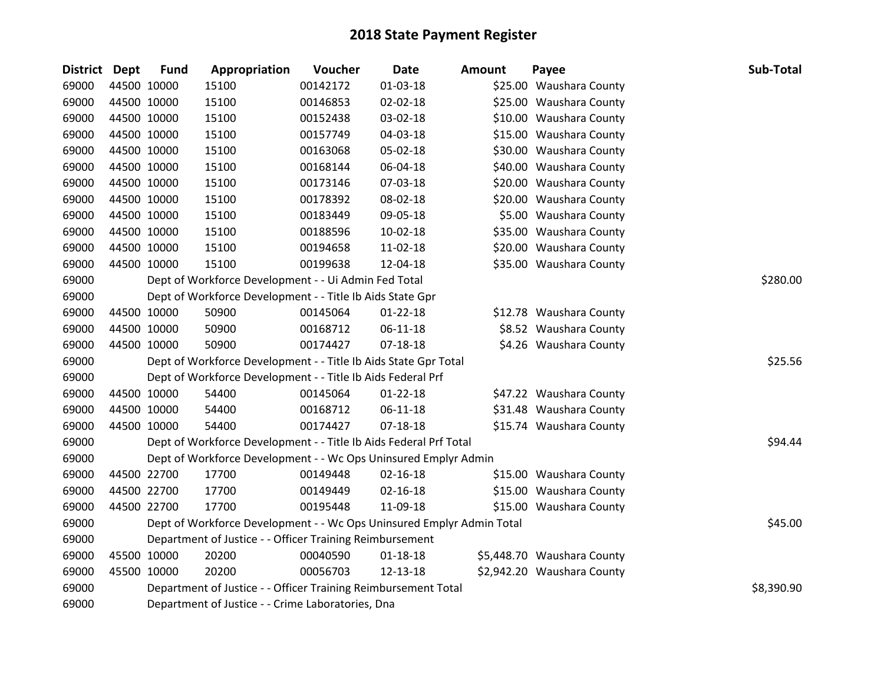# 2018 State Payment Register

| District | Dept | Fund | Appropriation | Voucher | Date | Amount | Payee | Sub-Total |
|---|---|---|---|---|---|---|---|---|
| 69000 | 44500 | 10000 | 15100 | 00142172 | 01-03-18 | $25.00 | Waushara County | |
| 69000 | 44500 | 10000 | 15100 | 00146853 | 02-02-18 | $25.00 | Waushara County | |
| 69000 | 44500 | 10000 | 15100 | 00152438 | 03-02-18 | $10.00 | Waushara County | |
| 69000 | 44500 | 10000 | 15100 | 00157749 | 04-03-18 | $15.00 | Waushara County | |
| 69000 | 44500 | 10000 | 15100 | 00163068 | 05-02-18 | $30.00 | Waushara County | |
| 69000 | 44500 | 10000 | 15100 | 00168144 | 06-04-18 | $40.00 | Waushara County | |
| 69000 | 44500 | 10000 | 15100 | 00173146 | 07-03-18 | $20.00 | Waushara County | |
| 69000 | 44500 | 10000 | 15100 | 00178392 | 08-02-18 | $20.00 | Waushara County | |
| 69000 | 44500 | 10000 | 15100 | 00183449 | 09-05-18 | $5.00 | Waushara County | |
| 69000 | 44500 | 10000 | 15100 | 00188596 | 10-02-18 | $35.00 | Waushara County | |
| 69000 | 44500 | 10000 | 15100 | 00194658 | 11-02-18 | $20.00 | Waushara County | |
| 69000 | 44500 | 10000 | 15100 | 00199638 | 12-04-18 | $35.00 | Waushara County | |
| 69000 | | Dept of Workforce Development - - Ui Admin Fed Total | | | | | | $280.00 |
| 69000 | | Dept of Workforce Development - - Title Ib Aids State Gpr | | | | | | |
| 69000 | 44500 | 10000 | 50900 | 00145064 | 01-22-18 | $12.78 | Waushara County | |
| 69000 | 44500 | 10000 | 50900 | 00168712 | 06-11-18 | $8.52 | Waushara County | |
| 69000 | 44500 | 10000 | 50900 | 00174427 | 07-18-18 | $4.26 | Waushara County | |
| 69000 | | Dept of Workforce Development - - Title Ib Aids State Gpr Total | | | | | | $25.56 |
| 69000 | | Dept of Workforce Development - - Title Ib Aids Federal Prf | | | | | | |
| 69000 | 44500 | 10000 | 54400 | 00145064 | 01-22-18 | $47.22 | Waushara County | |
| 69000 | 44500 | 10000 | 54400 | 00168712 | 06-11-18 | $31.48 | Waushara County | |
| 69000 | 44500 | 10000 | 54400 | 00174427 | 07-18-18 | $15.74 | Waushara County | |
| 69000 | | Dept of Workforce Development - - Title Ib Aids Federal Prf Total | | | | | | $94.44 |
| 69000 | | Dept of Workforce Development - - Wc Ops Uninsured Emplyr Admin | | | | | | |
| 69000 | 44500 | 22700 | 17700 | 00149448 | 02-16-18 | $15.00 | Waushara County | |
| 69000 | 44500 | 22700 | 17700 | 00149449 | 02-16-18 | $15.00 | Waushara County | |
| 69000 | 44500 | 22700 | 17700 | 00195448 | 11-09-18 | $15.00 | Waushara County | |
| 69000 | | Dept of Workforce Development - - Wc Ops Uninsured Emplyr Admin Total | | | | | | $45.00 |
| 69000 | | Department of Justice - - Officer Training Reimbursement | | | | | | |
| 69000 | 45500 | 10000 | 20200 | 00040590 | 01-18-18 | $5,448.70 | Waushara County | |
| 69000 | 45500 | 10000 | 20200 | 00056703 | 12-13-18 | $2,942.20 | Waushara County | |
| 69000 | | Department of Justice - - Officer Training Reimbursement Total | | | | | | $8,390.90 |
| 69000 | | Department of Justice - - Crime Laboratories, Dna | | | | | | |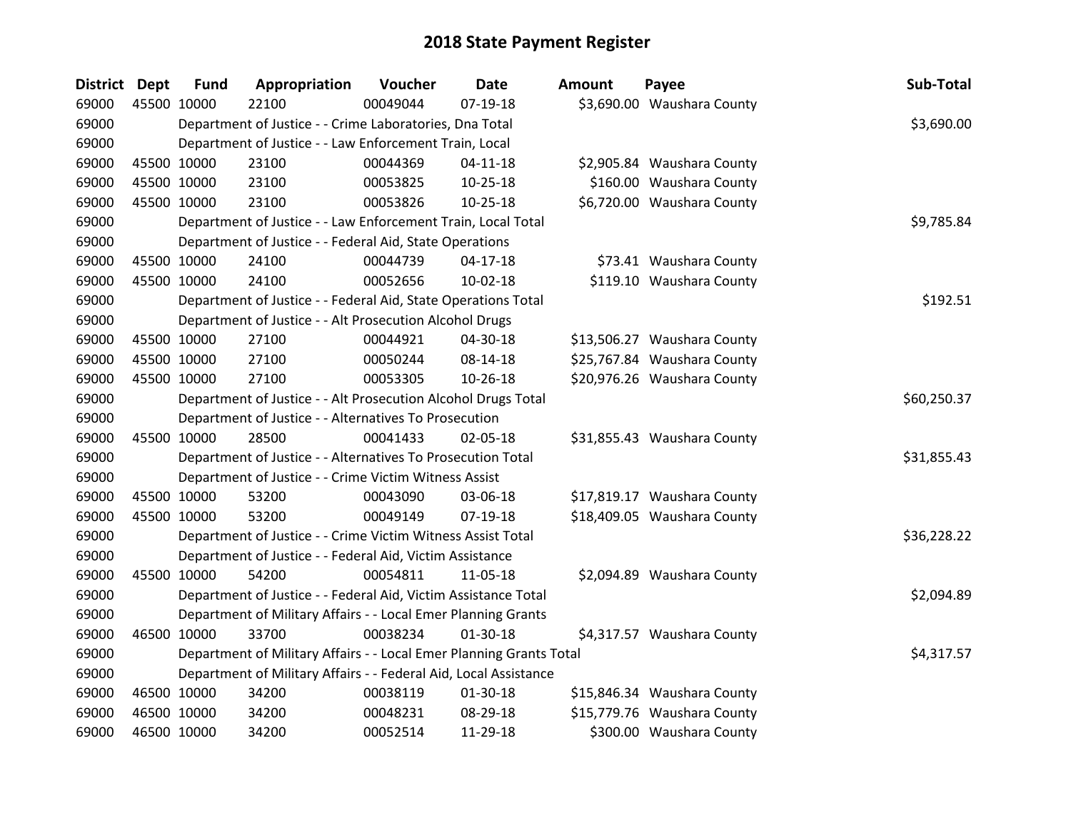# 2018 State Payment Register

| District | Dept | Fund | Appropriation | Voucher | Date | Amount | Payee | Sub-Total |
|---|---|---|---|---|---|---|---|---|
| 69000 | 45500 | 10000 | 22100 | 00049044 | 07-19-18 | $3,690.00 | Waushara County | |
| 69000 | | | Department of Justice - - Crime Laboratories, Dna Total | | | | | $3,690.00 |
| 69000 | | | Department of Justice - - Law Enforcement Train, Local | | | | | |
| 69000 | 45500 | 10000 | 23100 | 00044369 | 04-11-18 | $2,905.84 | Waushara County | |
| 69000 | 45500 | 10000 | 23100 | 00053825 | 10-25-18 | $160.00 | Waushara County | |
| 69000 | 45500 | 10000 | 23100 | 00053826 | 10-25-18 | $6,720.00 | Waushara County | |
| 69000 | | | Department of Justice - - Law Enforcement Train, Local Total | | | | | $9,785.84 |
| 69000 | | | Department of Justice - - Federal Aid, State Operations | | | | | |
| 69000 | 45500 | 10000 | 24100 | 00044739 | 04-17-18 | $73.41 | Waushara County | |
| 69000 | 45500 | 10000 | 24100 | 00052656 | 10-02-18 | $119.10 | Waushara County | |
| 69000 | | | Department of Justice - - Federal Aid, State Operations Total | | | | | $192.51 |
| 69000 | | | Department of Justice - - Alt Prosecution Alcohol Drugs | | | | | |
| 69000 | 45500 | 10000 | 27100 | 00044921 | 04-30-18 | $13,506.27 | Waushara County | |
| 69000 | 45500 | 10000 | 27100 | 00050244 | 08-14-18 | $25,767.84 | Waushara County | |
| 69000 | 45500 | 10000 | 27100 | 00053305 | 10-26-18 | $20,976.26 | Waushara County | |
| 69000 | | | Department of Justice - - Alt Prosecution Alcohol Drugs Total | | | | | $60,250.37 |
| 69000 | | | Department of Justice - - Alternatives To Prosecution | | | | | |
| 69000 | 45500 | 10000 | 28500 | 00041433 | 02-05-18 | $31,855.43 | Waushara County | |
| 69000 | | | Department of Justice - - Alternatives To Prosecution Total | | | | | $31,855.43 |
| 69000 | | | Department of Justice - - Crime Victim Witness Assist | | | | | |
| 69000 | 45500 | 10000 | 53200 | 00043090 | 03-06-18 | $17,819.17 | Waushara County | |
| 69000 | 45500 | 10000 | 53200 | 00049149 | 07-19-18 | $18,409.05 | Waushara County | |
| 69000 | | | Department of Justice - - Crime Victim Witness Assist Total | | | | | $36,228.22 |
| 69000 | | | Department of Justice - - Federal Aid, Victim Assistance | | | | | |
| 69000 | 45500 | 10000 | 54200 | 00054811 | 11-05-18 | $2,094.89 | Waushara County | |
| 69000 | | | Department of Justice - - Federal Aid, Victim Assistance Total | | | | | $2,094.89 |
| 69000 | | | Department of Military Affairs - - Local Emer Planning Grants | | | | | |
| 69000 | 46500 | 10000 | 33700 | 00038234 | 01-30-18 | $4,317.57 | Waushara County | |
| 69000 | | | Department of Military Affairs - - Local Emer Planning Grants Total | | | | | $4,317.57 |
| 69000 | | | Department of Military Affairs - - Federal Aid, Local Assistance | | | | | |
| 69000 | 46500 | 10000 | 34200 | 00038119 | 01-30-18 | $15,846.34 | Waushara County | |
| 69000 | 46500 | 10000 | 34200 | 00048231 | 08-29-18 | $15,779.76 | Waushara County | |
| 69000 | 46500 | 10000 | 34200 | 00052514 | 11-29-18 | $300.00 | Waushara County | |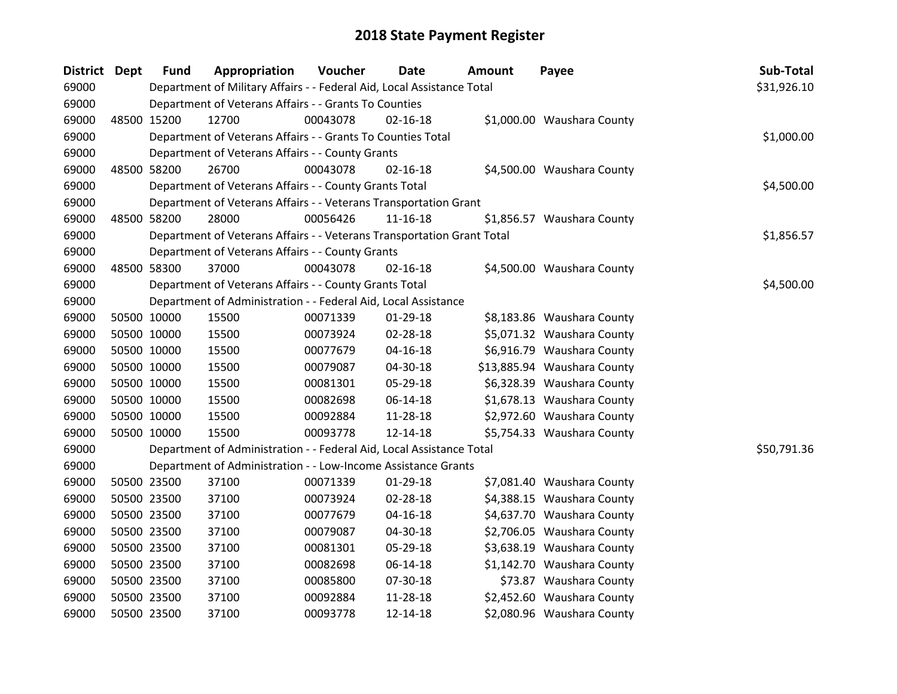# 2018 State Payment Register

| District | Dept | Fund | Appropriation | Voucher | Date | Amount | Payee | Sub-Total |
|---|---|---|---|---|---|---|---|---|
| 69000 | | Department of Military Affairs - - Federal Aid, Local Assistance Total | | | | | | $31,926.10 |
| 69000 | | Department of Veterans Affairs - - Grants To Counties | | | | | | |
| 69000 | 48500 | 15200 | 12700 | 00043078 | 02-16-18 | $1,000.00 | Waushara County | |
| 69000 | | Department of Veterans Affairs - - Grants To Counties Total | | | | | | $1,000.00 |
| 69000 | | Department of Veterans Affairs - - County Grants | | | | | | |
| 69000 | 48500 | 58200 | 26700 | 00043078 | 02-16-18 | $4,500.00 | Waushara County | |
| 69000 | | Department of Veterans Affairs - - County Grants Total | | | | | | $4,500.00 |
| 69000 | | Department of Veterans Affairs - - Veterans Transportation Grant | | | | | | |
| 69000 | 48500 | 58200 | 28000 | 00056426 | 11-16-18 | $1,856.57 | Waushara County | |
| 69000 | | Department of Veterans Affairs - - Veterans Transportation Grant Total | | | | | | $1,856.57 |
| 69000 | | Department of Veterans Affairs - - County Grants | | | | | | |
| 69000 | 48500 | 58300 | 37000 | 00043078 | 02-16-18 | $4,500.00 | Waushara County | |
| 69000 | | Department of Veterans Affairs - - County Grants Total | | | | | | $4,500.00 |
| 69000 | | Department of Administration - - Federal Aid, Local Assistance | | | | | | |
| 69000 | 50500 | 10000 | 15500 | 00071339 | 01-29-18 | $8,183.86 | Waushara County | |
| 69000 | 50500 | 10000 | 15500 | 00073924 | 02-28-18 | $5,071.32 | Waushara County | |
| 69000 | 50500 | 10000 | 15500 | 00077679 | 04-16-18 | $6,916.79 | Waushara County | |
| 69000 | 50500 | 10000 | 15500 | 00079087 | 04-30-18 | $13,885.94 | Waushara County | |
| 69000 | 50500 | 10000 | 15500 | 00081301 | 05-29-18 | $6,328.39 | Waushara County | |
| 69000 | 50500 | 10000 | 15500 | 00082698 | 06-14-18 | $1,678.13 | Waushara County | |
| 69000 | 50500 | 10000 | 15500 | 00092884 | 11-28-18 | $2,972.60 | Waushara County | |
| 69000 | 50500 | 10000 | 15500 | 00093778 | 12-14-18 | $5,754.33 | Waushara County | |
| 69000 | | Department of Administration - - Federal Aid, Local Assistance Total | | | | | | $50,791.36 |
| 69000 | | Department of Administration - - Low-Income Assistance Grants | | | | | | |
| 69000 | 50500 | 23500 | 37100 | 00071339 | 01-29-18 | $7,081.40 | Waushara County | |
| 69000 | 50500 | 23500 | 37100 | 00073924 | 02-28-18 | $4,388.15 | Waushara County | |
| 69000 | 50500 | 23500 | 37100 | 00077679 | 04-16-18 | $4,637.70 | Waushara County | |
| 69000 | 50500 | 23500 | 37100 | 00079087 | 04-30-18 | $2,706.05 | Waushara County | |
| 69000 | 50500 | 23500 | 37100 | 00081301 | 05-29-18 | $3,638.19 | Waushara County | |
| 69000 | 50500 | 23500 | 37100 | 00082698 | 06-14-18 | $1,142.70 | Waushara County | |
| 69000 | 50500 | 23500 | 37100 | 00085800 | 07-30-18 | $73.87 | Waushara County | |
| 69000 | 50500 | 23500 | 37100 | 00092884 | 11-28-18 | $2,452.60 | Waushara County | |
| 69000 | 50500 | 23500 | 37100 | 00093778 | 12-14-18 | $2,080.96 | Waushara County | |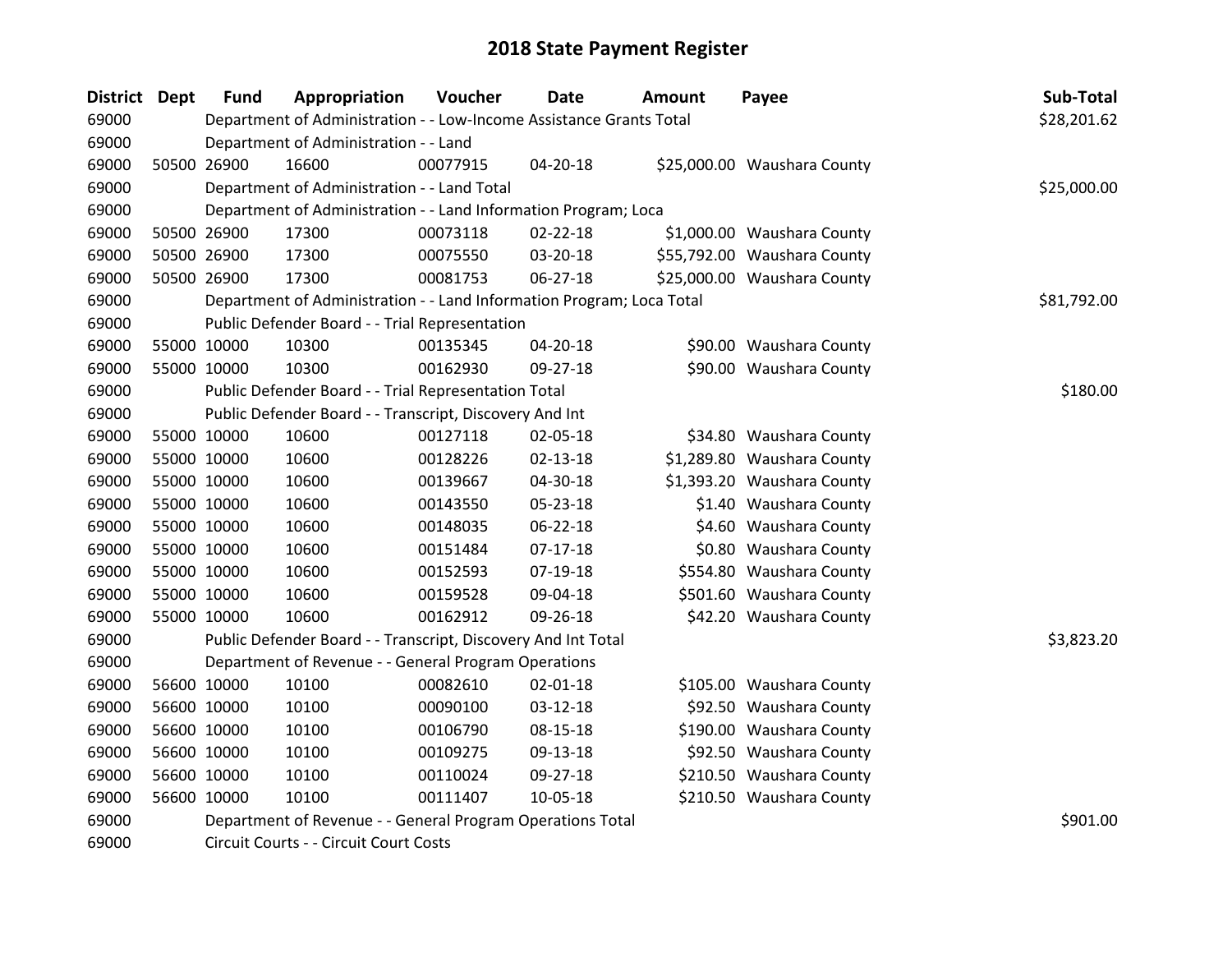# 2018 State Payment Register

| District | Dept | Fund | Appropriation | Voucher | Date | Amount | Payee | Sub-Total |
|---|---|---|---|---|---|---|---|---|
| 69000 | | Department of Administration - - Low-Income Assistance Grants Total | | | | | | $28,201.62 |
| 69000 | | Department of Administration - - Land | | | | | | |
| 69000 | 50500 | 26900 | 16600 | 00077915 | 04-20-18 | $25,000.00 | Waushara County | |
| 69000 | | Department of Administration - - Land Total | | | | | | $25,000.00 |
| 69000 | | Department of Administration - - Land Information Program; Loca | | | | | | |
| 69000 | 50500 | 26900 | 17300 | 00073118 | 02-22-18 | $1,000.00 | Waushara County | |
| 69000 | 50500 | 26900 | 17300 | 00075550 | 03-20-18 | $55,792.00 | Waushara County | |
| 69000 | 50500 | 26900 | 17300 | 00081753 | 06-27-18 | $25,000.00 | Waushara County | |
| 69000 | | Department of Administration - - Land Information Program; Loca Total | | | | | | $81,792.00 |
| 69000 | | Public Defender Board - - Trial Representation | | | | | | |
| 69000 | 55000 | 10000 | 10300 | 00135345 | 04-20-18 | $90.00 | Waushara County | |
| 69000 | 55000 | 10000 | 10300 | 00162930 | 09-27-18 | $90.00 | Waushara County | |
| 69000 | | Public Defender Board - - Trial Representation Total | | | | | | $180.00 |
| 69000 | | Public Defender Board - - Transcript, Discovery And Int | | | | | | |
| 69000 | 55000 | 10000 | 10600 | 00127118 | 02-05-18 | $34.80 | Waushara County | |
| 69000 | 55000 | 10000 | 10600 | 00128226 | 02-13-18 | $1,289.80 | Waushara County | |
| 69000 | 55000 | 10000 | 10600 | 00139667 | 04-30-18 | $1,393.20 | Waushara County | |
| 69000 | 55000 | 10000 | 10600 | 00143550 | 05-23-18 | $1.40 | Waushara County | |
| 69000 | 55000 | 10000 | 10600 | 00148035 | 06-22-18 | $4.60 | Waushara County | |
| 69000 | 55000 | 10000 | 10600 | 00151484 | 07-17-18 | $0.80 | Waushara County | |
| 69000 | 55000 | 10000 | 10600 | 00152593 | 07-19-18 | $554.80 | Waushara County | |
| 69000 | 55000 | 10000 | 10600 | 00159528 | 09-04-18 | $501.60 | Waushara County | |
| 69000 | 55000 | 10000 | 10600 | 00162912 | 09-26-18 | $42.20 | Waushara County | |
| 69000 | | Public Defender Board - - Transcript, Discovery And Int Total | | | | | | $3,823.20 |
| 69000 | | Department of Revenue - - General Program Operations | | | | | | |
| 69000 | 56600 | 10000 | 10100 | 00082610 | 02-01-18 | $105.00 | Waushara County | |
| 69000 | 56600 | 10000 | 10100 | 00090100 | 03-12-18 | $92.50 | Waushara County | |
| 69000 | 56600 | 10000 | 10100 | 00106790 | 08-15-18 | $190.00 | Waushara County | |
| 69000 | 56600 | 10000 | 10100 | 00109275 | 09-13-18 | $92.50 | Waushara County | |
| 69000 | 56600 | 10000 | 10100 | 00110024 | 09-27-18 | $210.50 | Waushara County | |
| 69000 | 56600 | 10000 | 10100 | 00111407 | 10-05-18 | $210.50 | Waushara County | |
| 69000 | | Department of Revenue - - General Program Operations Total | | | | | | $901.00 |
| 69000 | | Circuit Courts - - Circuit Court Costs | | | | | | |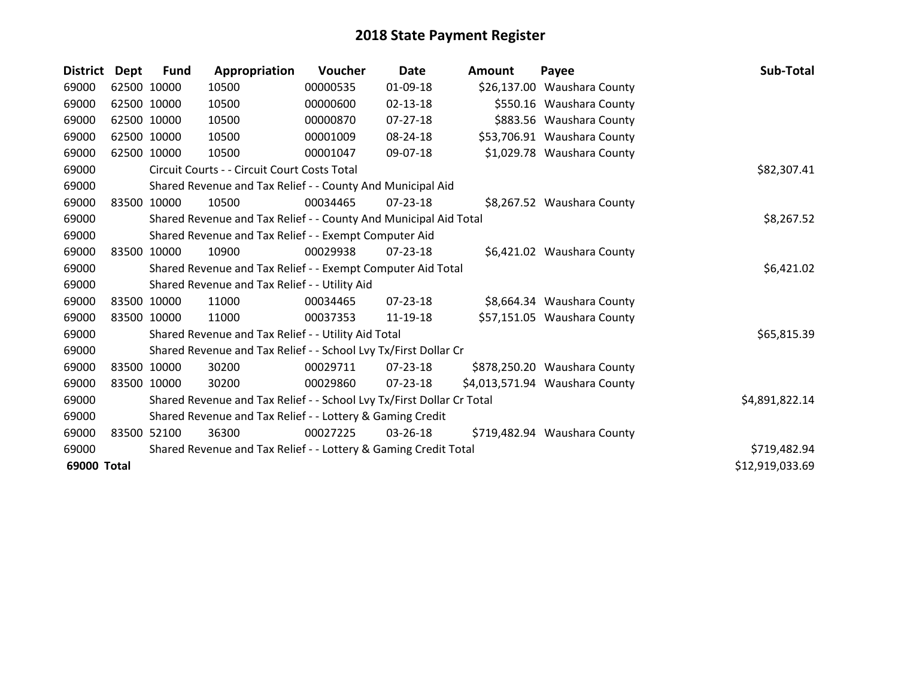# 2018 State Payment Register

| District | Dept | Fund | Appropriation | Voucher | Date | Amount | Payee | Sub-Total |
|---|---|---|---|---|---|---|---|---|
| 69000 | 62500 | 10000 | 10500 | 00000535 | 01-09-18 | $26,137.00 | Waushara County | |
| 69000 | 62500 | 10000 | 10500 | 00000600 | 02-13-18 | $550.16 | Waushara County | |
| 69000 | 62500 | 10000 | 10500 | 00000870 | 07-27-18 | $883.56 | Waushara County | |
| 69000 | 62500 | 10000 | 10500 | 00001009 | 08-24-18 | $53,706.91 | Waushara County | |
| 69000 | 62500 | 10000 | 10500 | 00001047 | 09-07-18 | $1,029.78 | Waushara County | |
| 69000 | | Circuit Courts - - Circuit Court Costs Total | | | | | | $82,307.41 |
| 69000 | | Shared Revenue and Tax Relief - - County And Municipal Aid | | | | | | |
| 69000 | 83500 | 10000 | 10500 | 00034465 | 07-23-18 | $8,267.52 | Waushara County | |
| 69000 | | Shared Revenue and Tax Relief - - County And Municipal Aid Total | | | | | | $8,267.52 |
| 69000 | | Shared Revenue and Tax Relief - - Exempt Computer Aid | | | | | | |
| 69000 | 83500 | 10000 | 10900 | 00029938 | 07-23-18 | $6,421.02 | Waushara County | |
| 69000 | | Shared Revenue and Tax Relief - - Exempt Computer Aid Total | | | | | | $6,421.02 |
| 69000 | | Shared Revenue and Tax Relief - - Utility Aid | | | | | | |
| 69000 | 83500 | 10000 | 11000 | 00034465 | 07-23-18 | $8,664.34 | Waushara County | |
| 69000 | 83500 | 10000 | 11000 | 00037353 | 11-19-18 | $57,151.05 | Waushara County | |
| 69000 | | Shared Revenue and Tax Relief - - Utility Aid Total | | | | | | $65,815.39 |
| 69000 | | Shared Revenue and Tax Relief - - School Lvy Tx/First Dollar Cr | | | | | | |
| 69000 | 83500 | 10000 | 30200 | 00029711 | 07-23-18 | $878,250.20 | Waushara County | |
| 69000 | 83500 | 10000 | 30200 | 00029860 | 07-23-18 | $4,013,571.94 | Waushara County | |
| 69000 | | Shared Revenue and Tax Relief - - School Lvy Tx/First Dollar Cr Total | | | | | | $4,891,822.14 |
| 69000 | | Shared Revenue and Tax Relief - - Lottery & Gaming Credit | | | | | | |
| 69000 | 83500 | 52100 | 36300 | 00027225 | 03-26-18 | $719,482.94 | Waushara County | |
| 69000 | | Shared Revenue and Tax Relief - - Lottery & Gaming Credit Total | | | | | | $719,482.94 |
| **69000 Total** | | | | | | | | $12,919,033.69 |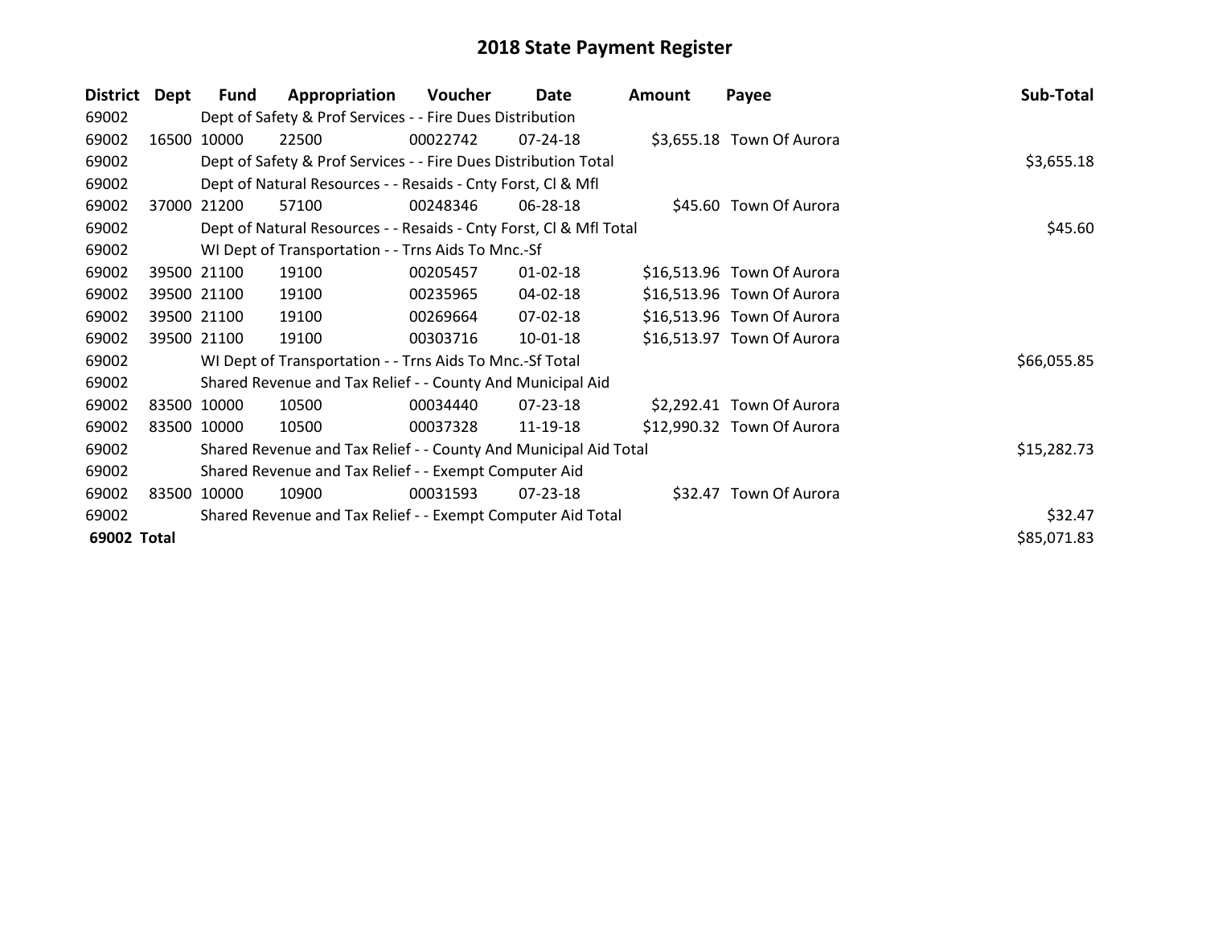# 2018 State Payment Register

| District | Dept | Fund | Appropriation | Voucher | Date | Amount | Payee | Sub-Total |
|---|---|---|---|---|---|---|---|---|
| 69002 | | Dept of Safety & Prof Services - - Fire Dues Distribution | | | | | | |
| 69002 | 16500 | 10000 | 22500 | 00022742 | 07-24-18 | $3,655.18 | Town Of Aurora | |
| 69002 | | Dept of Safety & Prof Services - - Fire Dues Distribution Total | | | | | | $3,655.18 |
| 69002 | | Dept of Natural Resources - - Resaids - Cnty Forst, Cl & Mfl | | | | | | |
| 69002 | 37000 | 21200 | 57100 | 00248346 | 06-28-18 | $45.60 | Town Of Aurora | |
| 69002 | | Dept of Natural Resources - - Resaids - Cnty Forst, Cl & Mfl Total | | | | | | $45.60 |
| 69002 | | WI Dept of Transportation - - Trns Aids To Mnc.-Sf | | | | | | |
| 69002 | 39500 | 21100 | 19100 | 00205457 | 01-02-18 | $16,513.96 | Town Of Aurora | |
| 69002 | 39500 | 21100 | 19100 | 00235965 | 04-02-18 | $16,513.96 | Town Of Aurora | |
| 69002 | 39500 | 21100 | 19100 | 00269664 | 07-02-18 | $16,513.96 | Town Of Aurora | |
| 69002 | 39500 | 21100 | 19100 | 00303716 | 10-01-18 | $16,513.97 | Town Of Aurora | |
| 69002 | | WI Dept of Transportation - - Trns Aids To Mnc.-Sf Total | | | | | | $66,055.85 |
| 69002 | | Shared Revenue and Tax Relief - - County And Municipal Aid | | | | | | |
| 69002 | 83500 | 10000 | 10500 | 00034440 | 07-23-18 | $2,292.41 | Town Of Aurora | |
| 69002 | 83500 | 10000 | 10500 | 00037328 | 11-19-18 | $12,990.32 | Town Of Aurora | |
| 69002 | | Shared Revenue and Tax Relief - - County And Municipal Aid Total | | | | | | $15,282.73 |
| 69002 | | Shared Revenue and Tax Relief - - Exempt Computer Aid | | | | | | |
| 69002 | 83500 | 10000 | 10900 | 00031593 | 07-23-18 | $32.47 | Town Of Aurora | |
| 69002 | | Shared Revenue and Tax Relief - - Exempt Computer Aid Total | | | | | | $32.47 |
| **69002 Total** | | | | | | | | $85,071.83 |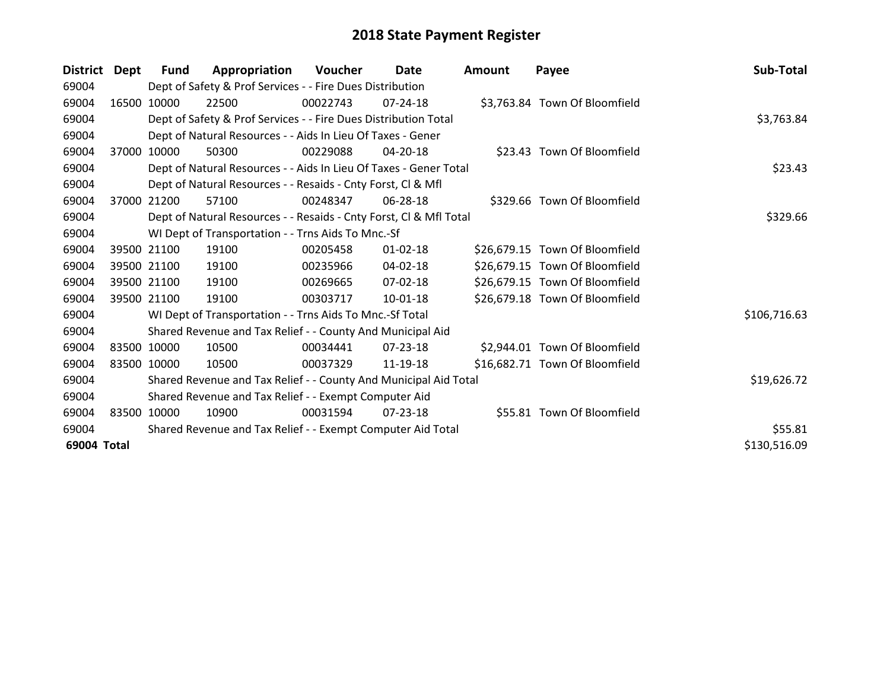# 2018 State Payment Register

| District | Dept | Fund | Appropriation | Voucher | Date | Amount | Payee | Sub-Total |
|---|---|---|---|---|---|---|---|---|
| 69004 | | Dept of Safety & Prof Services - - Fire Dues Distribution | | | | | | |
| 69004 | 16500 | 10000 | 22500 | 00022743 | 07-24-18 | $3,763.84 | Town Of Bloomfield | |
| 69004 | | Dept of Safety & Prof Services - - Fire Dues Distribution Total | | | | | | $3,763.84 |
| 69004 | | Dept of Natural Resources - - Aids In Lieu Of Taxes - Gener | | | | | | |
| 69004 | 37000 | 10000 | 50300 | 00229088 | 04-20-18 | $23.43 | Town Of Bloomfield | |
| 69004 | | Dept of Natural Resources - - Aids In Lieu Of Taxes - Gener Total | | | | | | $23.43 |
| 69004 | | Dept of Natural Resources - - Resaids - Cnty Forst, Cl & Mfl | | | | | | |
| 69004 | 37000 | 21200 | 57100 | 00248347 | 06-28-18 | $329.66 | Town Of Bloomfield | |
| 69004 | | Dept of Natural Resources - - Resaids - Cnty Forst, Cl & Mfl Total | | | | | | $329.66 |
| 69004 | | WI Dept of Transportation - - Trns Aids To Mnc.-Sf | | | | | | |
| 69004 | 39500 | 21100 | 19100 | 00205458 | 01-02-18 | $26,679.15 | Town Of Bloomfield | |
| 69004 | 39500 | 21100 | 19100 | 00235966 | 04-02-18 | $26,679.15 | Town Of Bloomfield | |
| 69004 | 39500 | 21100 | 19100 | 00269665 | 07-02-18 | $26,679.15 | Town Of Bloomfield | |
| 69004 | 39500 | 21100 | 19100 | 00303717 | 10-01-18 | $26,679.18 | Town Of Bloomfield | |
| 69004 | | WI Dept of Transportation - - Trns Aids To Mnc.-Sf Total | | | | | | $106,716.63 |
| 69004 | | Shared Revenue and Tax Relief - - County And Municipal Aid | | | | | | |
| 69004 | 83500 | 10000 | 10500 | 00034441 | 07-23-18 | $2,944.01 | Town Of Bloomfield | |
| 69004 | 83500 | 10000 | 10500 | 00037329 | 11-19-18 | $16,682.71 | Town Of Bloomfield | |
| 69004 | | Shared Revenue and Tax Relief - - County And Municipal Aid Total | | | | | | $19,626.72 |
| 69004 | | Shared Revenue and Tax Relief - - Exempt Computer Aid | | | | | | |
| 69004 | 83500 | 10000 | 10900 | 00031594 | 07-23-18 | $55.81 | Town Of Bloomfield | |
| 69004 | | Shared Revenue and Tax Relief - - Exempt Computer Aid Total | | | | | | $55.81 |
| **69004 Total** | | | | | | | | $130,516.09 |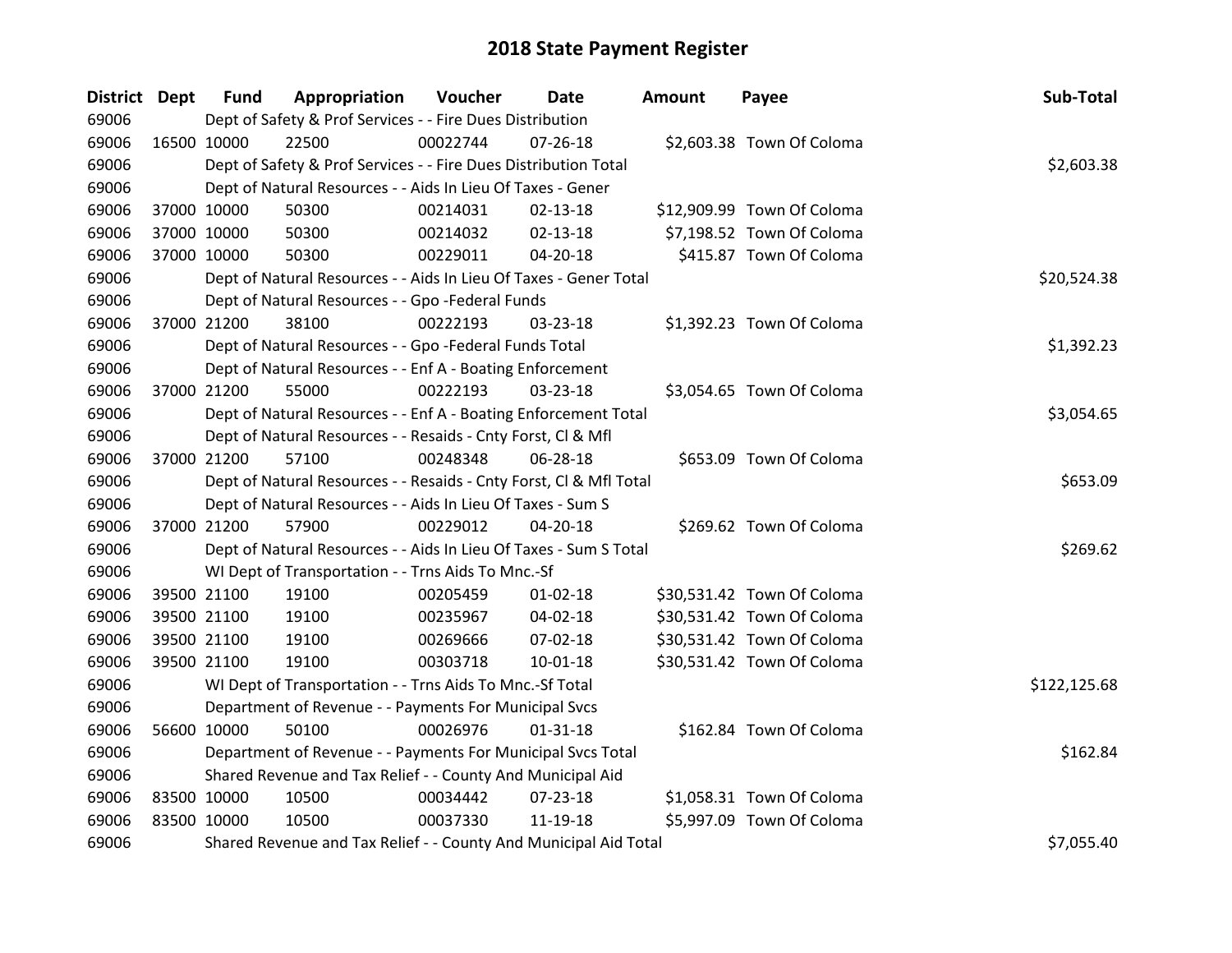# 2018 State Payment Register

| District | Dept | Fund | Appropriation | Voucher | Date | Amount | Payee | Sub-Total |
|---|---|---|---|---|---|---|---|---|
| 69006 | | Dept of Safety & Prof Services - - Fire Dues Distribution | | | | | | |
| 69006 | 16500 | 10000 | 22500 | 00022744 | 07-26-18 | $2,603.38 | Town Of Coloma | |
| 69006 | | Dept of Safety & Prof Services - - Fire Dues Distribution Total | | | | | | $2,603.38 |
| 69006 | | Dept of Natural Resources - - Aids In Lieu Of Taxes - Gener | | | | | | |
| 69006 | 37000 | 10000 | 50300 | 00214031 | 02-13-18 | $12,909.99 | Town Of Coloma | |
| 69006 | 37000 | 10000 | 50300 | 00214032 | 02-13-18 | $7,198.52 | Town Of Coloma | |
| 69006 | 37000 | 10000 | 50300 | 00229011 | 04-20-18 | $415.87 | Town Of Coloma | |
| 69006 | | Dept of Natural Resources - - Aids In Lieu Of Taxes - Gener Total | | | | | | $20,524.38 |
| 69006 | | Dept of Natural Resources - - Gpo -Federal Funds | | | | | | |
| 69006 | 37000 | 21200 | 38100 | 00222193 | 03-23-18 | $1,392.23 | Town Of Coloma | |
| 69006 | | Dept of Natural Resources - - Gpo -Federal Funds Total | | | | | | $1,392.23 |
| 69006 | | Dept of Natural Resources - - Enf A - Boating Enforcement | | | | | | |
| 69006 | 37000 | 21200 | 55000 | 00222193 | 03-23-18 | $3,054.65 | Town Of Coloma | |
| 69006 | | Dept of Natural Resources - - Enf A - Boating Enforcement Total | | | | | | $3,054.65 |
| 69006 | | Dept of Natural Resources - - Resaids - Cnty Forst, Cl & Mfl | | | | | | |
| 69006 | 37000 | 21200 | 57100 | 00248348 | 06-28-18 | $653.09 | Town Of Coloma | |
| 69006 | | Dept of Natural Resources - - Resaids - Cnty Forst, Cl & Mfl Total | | | | | | $653.09 |
| 69006 | | Dept of Natural Resources - - Aids In Lieu Of Taxes - Sum S | | | | | | |
| 69006 | 37000 | 21200 | 57900 | 00229012 | 04-20-18 | $269.62 | Town Of Coloma | |
| 69006 | | Dept of Natural Resources - - Aids In Lieu Of Taxes - Sum S Total | | | | | | $269.62 |
| 69006 | | WI Dept of Transportation - - Trns Aids To Mnc.-Sf | | | | | | |
| 69006 | 39500 | 21100 | 19100 | 00205459 | 01-02-18 | $30,531.42 | Town Of Coloma | |
| 69006 | 39500 | 21100 | 19100 | 00235967 | 04-02-18 | $30,531.42 | Town Of Coloma | |
| 69006 | 39500 | 21100 | 19100 | 00269666 | 07-02-18 | $30,531.42 | Town Of Coloma | |
| 69006 | 39500 | 21100 | 19100 | 00303718 | 10-01-18 | $30,531.42 | Town Of Coloma | |
| 69006 | | WI Dept of Transportation - - Trns Aids To Mnc.-Sf Total | | | | | | $122,125.68 |
| 69006 | | Department of Revenue - - Payments For Municipal Svcs | | | | | | |
| 69006 | 56600 | 10000 | 50100 | 00026976 | 01-31-18 | $162.84 | Town Of Coloma | |
| 69006 | | Department of Revenue - - Payments For Municipal Svcs Total | | | | | | $162.84 |
| 69006 | | Shared Revenue and Tax Relief - - County And Municipal Aid | | | | | | |
| 69006 | 83500 | 10000 | 10500 | 00034442 | 07-23-18 | $1,058.31 | Town Of Coloma | |
| 69006 | 83500 | 10000 | 10500 | 00037330 | 11-19-18 | $5,997.09 | Town Of Coloma | |
| 69006 | | Shared Revenue and Tax Relief - - County And Municipal Aid Total | | | | | | $7,055.40 |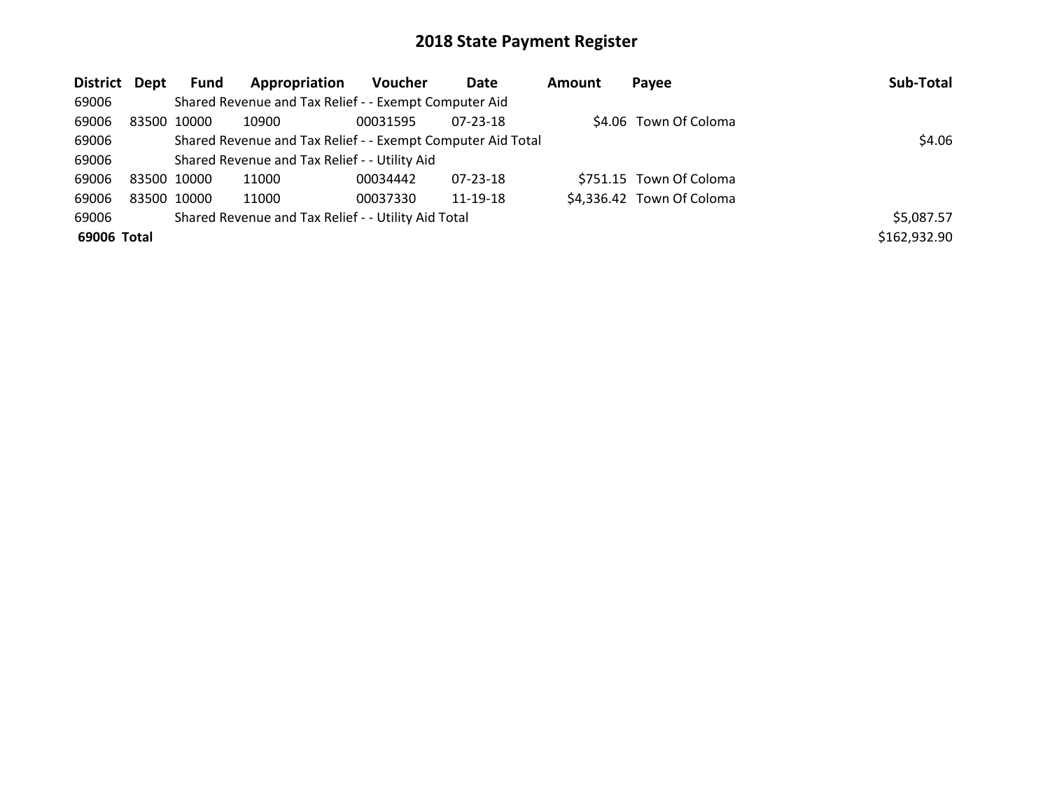# 2018 State Payment Register

| District | Dept | Fund | Appropriation | Voucher | Date | Amount | Payee | Sub-Total |
|---|---|---|---|---|---|---|---|---|
| 69006 | | Shared Revenue and Tax Relief - - Exempt Computer Aid | | | | | | |
| 69006 | 83500 | 10000 | 10900 | 00031595 | 07-23-18 | $4.06 | Town Of Coloma | |
| 69006 | | Shared Revenue and Tax Relief - - Exempt Computer Aid Total | | | | | | $4.06 |
| 69006 | | Shared Revenue and Tax Relief - - Utility Aid | | | | | | |
| 69006 | 83500 | 10000 | 11000 | 00034442 | 07-23-18 | $751.15 | Town Of Coloma | |
| 69006 | 83500 | 10000 | 11000 | 00037330 | 11-19-18 | $4,336.42 | Town Of Coloma | |
| 69006 | | Shared Revenue and Tax Relief - - Utility Aid Total | | | | | | $5,087.57 |
| **69006 Total** | | | | | | | | $162,932.90 |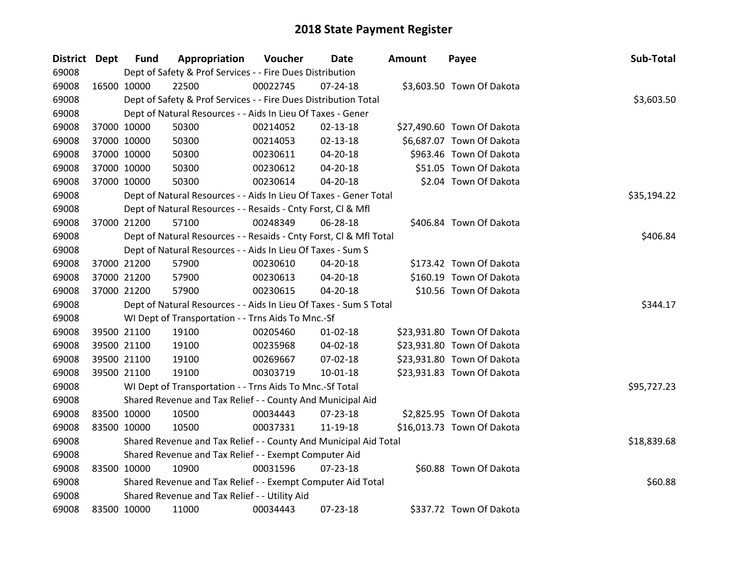# 2018 State Payment Register

| District | Dept | Fund | Appropriation | Voucher | Date | Amount | Payee | Sub-Total |
|---|---|---|---|---|---|---|---|---|
| 69008 | | Dept of Safety & Prof Services - - Fire Dues Distribution | | | | | | |
| 69008 | 16500 | 10000 | 22500 | 00022745 | 07-24-18 | $3,603.50 | Town Of Dakota | |
| 69008 | | Dept of Safety & Prof Services - - Fire Dues Distribution Total | | | | | | $3,603.50 |
| 69008 | | Dept of Natural Resources - - Aids In Lieu Of Taxes - Gener | | | | | | |
| 69008 | 37000 | 10000 | 50300 | 00214052 | 02-13-18 | $27,490.60 | Town Of Dakota | |
| 69008 | 37000 | 10000 | 50300 | 00214053 | 02-13-18 | $6,687.07 | Town Of Dakota | |
| 69008 | 37000 | 10000 | 50300 | 00230611 | 04-20-18 | $963.46 | Town Of Dakota | |
| 69008 | 37000 | 10000 | 50300 | 00230612 | 04-20-18 | $51.05 | Town Of Dakota | |
| 69008 | 37000 | 10000 | 50300 | 00230614 | 04-20-18 | $2.04 | Town Of Dakota | |
| 69008 | | Dept of Natural Resources - - Aids In Lieu Of Taxes - Gener Total | | | | | | $35,194.22 |
| 69008 | | Dept of Natural Resources - - Resaids - Cnty Forst, Cl & Mfl | | | | | | |
| 69008 | 37000 | 21200 | 57100 | 00248349 | 06-28-18 | $406.84 | Town Of Dakota | |
| 69008 | | Dept of Natural Resources - - Resaids - Cnty Forst, Cl & Mfl Total | | | | | | $406.84 |
| 69008 | | Dept of Natural Resources - - Aids In Lieu Of Taxes - Sum S | | | | | | |
| 69008 | 37000 | 21200 | 57900 | 00230610 | 04-20-18 | $173.42 | Town Of Dakota | |
| 69008 | 37000 | 21200 | 57900 | 00230613 | 04-20-18 | $160.19 | Town Of Dakota | |
| 69008 | 37000 | 21200 | 57900 | 00230615 | 04-20-18 | $10.56 | Town Of Dakota | |
| 69008 | | Dept of Natural Resources - - Aids In Lieu Of Taxes - Sum S Total | | | | | | $344.17 |
| 69008 | | WI Dept of Transportation - - Trns Aids To Mnc.-Sf | | | | | | |
| 69008 | 39500 | 21100 | 19100 | 00205460 | 01-02-18 | $23,931.80 | Town Of Dakota | |
| 69008 | 39500 | 21100 | 19100 | 00235968 | 04-02-18 | $23,931.80 | Town Of Dakota | |
| 69008 | 39500 | 21100 | 19100 | 00269667 | 07-02-18 | $23,931.80 | Town Of Dakota | |
| 69008 | 39500 | 21100 | 19100 | 00303719 | 10-01-18 | $23,931.83 | Town Of Dakota | |
| 69008 | | WI Dept of Transportation - - Trns Aids To Mnc.-Sf Total | | | | | | $95,727.23 |
| 69008 | | Shared Revenue and Tax Relief - - County And Municipal Aid | | | | | | |
| 69008 | 83500 | 10000 | 10500 | 00034443 | 07-23-18 | $2,825.95 | Town Of Dakota | |
| 69008 | 83500 | 10000 | 10500 | 00037331 | 11-19-18 | $16,013.73 | Town Of Dakota | |
| 69008 | | Shared Revenue and Tax Relief - - County And Municipal Aid Total | | | | | | $18,839.68 |
| 69008 | | Shared Revenue and Tax Relief - - Exempt Computer Aid | | | | | | |
| 69008 | 83500 | 10000 | 10900 | 00031596 | 07-23-18 | $60.88 | Town Of Dakota | |
| 69008 | | Shared Revenue and Tax Relief - - Exempt Computer Aid Total | | | | | | $60.88 |
| 69008 | | Shared Revenue and Tax Relief - - Utility Aid | | | | | | |
| 69008 | 83500 | 10000 | 11000 | 00034443 | 07-23-18 | $337.72 | Town Of Dakota | |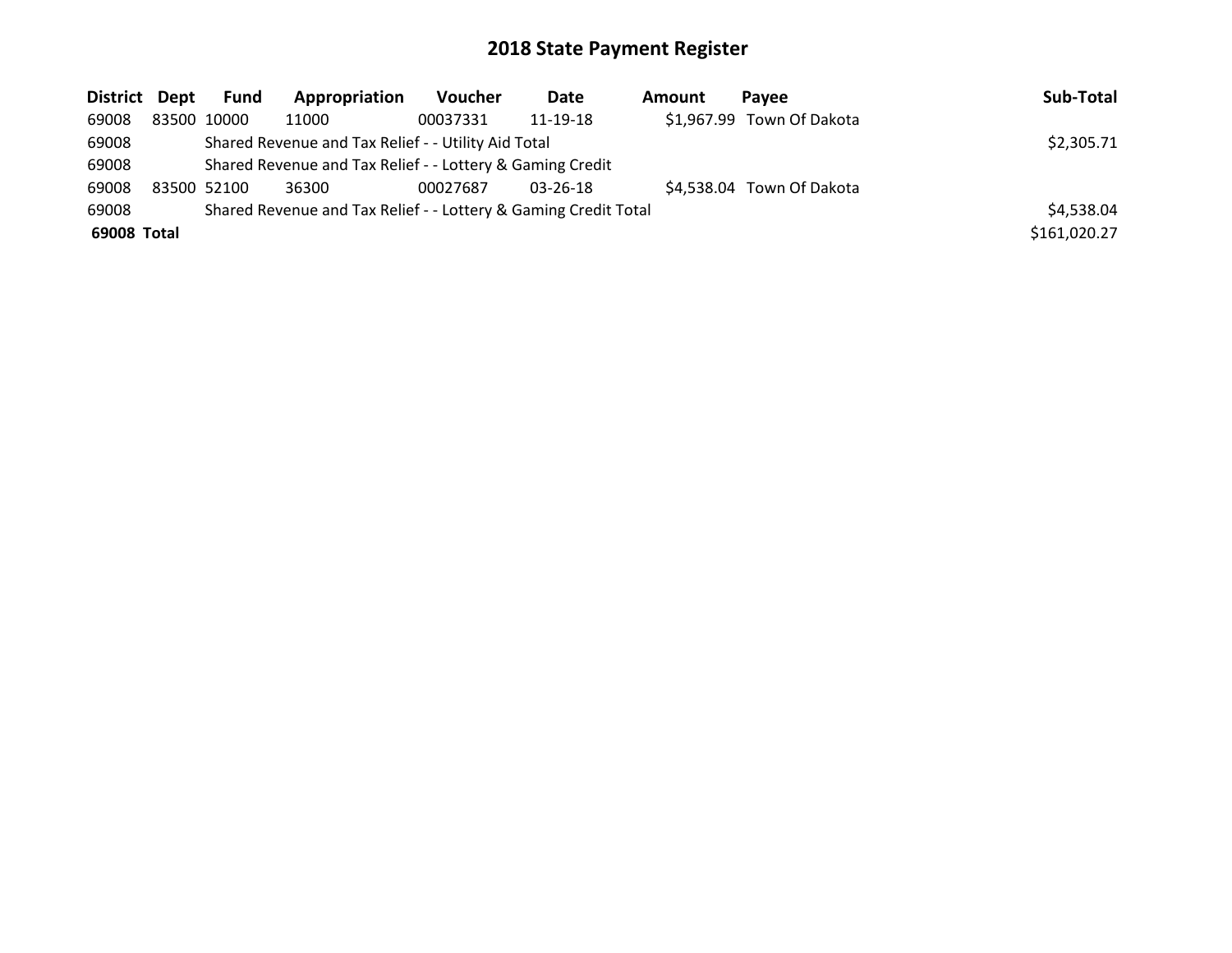# 2018 State Payment Register

| District | Dept | Fund | Appropriation | Voucher | Date | Amount | Payee | Sub-Total |
|---|---|---|---|---|---|---|---|---|
| 69008 | 83500 | 10000 | 11000 | 00037331 | 11-19-18 | $1,967.99 | Town Of Dakota | |
| 69008 | | Shared Revenue and Tax Relief - - Utility Aid Total | | | | | | $2,305.71 |
| 69008 | | Shared Revenue and Tax Relief - - Lottery & Gaming Credit | | | | | | |
| 69008 | 83500 | 52100 | 36300 | 00027687 | 03-26-18 | $4,538.04 | Town Of Dakota | |
| 69008 | | Shared Revenue and Tax Relief - - Lottery & Gaming Credit Total | | | | | | $4,538.04 |
| **69008 Total** | | | | | | | | $161,020.27 |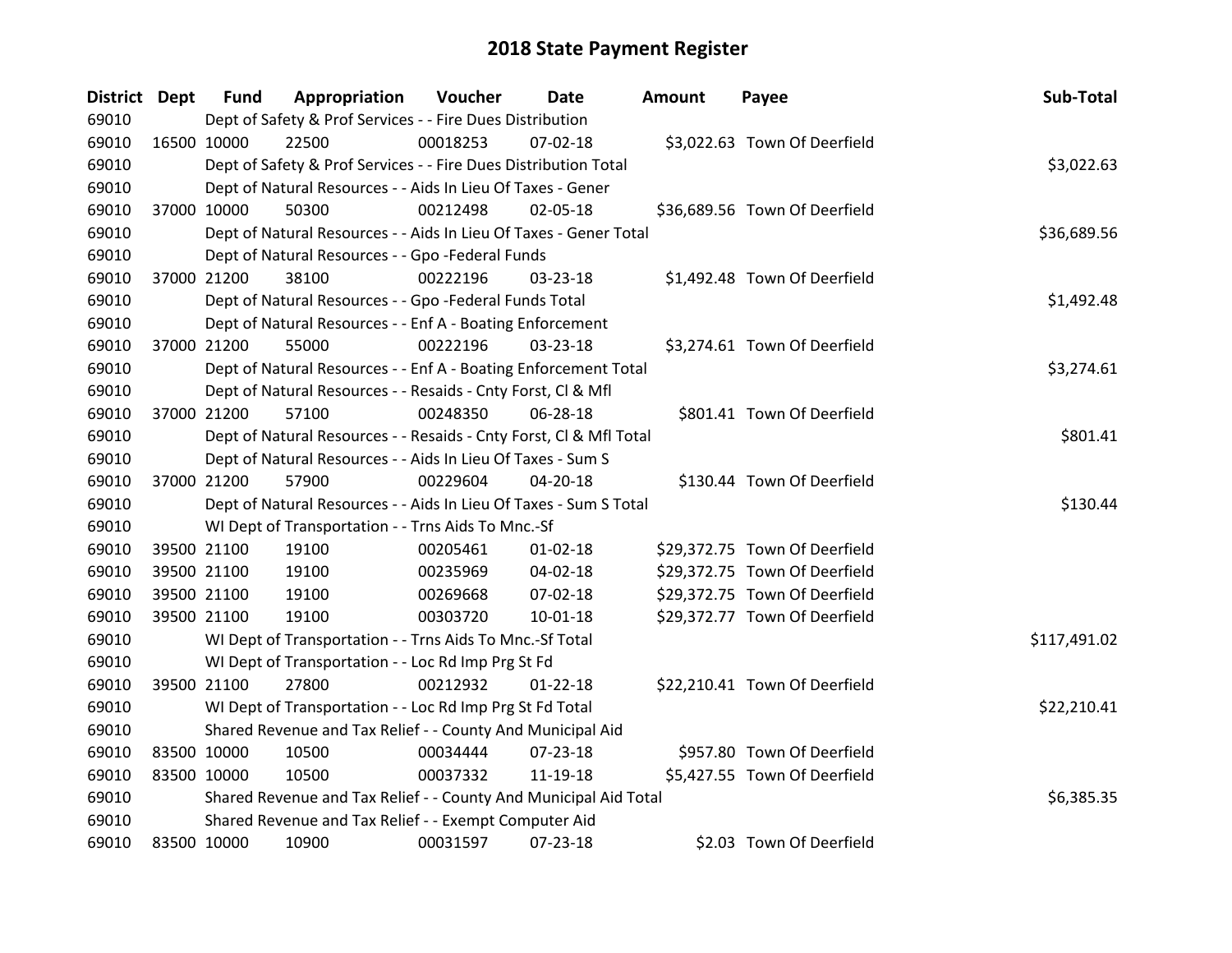# 2018 State Payment Register

| District | Dept | Fund | Appropriation | Voucher | Date | Amount | Payee | Sub-Total |
|---|---|---|---|---|---|---|---|---|
| 69010 | | Dept of Safety & Prof Services - - Fire Dues Distribution | | | | | | |
| 69010 | 16500 | 10000 | 22500 | 00018253 | 07-02-18 | $3,022.63 | Town Of Deerfield | |
| 69010 | | Dept of Safety & Prof Services - - Fire Dues Distribution Total | | | | | | $3,022.63 |
| 69010 | | Dept of Natural Resources - - Aids In Lieu Of Taxes - Gener | | | | | | |
| 69010 | 37000 | 10000 | 50300 | 00212498 | 02-05-18 | $36,689.56 | Town Of Deerfield | |
| 69010 | | Dept of Natural Resources - - Aids In Lieu Of Taxes - Gener Total | | | | | | $36,689.56 |
| 69010 | | Dept of Natural Resources - - Gpo -Federal Funds | | | | | | |
| 69010 | 37000 | 21200 | 38100 | 00222196 | 03-23-18 | $1,492.48 | Town Of Deerfield | |
| 69010 | | Dept of Natural Resources - - Gpo -Federal Funds Total | | | | | | $1,492.48 |
| 69010 | | Dept of Natural Resources - - Enf A - Boating Enforcement | | | | | | |
| 69010 | 37000 | 21200 | 55000 | 00222196 | 03-23-18 | $3,274.61 | Town Of Deerfield | |
| 69010 | | Dept of Natural Resources - - Enf A - Boating Enforcement Total | | | | | | $3,274.61 |
| 69010 | | Dept of Natural Resources - - Resaids - Cnty Forst, Cl & Mfl | | | | | | |
| 69010 | 37000 | 21200 | 57100 | 00248350 | 06-28-18 | $801.41 | Town Of Deerfield | |
| 69010 | | Dept of Natural Resources - - Resaids - Cnty Forst, Cl & Mfl Total | | | | | | $801.41 |
| 69010 | | Dept of Natural Resources - - Aids In Lieu Of Taxes - Sum S | | | | | | |
| 69010 | 37000 | 21200 | 57900 | 00229604 | 04-20-18 | $130.44 | Town Of Deerfield | |
| 69010 | | Dept of Natural Resources - - Aids In Lieu Of Taxes - Sum S Total | | | | | | $130.44 |
| 69010 | | WI Dept of Transportation - - Trns Aids To Mnc.-Sf | | | | | | |
| 69010 | 39500 | 21100 | 19100 | 00205461 | 01-02-18 | $29,372.75 | Town Of Deerfield | |
| 69010 | 39500 | 21100 | 19100 | 00235969 | 04-02-18 | $29,372.75 | Town Of Deerfield | |
| 69010 | 39500 | 21100 | 19100 | 00269668 | 07-02-18 | $29,372.75 | Town Of Deerfield | |
| 69010 | 39500 | 21100 | 19100 | 00303720 | 10-01-18 | $29,372.77 | Town Of Deerfield | |
| 69010 | | WI Dept of Transportation - - Trns Aids To Mnc.-Sf Total | | | | | | $117,491.02 |
| 69010 | | WI Dept of Transportation - - Loc Rd Imp Prg St Fd | | | | | | |
| 69010 | 39500 | 21100 | 27800 | 00212932 | 01-22-18 | $22,210.41 | Town Of Deerfield | |
| 69010 | | WI Dept of Transportation - - Loc Rd Imp Prg St Fd Total | | | | | | $22,210.41 |
| 69010 | | Shared Revenue and Tax Relief - - County And Municipal Aid | | | | | | |
| 69010 | 83500 | 10000 | 10500 | 00034444 | 07-23-18 | $957.80 | Town Of Deerfield | |
| 69010 | 83500 | 10000 | 10500 | 00037332 | 11-19-18 | $5,427.55 | Town Of Deerfield | |
| 69010 | | Shared Revenue and Tax Relief - - County And Municipal Aid Total | | | | | | $6,385.35 |
| 69010 | | Shared Revenue and Tax Relief - - Exempt Computer Aid | | | | | | |
| 69010 | 83500 | 10000 | 10900 | 00031597 | 07-23-18 | $2.03 | Town Of Deerfield | |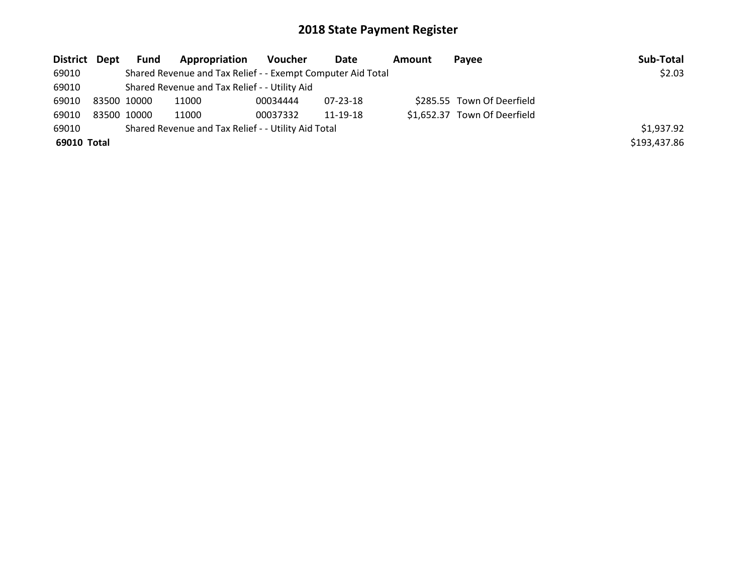# 2018 State Payment Register

| District | Dept | Fund | Appropriation | Voucher | Date | Amount | Payee | Sub-Total |
|---|---|---|---|---|---|---|---|---|
| 69010 | | Shared Revenue and Tax Relief - - Exempt Computer Aid Total | | | | | | $2.03 |
| 69010 | | Shared Revenue and Tax Relief - - Utility Aid | | | | | | |
| 69010 | 83500 | 10000 | 11000 | 00034444 | 07-23-18 | $285.55 | Town Of Deerfield | |
| 69010 | 83500 | 10000 | 11000 | 00037332 | 11-19-18 | $1,652.37 | Town Of Deerfield | |
| 69010 | | Shared Revenue and Tax Relief - - Utility Aid Total | | | | | | $1,937.92 |
| **69010 Total** | | | | | | | | $193,437.86 |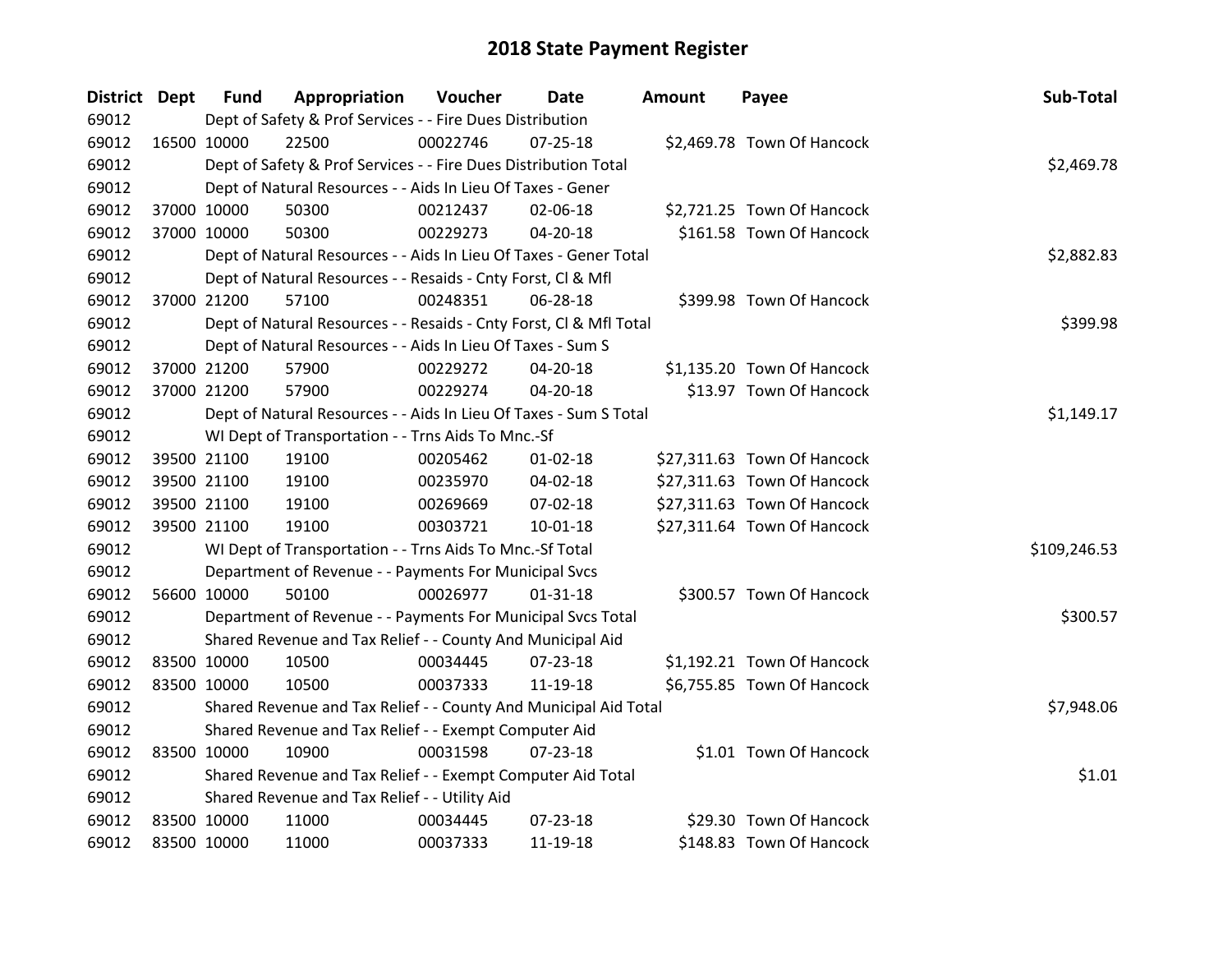# 2018 State Payment Register

| District | Dept | Fund | Appropriation | Voucher | Date | Amount | Payee | Sub-Total |
|---|---|---|---|---|---|---|---|---|
| 69012 | | Dept of Safety & Prof Services - - Fire Dues Distribution | | | | | | |
| 69012 | 16500 | 10000 | 22500 | 00022746 | 07-25-18 | $2,469.78 | Town Of Hancock | |
| 69012 | | Dept of Safety & Prof Services - - Fire Dues Distribution Total | | | | | | $2,469.78 |
| 69012 | | Dept of Natural Resources - - Aids In Lieu Of Taxes - Gener | | | | | | |
| 69012 | 37000 | 10000 | 50300 | 00212437 | 02-06-18 | $2,721.25 | Town Of Hancock | |
| 69012 | 37000 | 10000 | 50300 | 00229273 | 04-20-18 | $161.58 | Town Of Hancock | |
| 69012 | | Dept of Natural Resources - - Aids In Lieu Of Taxes - Gener Total | | | | | | $2,882.83 |
| 69012 | | Dept of Natural Resources - - Resaids - Cnty Forst, Cl & Mfl | | | | | | |
| 69012 | 37000 | 21200 | 57100 | 00248351 | 06-28-18 | $399.98 | Town Of Hancock | |
| 69012 | | Dept of Natural Resources - - Resaids - Cnty Forst, Cl & Mfl Total | | | | | | $399.98 |
| 69012 | | Dept of Natural Resources - - Aids In Lieu Of Taxes - Sum S | | | | | | |
| 69012 | 37000 | 21200 | 57900 | 00229272 | 04-20-18 | $1,135.20 | Town Of Hancock | |
| 69012 | 37000 | 21200 | 57900 | 00229274 | 04-20-18 | $13.97 | Town Of Hancock | |
| 69012 | | Dept of Natural Resources - - Aids In Lieu Of Taxes - Sum S Total | | | | | | $1,149.17 |
| 69012 | | WI Dept of Transportation - - Trns Aids To Mnc.-Sf | | | | | | |
| 69012 | 39500 | 21100 | 19100 | 00205462 | 01-02-18 | $27,311.63 | Town Of Hancock | |
| 69012 | 39500 | 21100 | 19100 | 00235970 | 04-02-18 | $27,311.63 | Town Of Hancock | |
| 69012 | 39500 | 21100 | 19100 | 00269669 | 07-02-18 | $27,311.63 | Town Of Hancock | |
| 69012 | 39500 | 21100 | 19100 | 00303721 | 10-01-18 | $27,311.64 | Town Of Hancock | |
| 69012 | | WI Dept of Transportation - - Trns Aids To Mnc.-Sf Total | | | | | | $109,246.53 |
| 69012 | | Department of Revenue - - Payments For Municipal Svcs | | | | | | |
| 69012 | 56600 | 10000 | 50100 | 00026977 | 01-31-18 | $300.57 | Town Of Hancock | |
| 69012 | | Department of Revenue - - Payments For Municipal Svcs Total | | | | | | $300.57 |
| 69012 | | Shared Revenue and Tax Relief - - County And Municipal Aid | | | | | | |
| 69012 | 83500 | 10000 | 10500 | 00034445 | 07-23-18 | $1,192.21 | Town Of Hancock | |
| 69012 | 83500 | 10000 | 10500 | 00037333 | 11-19-18 | $6,755.85 | Town Of Hancock | |
| 69012 | | Shared Revenue and Tax Relief - - County And Municipal Aid Total | | | | | | $7,948.06 |
| 69012 | | Shared Revenue and Tax Relief - - Exempt Computer Aid | | | | | | |
| 69012 | 83500 | 10000 | 10900 | 00031598 | 07-23-18 | $1.01 | Town Of Hancock | |
| 69012 | | Shared Revenue and Tax Relief - - Exempt Computer Aid Total | | | | | | $1.01 |
| 69012 | | Shared Revenue and Tax Relief - - Utility Aid | | | | | | |
| 69012 | 83500 | 10000 | 11000 | 00034445 | 07-23-18 | $29.30 | Town Of Hancock | |
| 69012 | 83500 | 10000 | 11000 | 00037333 | 11-19-18 | $148.83 | Town Of Hancock | |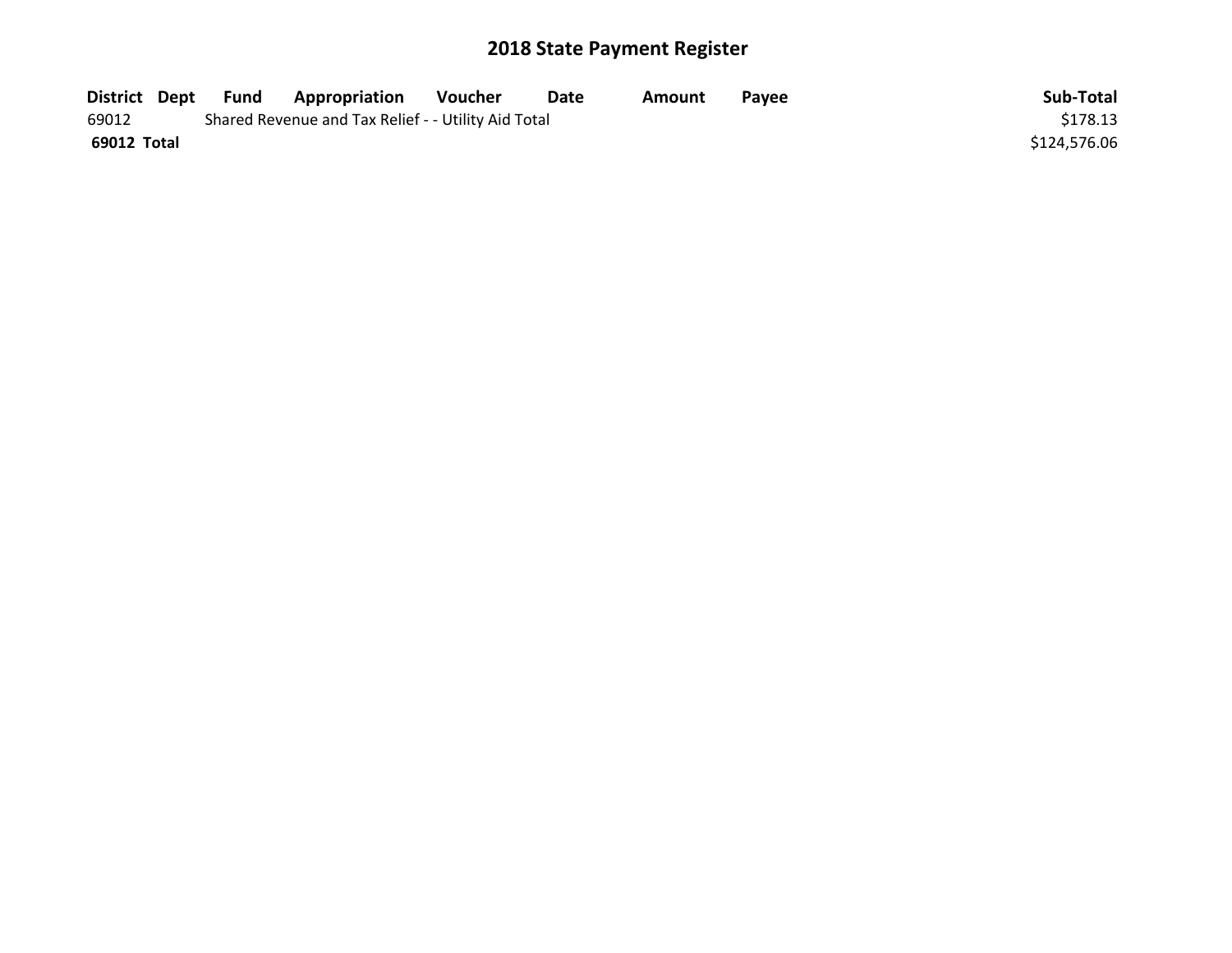## 2018 State Payment Register

| District | Dept | Fund | Appropriation | Voucher | Date | Amount | Payee | Sub-Total |
|---|---|---|---|---|---|---|---|---|
| 69012 | | Shared Revenue and Tax Relief - - Utility Aid Total | | | | | | $178.13 |
| **69012 Total** | | | | | | | | $124,576.06 |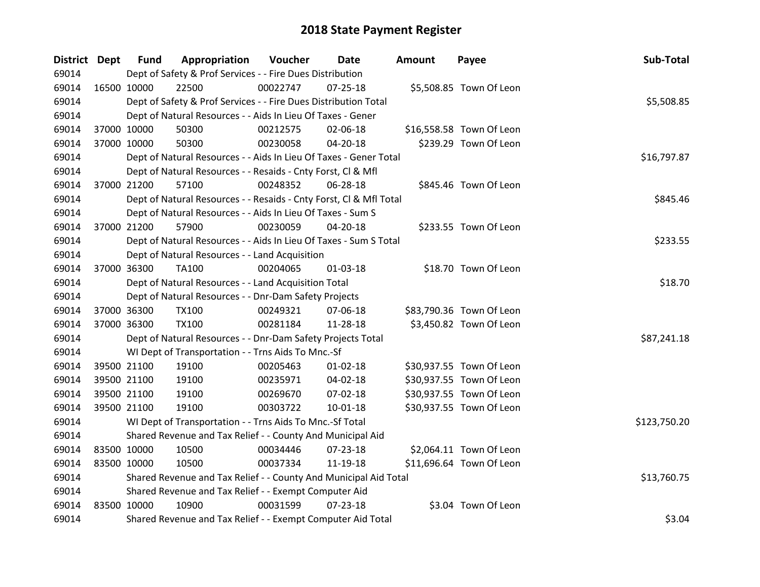# 2018 State Payment Register

| District | Dept | Fund | Appropriation | Voucher | Date | Amount | Payee | Sub-Total |
|---|---|---|---|---|---|---|---|---|
| 69014 | | Dept of Safety & Prof Services - - Fire Dues Distribution | | | | | | |
| 69014 | 16500 | 10000 | 22500 | 00022747 | 07-25-18 | $5,508.85 | Town Of Leon | |
| 69014 | | Dept of Safety & Prof Services - - Fire Dues Distribution Total | | | | | | $5,508.85 |
| 69014 | | Dept of Natural Resources - - Aids In Lieu Of Taxes - Gener | | | | | | |
| 69014 | 37000 | 10000 | 50300 | 00212575 | 02-06-18 | $16,558.58 | Town Of Leon | |
| 69014 | 37000 | 10000 | 50300 | 00230058 | 04-20-18 | $239.29 | Town Of Leon | |
| 69014 | | Dept of Natural Resources - - Aids In Lieu Of Taxes - Gener Total | | | | | | $16,797.87 |
| 69014 | | Dept of Natural Resources - - Resaids - Cnty Forst, Cl & Mfl | | | | | | |
| 69014 | 37000 | 21200 | 57100 | 00248352 | 06-28-18 | $845.46 | Town Of Leon | |
| 69014 | | Dept of Natural Resources - - Resaids - Cnty Forst, Cl & Mfl Total | | | | | | $845.46 |
| 69014 | | Dept of Natural Resources - - Aids In Lieu Of Taxes - Sum S | | | | | | |
| 69014 | 37000 | 21200 | 57900 | 00230059 | 04-20-18 | $233.55 | Town Of Leon | |
| 69014 | | Dept of Natural Resources - - Aids In Lieu Of Taxes - Sum S Total | | | | | | $233.55 |
| 69014 | | Dept of Natural Resources - - Land Acquisition | | | | | | |
| 69014 | 37000 | 36300 | TA100 | 00204065 | 01-03-18 | $18.70 | Town Of Leon | |
| 69014 | | Dept of Natural Resources - - Land Acquisition Total | | | | | | $18.70 |
| 69014 | | Dept of Natural Resources - - Dnr-Dam Safety Projects | | | | | | |
| 69014 | 37000 | 36300 | TX100 | 00249321 | 07-06-18 | $83,790.36 | Town Of Leon | |
| 69014 | 37000 | 36300 | TX100 | 00281184 | 11-28-18 | $3,450.82 | Town Of Leon | |
| 69014 | | Dept of Natural Resources - - Dnr-Dam Safety Projects Total | | | | | | $87,241.18 |
| 69014 | | WI Dept of Transportation - - Trns Aids To Mnc.-Sf | | | | | | |
| 69014 | 39500 | 21100 | 19100 | 00205463 | 01-02-18 | $30,937.55 | Town Of Leon | |
| 69014 | 39500 | 21100 | 19100 | 00235971 | 04-02-18 | $30,937.55 | Town Of Leon | |
| 69014 | 39500 | 21100 | 19100 | 00269670 | 07-02-18 | $30,937.55 | Town Of Leon | |
| 69014 | 39500 | 21100 | 19100 | 00303722 | 10-01-18 | $30,937.55 | Town Of Leon | |
| 69014 | | WI Dept of Transportation - - Trns Aids To Mnc.-Sf Total | | | | | | $123,750.20 |
| 69014 | | Shared Revenue and Tax Relief - - County And Municipal Aid | | | | | | |
| 69014 | 83500 | 10000 | 10500 | 00034446 | 07-23-18 | $2,064.11 | Town Of Leon | |
| 69014 | 83500 | 10000 | 10500 | 00037334 | 11-19-18 | $11,696.64 | Town Of Leon | |
| 69014 | | Shared Revenue and Tax Relief - - County And Municipal Aid Total | | | | | | $13,760.75 |
| 69014 | | Shared Revenue and Tax Relief - - Exempt Computer Aid | | | | | | |
| 69014 | 83500 | 10000 | 10900 | 00031599 | 07-23-18 | $3.04 | Town Of Leon | |
| 69014 | | Shared Revenue and Tax Relief - - Exempt Computer Aid Total | | | | | | $3.04 |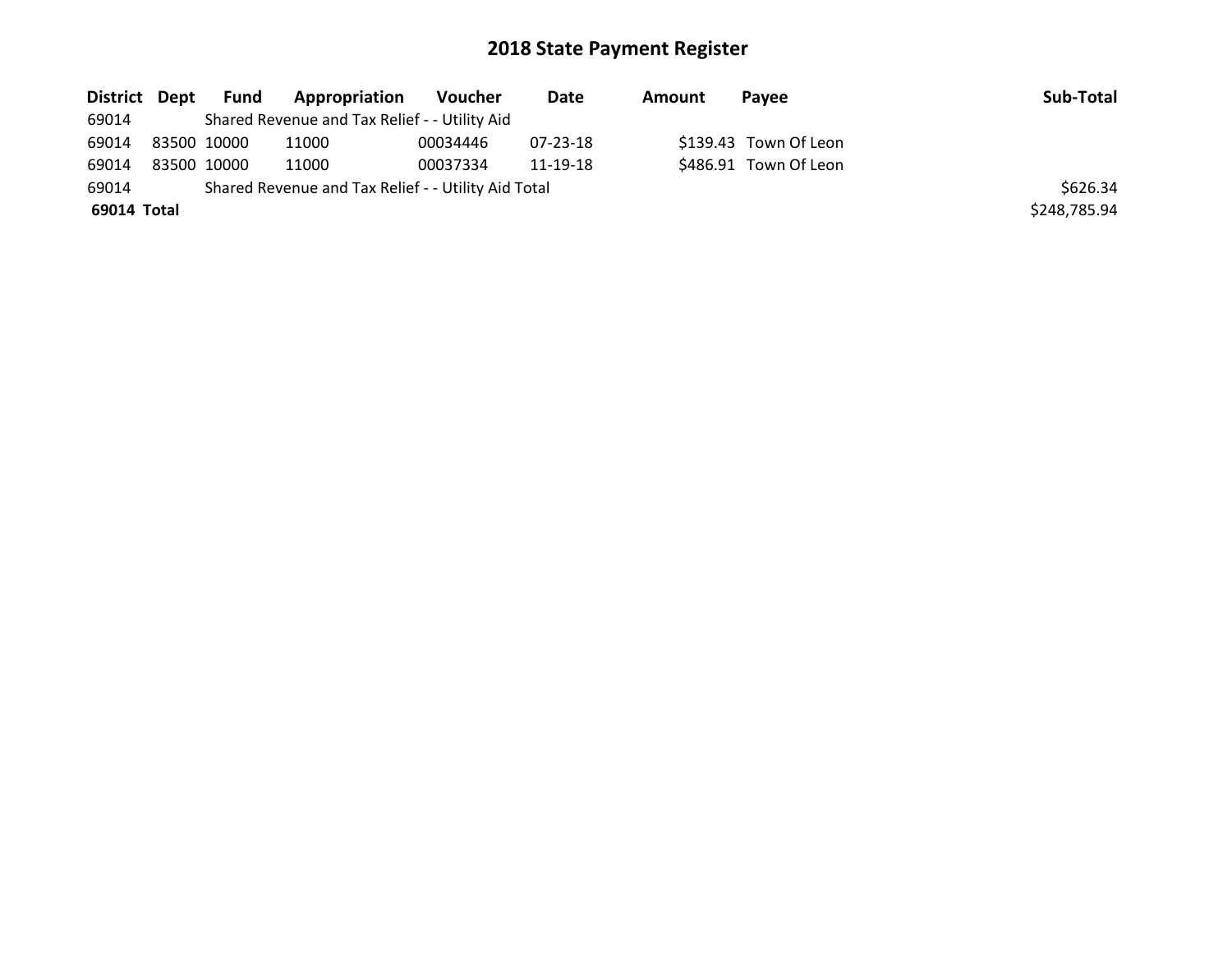# 2018 State Payment Register

| District | Dept | Fund | Appropriation | Voucher | Date | Amount | Payee | Sub-Total |
|---|---|---|---|---|---|---|---|---|
| 69014 | | Shared Revenue and Tax Relief - - Utility Aid | | | | | | |
| 69014 | 83500 | 10000 | 11000 | 00034446 | 07-23-18 | $139.43 | Town Of Leon | |
| 69014 | 83500 | 10000 | 11000 | 00037334 | 11-19-18 | $486.91 | Town Of Leon | |
| 69014 | | Shared Revenue and Tax Relief - - Utility Aid Total | | | | | | $626.34 |
| **69014 Total** | | | | | | | | $248,785.94 |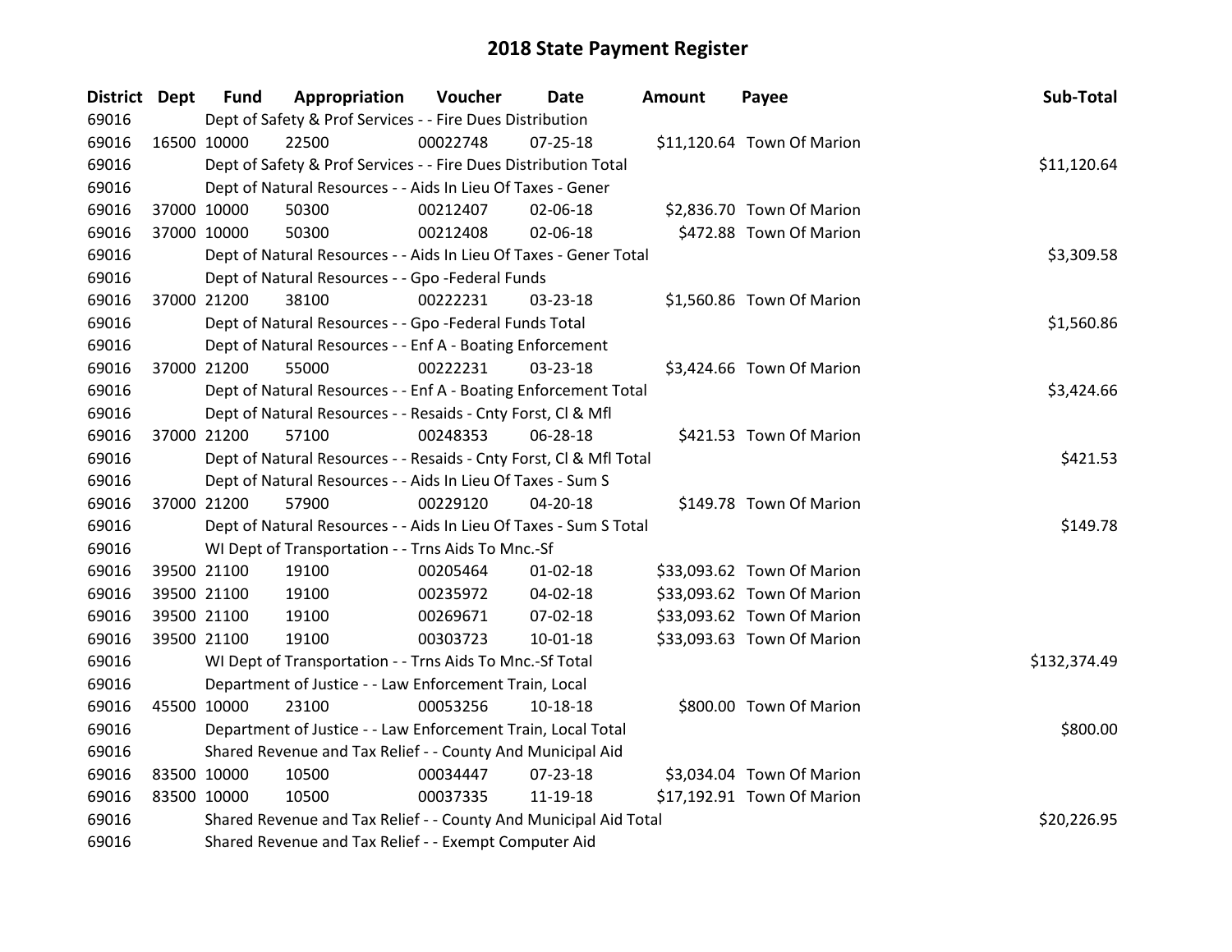# 2018 State Payment Register

| District | Dept | Fund | Appropriation | Voucher | Date | Amount | Payee | Sub-Total |
|---|---|---|---|---|---|---|---|---|
| 69016 | | Dept of Safety & Prof Services - - Fire Dues Distribution | | | | | | |
| 69016 | 16500 | 10000 | 22500 | 00022748 | 07-25-18 | $11,120.64 | Town Of Marion | |
| 69016 | | Dept of Safety & Prof Services - - Fire Dues Distribution Total | | | | | | $11,120.64 |
| 69016 | | Dept of Natural Resources - - Aids In Lieu Of Taxes - Gener | | | | | | |
| 69016 | 37000 | 10000 | 50300 | 00212407 | 02-06-18 | $2,836.70 | Town Of Marion | |
| 69016 | 37000 | 10000 | 50300 | 00212408 | 02-06-18 | $472.88 | Town Of Marion | |
| 69016 | | Dept of Natural Resources - - Aids In Lieu Of Taxes - Gener Total | | | | | | $3,309.58 |
| 69016 | | Dept of Natural Resources - - Gpo -Federal Funds | | | | | | |
| 69016 | 37000 | 21200 | 38100 | 00222231 | 03-23-18 | $1,560.86 | Town Of Marion | |
| 69016 | | Dept of Natural Resources - - Gpo -Federal Funds Total | | | | | | $1,560.86 |
| 69016 | | Dept of Natural Resources - - Enf A - Boating Enforcement | | | | | | |
| 69016 | 37000 | 21200 | 55000 | 00222231 | 03-23-18 | $3,424.66 | Town Of Marion | |
| 69016 | | Dept of Natural Resources - - Enf A - Boating Enforcement Total | | | | | | $3,424.66 |
| 69016 | | Dept of Natural Resources - - Resaids - Cnty Forst, Cl & Mfl | | | | | | |
| 69016 | 37000 | 21200 | 57100 | 00248353 | 06-28-18 | $421.53 | Town Of Marion | |
| 69016 | | Dept of Natural Resources - - Resaids - Cnty Forst, Cl & Mfl Total | | | | | | $421.53 |
| 69016 | | Dept of Natural Resources - - Aids In Lieu Of Taxes - Sum S | | | | | | |
| 69016 | 37000 | 21200 | 57900 | 00229120 | 04-20-18 | $149.78 | Town Of Marion | |
| 69016 | | Dept of Natural Resources - - Aids In Lieu Of Taxes - Sum S Total | | | | | | $149.78 |
| 69016 | | WI Dept of Transportation - - Trns Aids To Mnc.-Sf | | | | | | |
| 69016 | 39500 | 21100 | 19100 | 00205464 | 01-02-18 | $33,093.62 | Town Of Marion | |
| 69016 | 39500 | 21100 | 19100 | 00235972 | 04-02-18 | $33,093.62 | Town Of Marion | |
| 69016 | 39500 | 21100 | 19100 | 00269671 | 07-02-18 | $33,093.62 | Town Of Marion | |
| 69016 | 39500 | 21100 | 19100 | 00303723 | 10-01-18 | $33,093.63 | Town Of Marion | |
| 69016 | | WI Dept of Transportation - - Trns Aids To Mnc.-Sf Total | | | | | | $132,374.49 |
| 69016 | | Department of Justice - - Law Enforcement Train, Local | | | | | | |
| 69016 | 45500 | 10000 | 23100 | 00053256 | 10-18-18 | $800.00 | Town Of Marion | |
| 69016 | | Department of Justice - - Law Enforcement Train, Local Total | | | | | | $800.00 |
| 69016 | | Shared Revenue and Tax Relief - - County And Municipal Aid | | | | | | |
| 69016 | 83500 | 10000 | 10500 | 00034447 | 07-23-18 | $3,034.04 | Town Of Marion | |
| 69016 | 83500 | 10000 | 10500 | 00037335 | 11-19-18 | $17,192.91 | Town Of Marion | |
| 69016 | | Shared Revenue and Tax Relief - - County And Municipal Aid Total | | | | | | $20,226.95 |
| 69016 | | Shared Revenue and Tax Relief - - Exempt Computer Aid | | | | | | |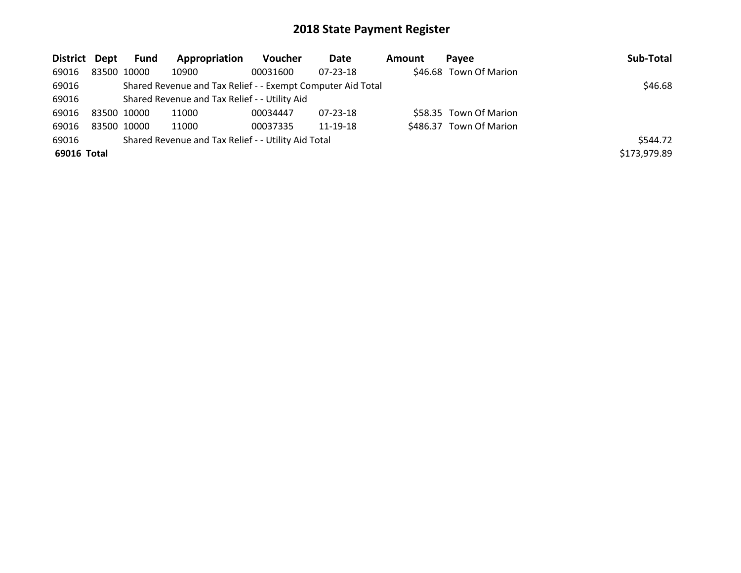# 2018 State Payment Register

| District | Dept | Fund | Appropriation | Voucher | Date | Amount | Payee | Sub-Total |
|---|---|---|---|---|---|---|---|---|
| 69016 | 83500 | 10000 | 10900 | 00031600 | 07-23-18 | $46.68 | Town Of Marion | |
| 69016 | | Shared Revenue and Tax Relief - - Exempt Computer Aid Total | | | | | | $46.68 |
| 69016 | | Shared Revenue and Tax Relief - - Utility Aid | | | | | | |
| 69016 | 83500 | 10000 | 11000 | 00034447 | 07-23-18 | $58.35 | Town Of Marion | |
| 69016 | 83500 | 10000 | 11000 | 00037335 | 11-19-18 | $486.37 | Town Of Marion | |
| 69016 | | Shared Revenue and Tax Relief - - Utility Aid Total | | | | | | $544.72 |
| **69016 Total** | | | | | | | | $173,979.89 |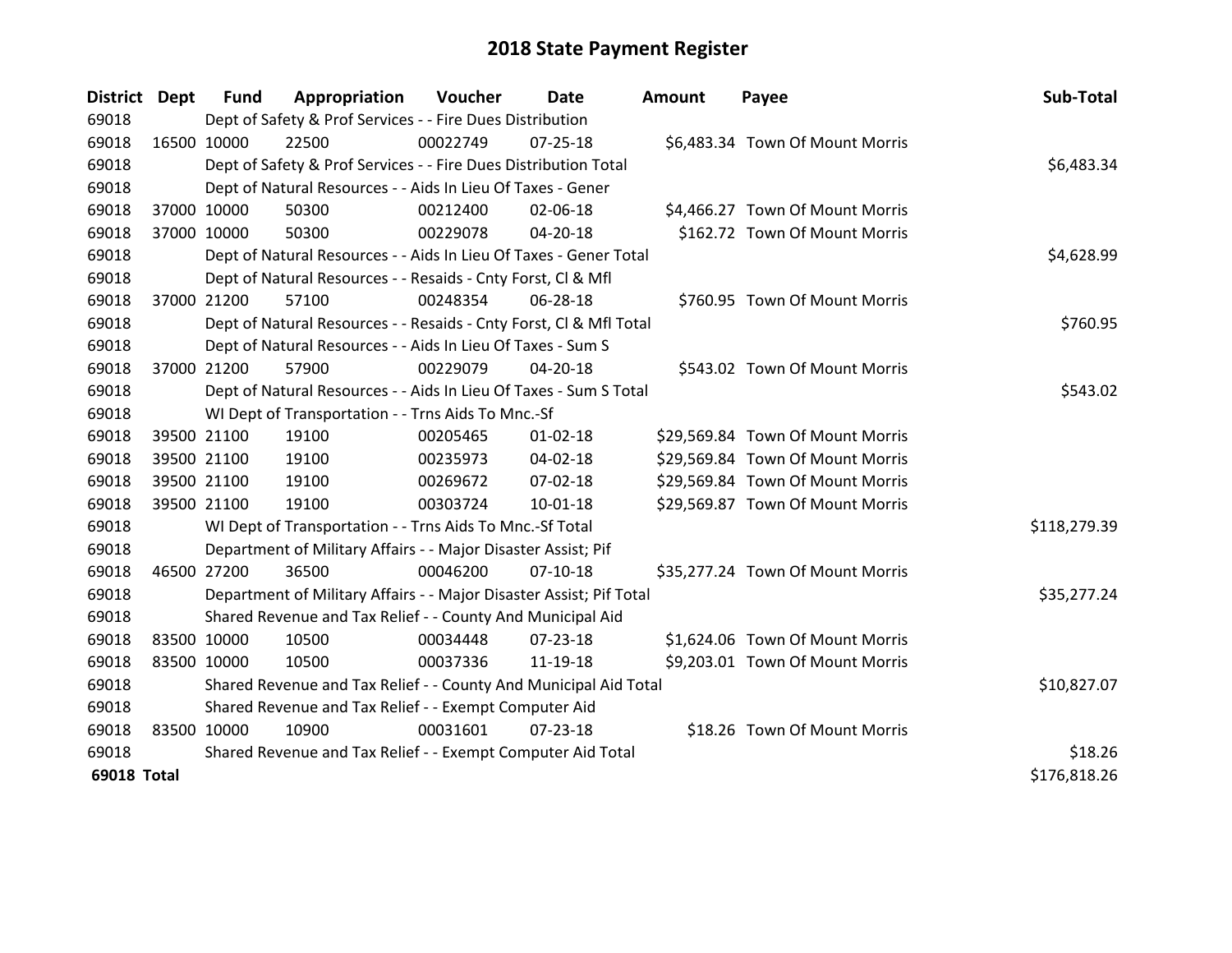# 2018 State Payment Register

| District | Dept | Fund | Appropriation | Voucher | Date | Amount | Payee | Sub-Total |
|---|---|---|---|---|---|---|---|---|
| 69018 | | Dept of Safety & Prof Services - - Fire Dues Distribution | | | | | | |
| 69018 | 16500 | 10000 | 22500 | 00022749 | 07-25-18 | $6,483.34 | Town Of Mount Morris | |
| 69018 | | Dept of Safety & Prof Services - - Fire Dues Distribution Total | | | | | | $6,483.34 |
| 69018 | | Dept of Natural Resources - - Aids In Lieu Of Taxes - Gener | | | | | | |
| 69018 | 37000 | 10000 | 50300 | 00212400 | 02-06-18 | $4,466.27 | Town Of Mount Morris | |
| 69018 | 37000 | 10000 | 50300 | 00229078 | 04-20-18 | $162.72 | Town Of Mount Morris | |
| 69018 | | Dept of Natural Resources - - Aids In Lieu Of Taxes - Gener Total | | | | | | $4,628.99 |
| 69018 | | Dept of Natural Resources - - Resaids - Cnty Forst, Cl & Mfl | | | | | | |
| 69018 | 37000 | 21200 | 57100 | 00248354 | 06-28-18 | $760.95 | Town Of Mount Morris | |
| 69018 | | Dept of Natural Resources - - Resaids - Cnty Forst, Cl & Mfl Total | | | | | | $760.95 |
| 69018 | | Dept of Natural Resources - - Aids In Lieu Of Taxes - Sum S | | | | | | |
| 69018 | 37000 | 21200 | 57900 | 00229079 | 04-20-18 | $543.02 | Town Of Mount Morris | |
| 69018 | | Dept of Natural Resources - - Aids In Lieu Of Taxes - Sum S Total | | | | | | $543.02 |
| 69018 | | WI Dept of Transportation - - Trns Aids To Mnc.-Sf | | | | | | |
| 69018 | 39500 | 21100 | 19100 | 00205465 | 01-02-18 | $29,569.84 | Town Of Mount Morris | |
| 69018 | 39500 | 21100 | 19100 | 00235973 | 04-02-18 | $29,569.84 | Town Of Mount Morris | |
| 69018 | 39500 | 21100 | 19100 | 00269672 | 07-02-18 | $29,569.84 | Town Of Mount Morris | |
| 69018 | 39500 | 21100 | 19100 | 00303724 | 10-01-18 | $29,569.87 | Town Of Mount Morris | |
| 69018 | | WI Dept of Transportation - - Trns Aids To Mnc.-Sf Total | | | | | | $118,279.39 |
| 69018 | | Department of Military Affairs - - Major Disaster Assist; Pif | | | | | | |
| 69018 | 46500 | 27200 | 36500 | 00046200 | 07-10-18 | $35,277.24 | Town Of Mount Morris | |
| 69018 | | Department of Military Affairs - - Major Disaster Assist; Pif Total | | | | | | $35,277.24 |
| 69018 | | Shared Revenue and Tax Relief - - County And Municipal Aid | | | | | | |
| 69018 | 83500 | 10000 | 10500 | 00034448 | 07-23-18 | $1,624.06 | Town Of Mount Morris | |
| 69018 | 83500 | 10000 | 10500 | 00037336 | 11-19-18 | $9,203.01 | Town Of Mount Morris | |
| 69018 | | Shared Revenue and Tax Relief - - County And Municipal Aid Total | | | | | | $10,827.07 |
| 69018 | | Shared Revenue and Tax Relief - - Exempt Computer Aid | | | | | | |
| 69018 | 83500 | 10000 | 10900 | 00031601 | 07-23-18 | $18.26 | Town Of Mount Morris | |
| 69018 | | Shared Revenue and Tax Relief - - Exempt Computer Aid Total | | | | | | $18.26 |
| **69018 Total** | | | | | | | | $176,818.26 |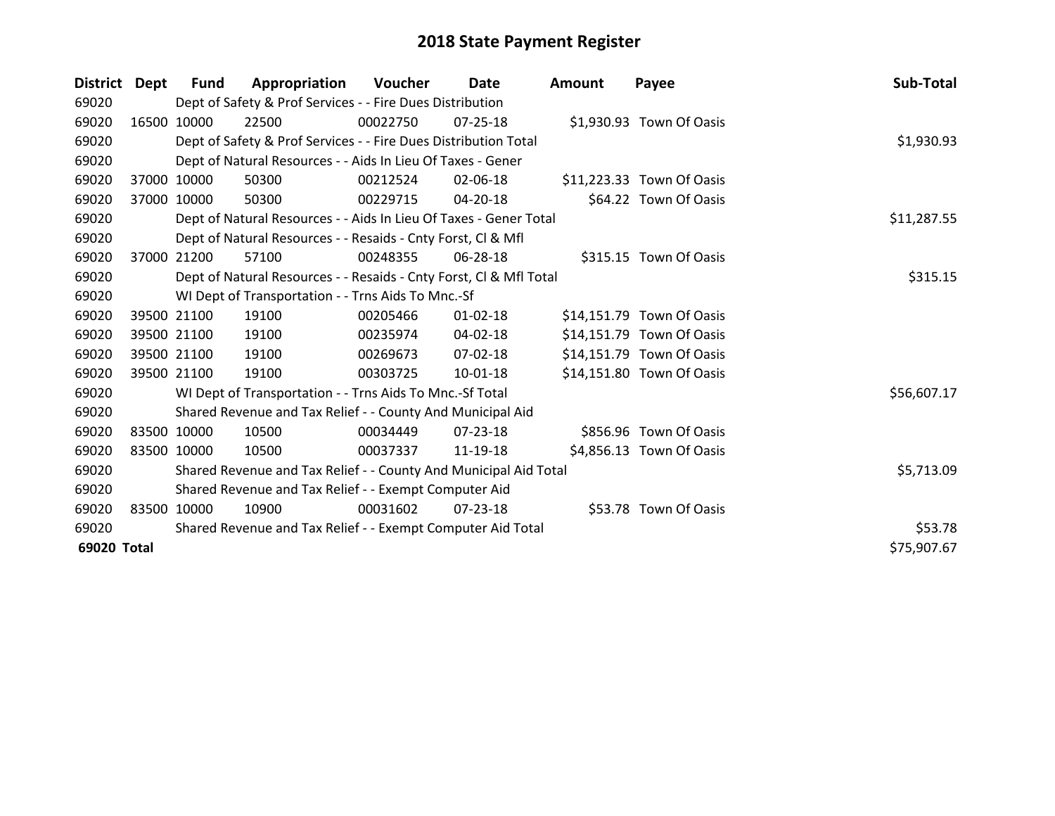# 2018 State Payment Register

| District | Dept | Fund | Appropriation | Voucher | Date | Amount | Payee | Sub-Total |
|---|---|---|---|---|---|---|---|---|
| 69020 | | Dept of Safety & Prof Services - - Fire Dues Distribution | | | | | | |
| 69020 | 16500 | 10000 | 22500 | 00022750 | 07-25-18 | $1,930.93 | Town Of Oasis | |
| 69020 | | Dept of Safety & Prof Services - - Fire Dues Distribution Total | | | | | | $1,930.93 |
| 69020 | | Dept of Natural Resources - - Aids In Lieu Of Taxes - Gener | | | | | | |
| 69020 | 37000 | 10000 | 50300 | 00212524 | 02-06-18 | $11,223.33 | Town Of Oasis | |
| 69020 | 37000 | 10000 | 50300 | 00229715 | 04-20-18 | $64.22 | Town Of Oasis | |
| 69020 | | Dept of Natural Resources - - Aids In Lieu Of Taxes - Gener Total | | | | | | $11,287.55 |
| 69020 | | Dept of Natural Resources - - Resaids - Cnty Forst, Cl & Mfl | | | | | | |
| 69020 | 37000 | 21200 | 57100 | 00248355 | 06-28-18 | $315.15 | Town Of Oasis | |
| 69020 | | Dept of Natural Resources - - Resaids - Cnty Forst, Cl & Mfl Total | | | | | | $315.15 |
| 69020 | | WI Dept of Transportation - - Trns Aids To Mnc.-Sf | | | | | | |
| 69020 | 39500 | 21100 | 19100 | 00205466 | 01-02-18 | $14,151.79 | Town Of Oasis | |
| 69020 | 39500 | 21100 | 19100 | 00235974 | 04-02-18 | $14,151.79 | Town Of Oasis | |
| 69020 | 39500 | 21100 | 19100 | 00269673 | 07-02-18 | $14,151.79 | Town Of Oasis | |
| 69020 | 39500 | 21100 | 19100 | 00303725 | 10-01-18 | $14,151.80 | Town Of Oasis | |
| 69020 | | WI Dept of Transportation - - Trns Aids To Mnc.-Sf Total | | | | | | $56,607.17 |
| 69020 | | Shared Revenue and Tax Relief - - County And Municipal Aid | | | | | | |
| 69020 | 83500 | 10000 | 10500 | 00034449 | 07-23-18 | $856.96 | Town Of Oasis | |
| 69020 | 83500 | 10000 | 10500 | 00037337 | 11-19-18 | $4,856.13 | Town Of Oasis | |
| 69020 | | Shared Revenue and Tax Relief - - County And Municipal Aid Total | | | | | | $5,713.09 |
| 69020 | | Shared Revenue and Tax Relief - - Exempt Computer Aid | | | | | | |
| 69020 | 83500 | 10000 | 10900 | 00031602 | 07-23-18 | $53.78 | Town Of Oasis | |
| 69020 | | Shared Revenue and Tax Relief - - Exempt Computer Aid Total | | | | | | $53.78 |
| **69020 Total** | | | | | | | | $75,907.67 |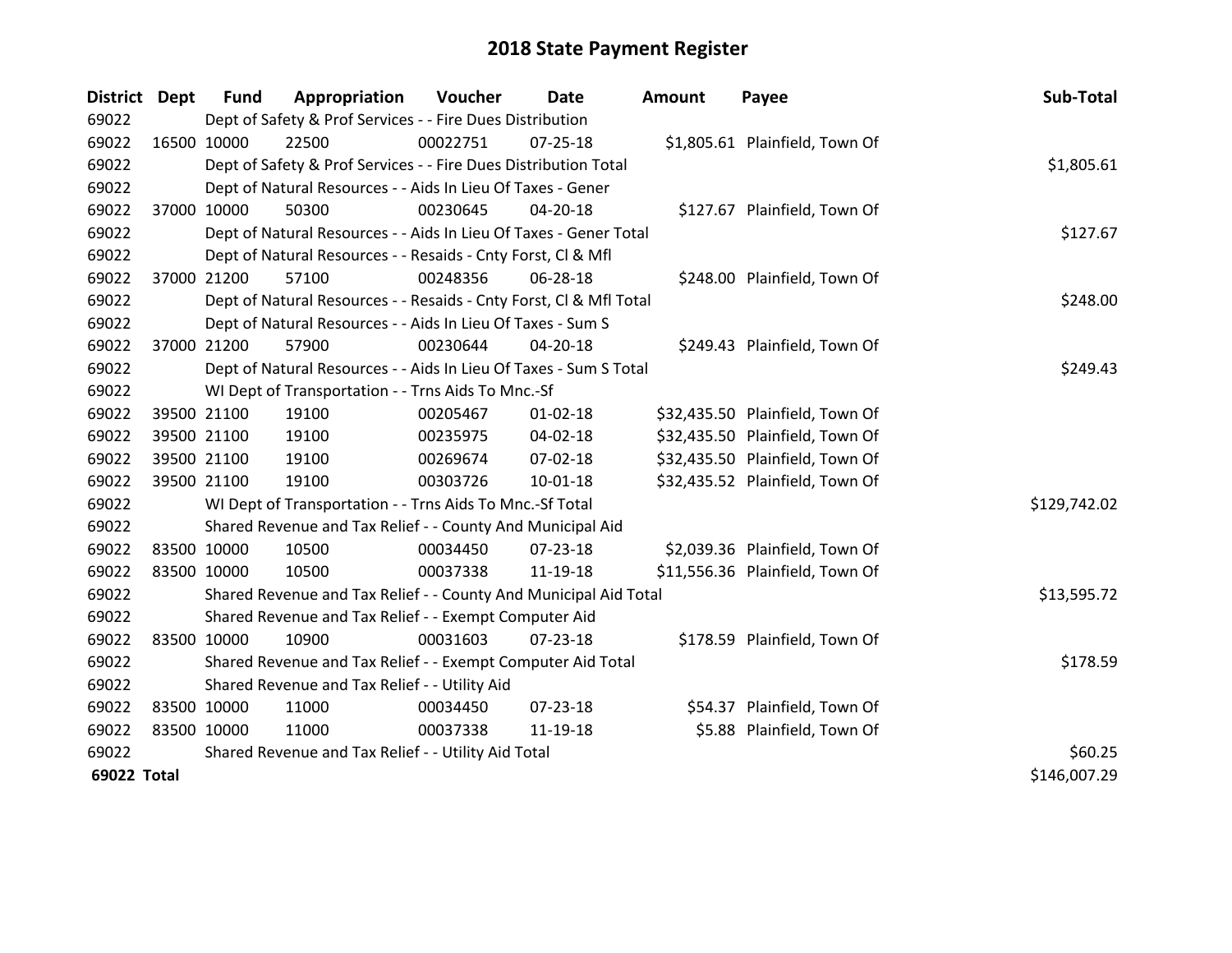# 2018 State Payment Register

| District | Dept | Fund | Appropriation | Voucher | Date | Amount | Payee | Sub-Total |
|---|---|---|---|---|---|---|---|---|
| 69022 | | Dept of Safety & Prof Services - - Fire Dues Distribution | | | | | | |
| 69022 | 16500 | 10000 | 22500 | 00022751 | 07-25-18 | $1,805.61 | Plainfield, Town Of | |
| 69022 | | Dept of Safety & Prof Services - - Fire Dues Distribution Total | | | | | | $1,805.61 |
| 69022 | | Dept of Natural Resources - - Aids In Lieu Of Taxes - Gener | | | | | | |
| 69022 | 37000 | 10000 | 50300 | 00230645 | 04-20-18 | $127.67 | Plainfield, Town Of | |
| 69022 | | Dept of Natural Resources - - Aids In Lieu Of Taxes - Gener Total | | | | | | $127.67 |
| 69022 | | Dept of Natural Resources - - Resaids - Cnty Forst, Cl & Mfl | | | | | | |
| 69022 | 37000 | 21200 | 57100 | 00248356 | 06-28-18 | $248.00 | Plainfield, Town Of | |
| 69022 | | Dept of Natural Resources - - Resaids - Cnty Forst, Cl & Mfl Total | | | | | | $248.00 |
| 69022 | | Dept of Natural Resources - - Aids In Lieu Of Taxes - Sum S | | | | | | |
| 69022 | 37000 | 21200 | 57900 | 00230644 | 04-20-18 | $249.43 | Plainfield, Town Of | |
| 69022 | | Dept of Natural Resources - - Aids In Lieu Of Taxes - Sum S Total | | | | | | $249.43 |
| 69022 | | WI Dept of Transportation - - Trns Aids To Mnc.-Sf | | | | | | |
| 69022 | 39500 | 21100 | 19100 | 00205467 | 01-02-18 | $32,435.50 | Plainfield, Town Of | |
| 69022 | 39500 | 21100 | 19100 | 00235975 | 04-02-18 | $32,435.50 | Plainfield, Town Of | |
| 69022 | 39500 | 21100 | 19100 | 00269674 | 07-02-18 | $32,435.50 | Plainfield, Town Of | |
| 69022 | 39500 | 21100 | 19100 | 00303726 | 10-01-18 | $32,435.52 | Plainfield, Town Of | |
| 69022 | | WI Dept of Transportation - - Trns Aids To Mnc.-Sf Total | | | | | | $129,742.02 |
| 69022 | | Shared Revenue and Tax Relief - - County And Municipal Aid | | | | | | |
| 69022 | 83500 | 10000 | 10500 | 00034450 | 07-23-18 | $2,039.36 | Plainfield, Town Of | |
| 69022 | 83500 | 10000 | 10500 | 00037338 | 11-19-18 | $11,556.36 | Plainfield, Town Of | |
| 69022 | | Shared Revenue and Tax Relief - - County And Municipal Aid Total | | | | | | $13,595.72 |
| 69022 | | Shared Revenue and Tax Relief - - Exempt Computer Aid | | | | | | |
| 69022 | 83500 | 10000 | 10900 | 00031603 | 07-23-18 | $178.59 | Plainfield, Town Of | |
| 69022 | | Shared Revenue and Tax Relief - - Exempt Computer Aid Total | | | | | | $178.59 |
| 69022 | | Shared Revenue and Tax Relief - - Utility Aid | | | | | | |
| 69022 | 83500 | 10000 | 11000 | 00034450 | 07-23-18 | $54.37 | Plainfield, Town Of | |
| 69022 | 83500 | 10000 | 11000 | 00037338 | 11-19-18 | $5.88 | Plainfield, Town Of | |
| 69022 | | Shared Revenue and Tax Relief - - Utility Aid Total | | | | | | $60.25 |
| **69022 Total** | | | | | | | | $146,007.29 |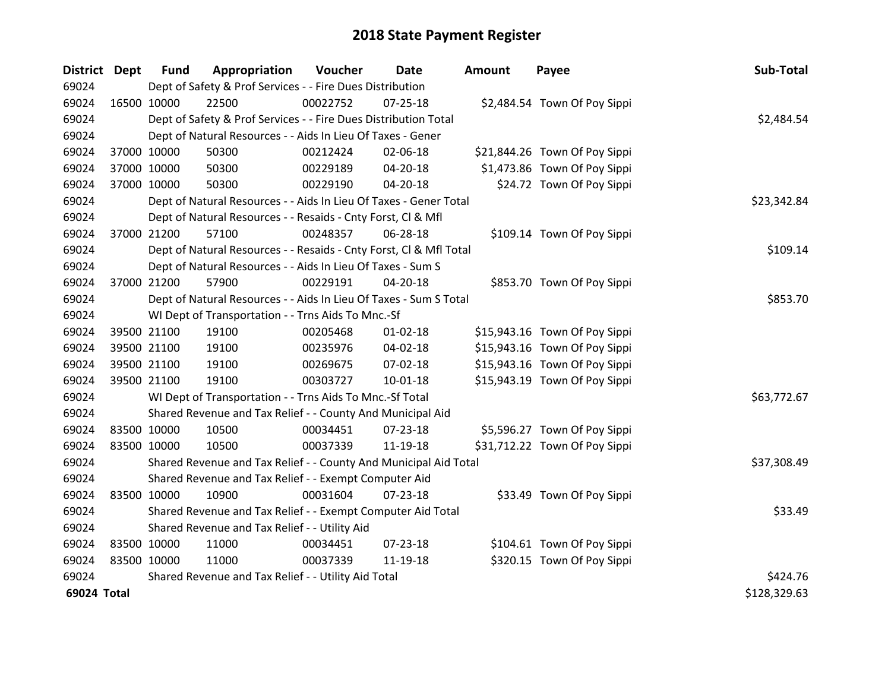# 2018 State Payment Register

| District | Dept | Fund | Appropriation | Voucher | Date | Amount | Payee | Sub-Total |
|---|---|---|---|---|---|---|---|---|
| 69024 | | Dept of Safety & Prof Services - - Fire Dues Distribution | | | | | | |
| 69024 | 16500 | 10000 | 22500 | 00022752 | 07-25-18 | $2,484.54 | Town Of Poy Sippi | |
| 69024 | | Dept of Safety & Prof Services - - Fire Dues Distribution Total | | | | | | $2,484.54 |
| 69024 | | Dept of Natural Resources - - Aids In Lieu Of Taxes - Gener | | | | | | |
| 69024 | 37000 | 10000 | 50300 | 00212424 | 02-06-18 | $21,844.26 | Town Of Poy Sippi | |
| 69024 | 37000 | 10000 | 50300 | 00229189 | 04-20-18 | $1,473.86 | Town Of Poy Sippi | |
| 69024 | 37000 | 10000 | 50300 | 00229190 | 04-20-18 | $24.72 | Town Of Poy Sippi | |
| 69024 | | Dept of Natural Resources - - Aids In Lieu Of Taxes - Gener Total | | | | | | $23,342.84 |
| 69024 | | Dept of Natural Resources - - Resaids - Cnty Forst, Cl & Mfl | | | | | | |
| 69024 | 37000 | 21200 | 57100 | 00248357 | 06-28-18 | $109.14 | Town Of Poy Sippi | |
| 69024 | | Dept of Natural Resources - - Resaids - Cnty Forst, Cl & Mfl Total | | | | | | $109.14 |
| 69024 | | Dept of Natural Resources - - Aids In Lieu Of Taxes - Sum S | | | | | | |
| 69024 | 37000 | 21200 | 57900 | 00229191 | 04-20-18 | $853.70 | Town Of Poy Sippi | |
| 69024 | | Dept of Natural Resources - - Aids In Lieu Of Taxes - Sum S Total | | | | | | $853.70 |
| 69024 | | WI Dept of Transportation - - Trns Aids To Mnc.-Sf | | | | | | |
| 69024 | 39500 | 21100 | 19100 | 00205468 | 01-02-18 | $15,943.16 | Town Of Poy Sippi | |
| 69024 | 39500 | 21100 | 19100 | 00235976 | 04-02-18 | $15,943.16 | Town Of Poy Sippi | |
| 69024 | 39500 | 21100 | 19100 | 00269675 | 07-02-18 | $15,943.16 | Town Of Poy Sippi | |
| 69024 | 39500 | 21100 | 19100 | 00303727 | 10-01-18 | $15,943.19 | Town Of Poy Sippi | |
| 69024 | | WI Dept of Transportation - - Trns Aids To Mnc.-Sf Total | | | | | | $63,772.67 |
| 69024 | | Shared Revenue and Tax Relief - - County And Municipal Aid | | | | | | |
| 69024 | 83500 | 10000 | 10500 | 00034451 | 07-23-18 | $5,596.27 | Town Of Poy Sippi | |
| 69024 | 83500 | 10000 | 10500 | 00037339 | 11-19-18 | $31,712.22 | Town Of Poy Sippi | |
| 69024 | | Shared Revenue and Tax Relief - - County And Municipal Aid Total | | | | | | $37,308.49 |
| 69024 | | Shared Revenue and Tax Relief - - Exempt Computer Aid | | | | | | |
| 69024 | 83500 | 10000 | 10900 | 00031604 | 07-23-18 | $33.49 | Town Of Poy Sippi | |
| 69024 | | Shared Revenue and Tax Relief - - Exempt Computer Aid Total | | | | | | $33.49 |
| 69024 | | Shared Revenue and Tax Relief - - Utility Aid | | | | | | |
| 69024 | 83500 | 10000 | 11000 | 00034451 | 07-23-18 | $104.61 | Town Of Poy Sippi | |
| 69024 | 83500 | 10000 | 11000 | 00037339 | 11-19-18 | $320.15 | Town Of Poy Sippi | |
| 69024 | | Shared Revenue and Tax Relief - - Utility Aid Total | | | | | | $424.76 |
| **69024 Total** | | | | | | | | $128,329.63 |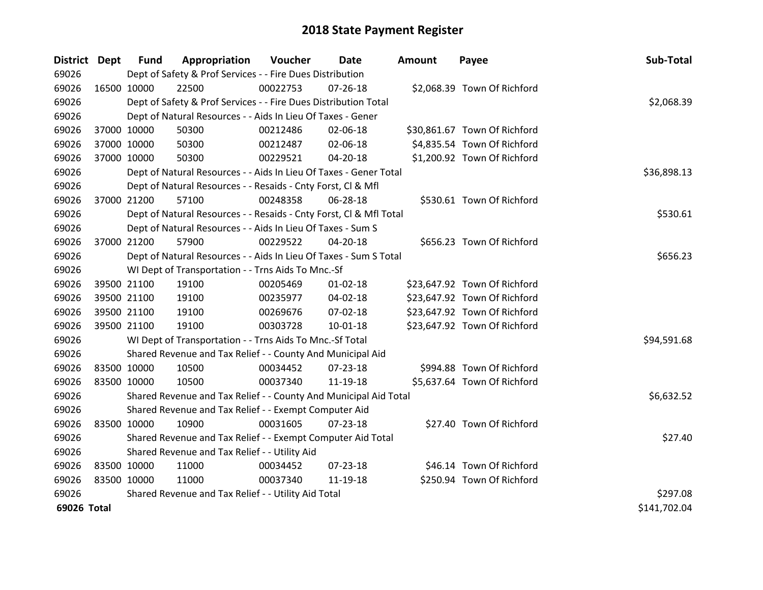# 2018 State Payment Register

| District | Dept | Fund | Appropriation | Voucher | Date | Amount | Payee | Sub-Total |
|---|---|---|---|---|---|---|---|---|
| 69026 | | Dept of Safety & Prof Services - - Fire Dues Distribution | | | | | | |
| 69026 | 16500 | 10000 | 22500 | 00022753 | 07-26-18 | $2,068.39 | Town Of Richford | |
| 69026 | | Dept of Safety & Prof Services - - Fire Dues Distribution Total | | | | | | $2,068.39 |
| 69026 | | Dept of Natural Resources - - Aids In Lieu Of Taxes - Gener | | | | | | |
| 69026 | 37000 | 10000 | 50300 | 00212486 | 02-06-18 | $30,861.67 | Town Of Richford | |
| 69026 | 37000 | 10000 | 50300 | 00212487 | 02-06-18 | $4,835.54 | Town Of Richford | |
| 69026 | 37000 | 10000 | 50300 | 00229521 | 04-20-18 | $1,200.92 | Town Of Richford | |
| 69026 | | Dept of Natural Resources - - Aids In Lieu Of Taxes - Gener Total | | | | | | $36,898.13 |
| 69026 | | Dept of Natural Resources - - Resaids - Cnty Forst, Cl & Mfl | | | | | | |
| 69026 | 37000 | 21200 | 57100 | 00248358 | 06-28-18 | $530.61 | Town Of Richford | |
| 69026 | | Dept of Natural Resources - - Resaids - Cnty Forst, Cl & Mfl Total | | | | | | $530.61 |
| 69026 | | Dept of Natural Resources - - Aids In Lieu Of Taxes - Sum S | | | | | | |
| 69026 | 37000 | 21200 | 57900 | 00229522 | 04-20-18 | $656.23 | Town Of Richford | |
| 69026 | | Dept of Natural Resources - - Aids In Lieu Of Taxes - Sum S Total | | | | | | $656.23 |
| 69026 | | WI Dept of Transportation - - Trns Aids To Mnc.-Sf | | | | | | |
| 69026 | 39500 | 21100 | 19100 | 00205469 | 01-02-18 | $23,647.92 | Town Of Richford | |
| 69026 | 39500 | 21100 | 19100 | 00235977 | 04-02-18 | $23,647.92 | Town Of Richford | |
| 69026 | 39500 | 21100 | 19100 | 00269676 | 07-02-18 | $23,647.92 | Town Of Richford | |
| 69026 | 39500 | 21100 | 19100 | 00303728 | 10-01-18 | $23,647.92 | Town Of Richford | |
| 69026 | | WI Dept of Transportation - - Trns Aids To Mnc.-Sf Total | | | | | | $94,591.68 |
| 69026 | | Shared Revenue and Tax Relief - - County And Municipal Aid | | | | | | |
| 69026 | 83500 | 10000 | 10500 | 00034452 | 07-23-18 | $994.88 | Town Of Richford | |
| 69026 | 83500 | 10000 | 10500 | 00037340 | 11-19-18 | $5,637.64 | Town Of Richford | |
| 69026 | | Shared Revenue and Tax Relief - - County And Municipal Aid Total | | | | | | $6,632.52 |
| 69026 | | Shared Revenue and Tax Relief - - Exempt Computer Aid | | | | | | |
| 69026 | 83500 | 10000 | 10900 | 00031605 | 07-23-18 | $27.40 | Town Of Richford | |
| 69026 | | Shared Revenue and Tax Relief - - Exempt Computer Aid Total | | | | | | $27.40 |
| 69026 | | Shared Revenue and Tax Relief - - Utility Aid | | | | | | |
| 69026 | 83500 | 10000 | 11000 | 00034452 | 07-23-18 | $46.14 | Town Of Richford | |
| 69026 | 83500 | 10000 | 11000 | 00037340 | 11-19-18 | $250.94 | Town Of Richford | |
| 69026 | | Shared Revenue and Tax Relief - - Utility Aid Total | | | | | | $297.08 |
| **69026 Total** | | | | | | | | $141,702.04 |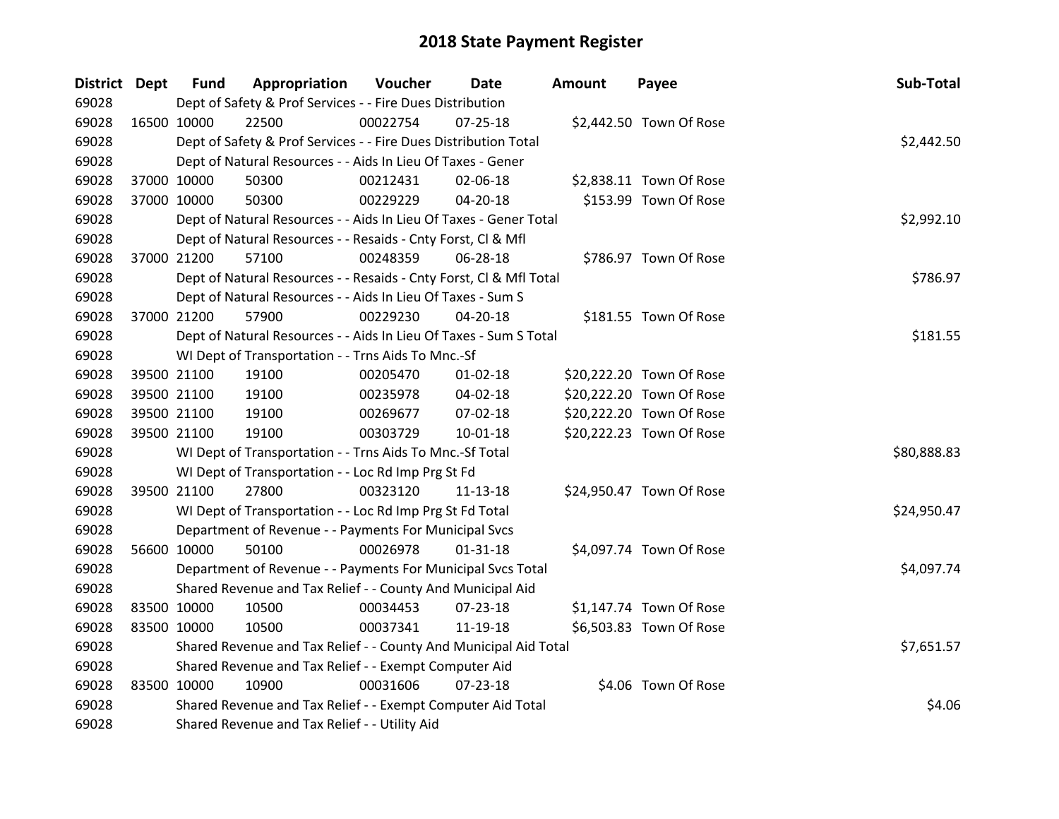# 2018 State Payment Register

| District | Dept | Fund | Appropriation | Voucher | Date | Amount | Payee | Sub-Total |
|---|---|---|---|---|---|---|---|---|
| 69028 | | Dept of Safety & Prof Services - - Fire Dues Distribution | | | | | | |
| 69028 | 16500 | 10000 | 22500 | 00022754 | 07-25-18 | $2,442.50 | Town Of Rose | |
| 69028 | | Dept of Safety & Prof Services - - Fire Dues Distribution Total | | | | | | $2,442.50 |
| 69028 | | Dept of Natural Resources - - Aids In Lieu Of Taxes - Gener | | | | | | |
| 69028 | 37000 | 10000 | 50300 | 00212431 | 02-06-18 | $2,838.11 | Town Of Rose | |
| 69028 | 37000 | 10000 | 50300 | 00229229 | 04-20-18 | $153.99 | Town Of Rose | |
| 69028 | | Dept of Natural Resources - - Aids In Lieu Of Taxes - Gener Total | | | | | | $2,992.10 |
| 69028 | | Dept of Natural Resources - - Resaids - Cnty Forst, Cl & Mfl | | | | | | |
| 69028 | 37000 | 21200 | 57100 | 00248359 | 06-28-18 | $786.97 | Town Of Rose | |
| 69028 | | Dept of Natural Resources - - Resaids - Cnty Forst, Cl & Mfl Total | | | | | | $786.97 |
| 69028 | | Dept of Natural Resources - - Aids In Lieu Of Taxes - Sum S | | | | | | |
| 69028 | 37000 | 21200 | 57900 | 00229230 | 04-20-18 | $181.55 | Town Of Rose | |
| 69028 | | Dept of Natural Resources - - Aids In Lieu Of Taxes - Sum S Total | | | | | | $181.55 |
| 69028 | | WI Dept of Transportation - - Trns Aids To Mnc.-Sf | | | | | | |
| 69028 | 39500 | 21100 | 19100 | 00205470 | 01-02-18 | $20,222.20 | Town Of Rose | |
| 69028 | 39500 | 21100 | 19100 | 00235978 | 04-02-18 | $20,222.20 | Town Of Rose | |
| 69028 | 39500 | 21100 | 19100 | 00269677 | 07-02-18 | $20,222.20 | Town Of Rose | |
| 69028 | 39500 | 21100 | 19100 | 00303729 | 10-01-18 | $20,222.23 | Town Of Rose | |
| 69028 | | WI Dept of Transportation - - Trns Aids To Mnc.-Sf Total | | | | | | $80,888.83 |
| 69028 | | WI Dept of Transportation - - Loc Rd Imp Prg St Fd | | | | | | |
| 69028 | 39500 | 21100 | 27800 | 00323120 | 11-13-18 | $24,950.47 | Town Of Rose | |
| 69028 | | WI Dept of Transportation - - Loc Rd Imp Prg St Fd Total | | | | | | $24,950.47 |
| 69028 | | Department of Revenue - - Payments For Municipal Svcs | | | | | | |
| 69028 | 56600 | 10000 | 50100 | 00026978 | 01-31-18 | $4,097.74 | Town Of Rose | |
| 69028 | | Department of Revenue - - Payments For Municipal Svcs Total | | | | | | $4,097.74 |
| 69028 | | Shared Revenue and Tax Relief - - County And Municipal Aid | | | | | | |
| 69028 | 83500 | 10000 | 10500 | 00034453 | 07-23-18 | $1,147.74 | Town Of Rose | |
| 69028 | 83500 | 10000 | 10500 | 00037341 | 11-19-18 | $6,503.83 | Town Of Rose | |
| 69028 | | Shared Revenue and Tax Relief - - County And Municipal Aid Total | | | | | | $7,651.57 |
| 69028 | | Shared Revenue and Tax Relief - - Exempt Computer Aid | | | | | | |
| 69028 | 83500 | 10000 | 10900 | 00031606 | 07-23-18 | $4.06 | Town Of Rose | |
| 69028 | | Shared Revenue and Tax Relief - - Exempt Computer Aid Total | | | | | | $4.06 |
| 69028 | | Shared Revenue and Tax Relief - - Utility Aid | | | | | | |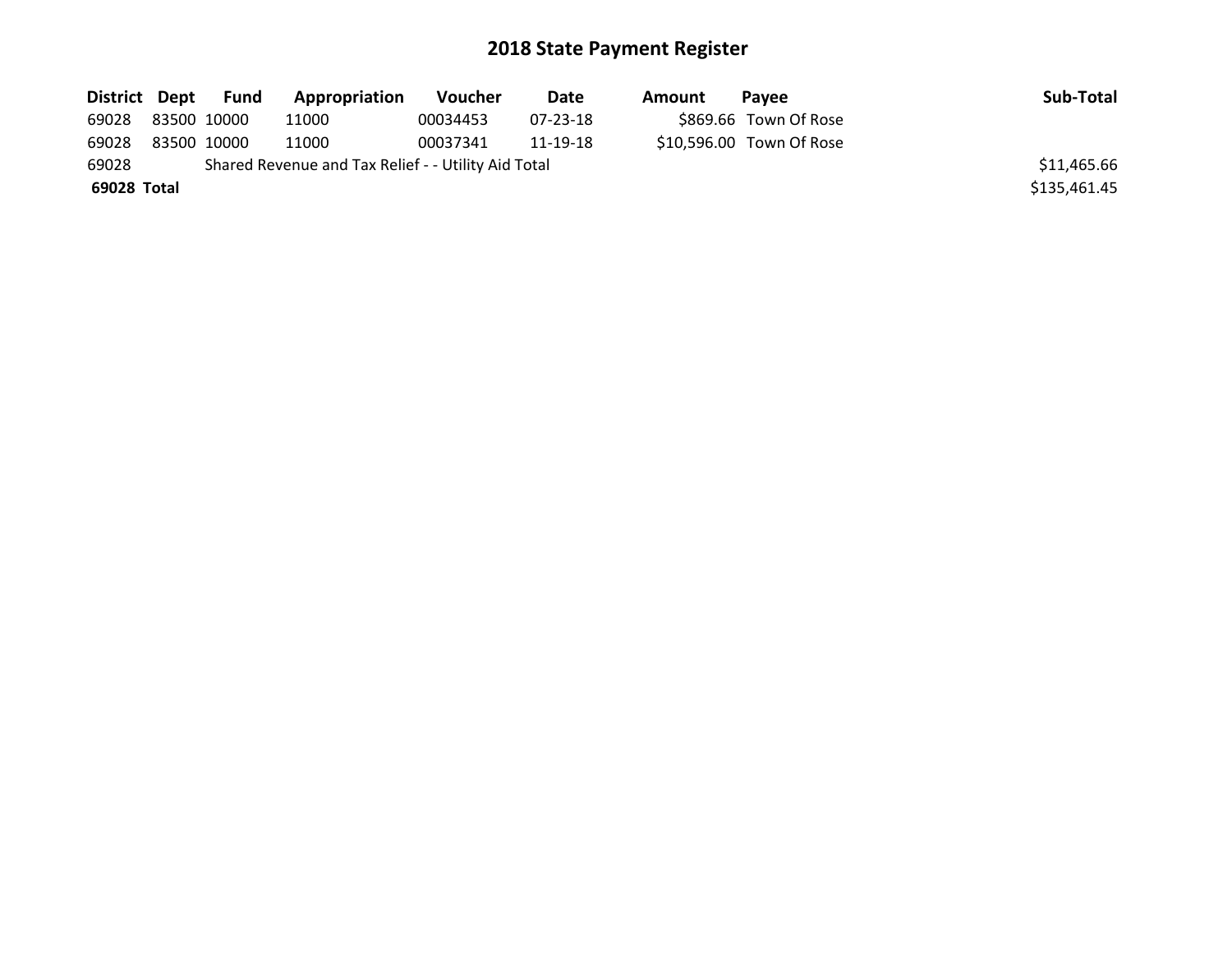# 2018 State Payment Register

| District | Dept | Fund | Appropriation | Voucher | Date | Amount | Payee | Sub-Total |
|---|---|---|---|---|---|---|---|---|
| 69028 | 83500 | 10000 | 11000 | 00034453 | 07-23-18 | $869.66 | Town Of Rose | |
| 69028 | 83500 | 10000 | 11000 | 00037341 | 11-19-18 | $10,596.00 | Town Of Rose | |
| 69028 | Shared Revenue and Tax Relief - - Utility Aid Total | | | | | | | $11,465.66 |
| **69028 Total** | | | | | | | | $135,461.45 |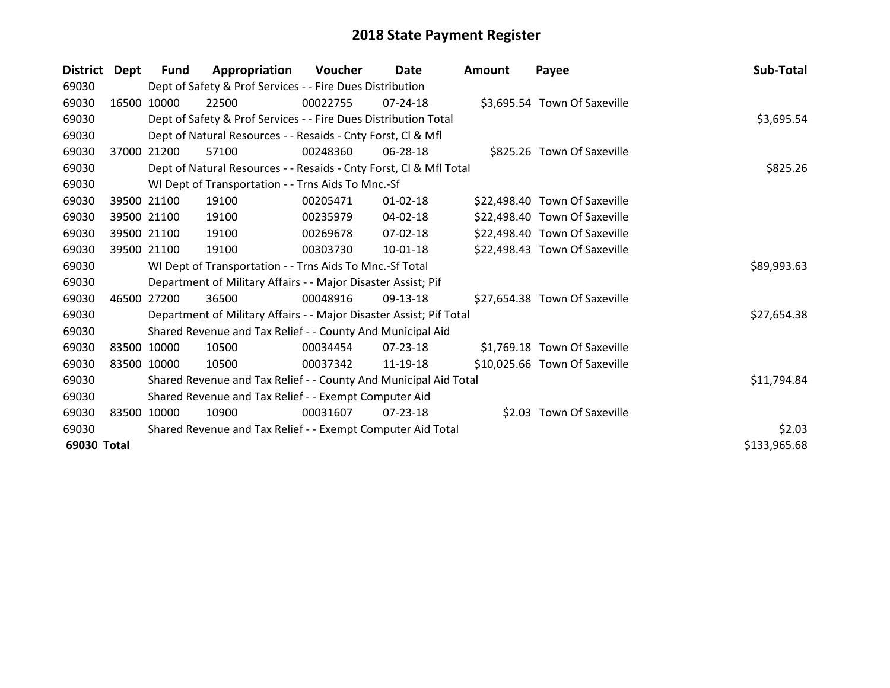# 2018 State Payment Register

| District | Dept | Fund | Appropriation | Voucher | Date | Amount | Payee | Sub-Total |
|---|---|---|---|---|---|---|---|---|
| 69030 | Dept of Safety & Prof Services - - Fire Dues Distribution | | | | | | | |
| 69030 | 16500 | 10000 | 22500 | 00022755 | 07-24-18 | $3,695.54 | Town Of Saxeville | |
| 69030 | Dept of Safety & Prof Services - - Fire Dues Distribution Total | | | | | | | $3,695.54 |
| 69030 | Dept of Natural Resources - - Resaids - Cnty Forst, Cl & Mfl | | | | | | | |
| 69030 | 37000 | 21200 | 57100 | 00248360 | 06-28-18 | $825.26 | Town Of Saxeville | |
| 69030 | Dept of Natural Resources - - Resaids - Cnty Forst, Cl & Mfl Total | | | | | | | $825.26 |
| 69030 | WI Dept of Transportation - - Trns Aids To Mnc.-Sf | | | | | | | |
| 69030 | 39500 | 21100 | 19100 | 00205471 | 01-02-18 | $22,498.40 | Town Of Saxeville | |
| 69030 | 39500 | 21100 | 19100 | 00235979 | 04-02-18 | $22,498.40 | Town Of Saxeville | |
| 69030 | 39500 | 21100 | 19100 | 00269678 | 07-02-18 | $22,498.40 | Town Of Saxeville | |
| 69030 | 39500 | 21100 | 19100 | 00303730 | 10-01-18 | $22,498.43 | Town Of Saxeville | |
| 69030 | WI Dept of Transportation - - Trns Aids To Mnc.-Sf Total | | | | | | | $89,993.63 |
| 69030 | Department of Military Affairs - - Major Disaster Assist; Pif | | | | | | | |
| 69030 | 46500 | 27200 | 36500 | 00048916 | 09-13-18 | $27,654.38 | Town Of Saxeville | |
| 69030 | Department of Military Affairs - - Major Disaster Assist; Pif Total | | | | | | | $27,654.38 |
| 69030 | Shared Revenue and Tax Relief - - County And Municipal Aid | | | | | | | |
| 69030 | 83500 | 10000 | 10500 | 00034454 | 07-23-18 | $1,769.18 | Town Of Saxeville | |
| 69030 | 83500 | 10000 | 10500 | 00037342 | 11-19-18 | $10,025.66 | Town Of Saxeville | |
| 69030 | Shared Revenue and Tax Relief - - County And Municipal Aid Total | | | | | | | $11,794.84 |
| 69030 | Shared Revenue and Tax Relief - - Exempt Computer Aid | | | | | | | |
| 69030 | 83500 | 10000 | 10900 | 00031607 | 07-23-18 | $2.03 | Town Of Saxeville | |
| 69030 | Shared Revenue and Tax Relief - - Exempt Computer Aid Total | | | | | | | $2.03 |
| **69030 Total** | | | | | | | | $133,965.68 |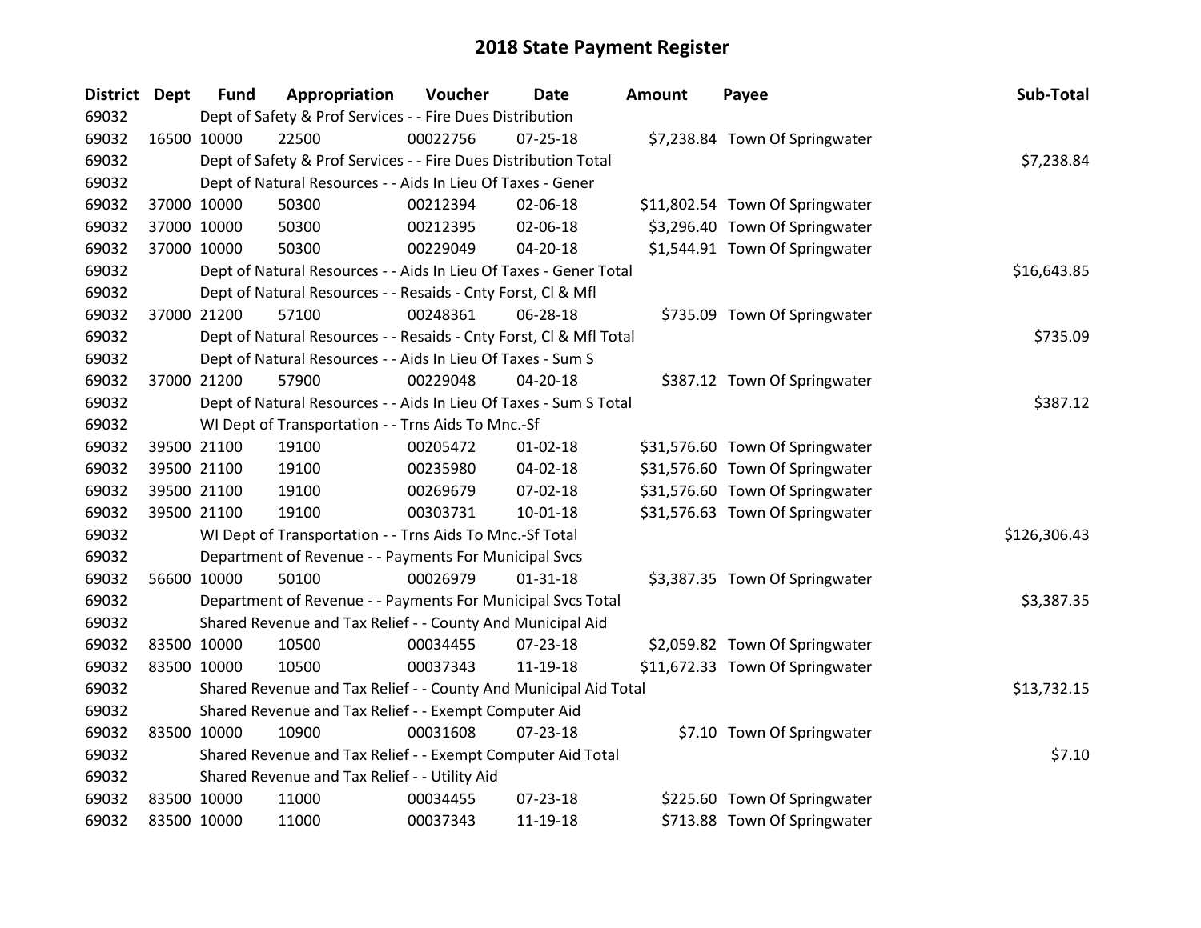# 2018 State Payment Register

| District | Dept | Fund | Appropriation | Voucher | Date | Amount | Payee | Sub-Total |
|---|---|---|---|---|---|---|---|---|
| 69032 | | Dept of Safety & Prof Services - - Fire Dues Distribution | | | | | | |
| 69032 | 16500 | 10000 | 22500 | 00022756 | 07-25-18 | $7,238.84 | Town Of Springwater | |
| 69032 | | Dept of Safety & Prof Services - - Fire Dues Distribution Total | | | | | | $7,238.84 |
| 69032 | | Dept of Natural Resources - - Aids In Lieu Of Taxes - Gener | | | | | | |
| 69032 | 37000 | 10000 | 50300 | 00212394 | 02-06-18 | $11,802.54 | Town Of Springwater | |
| 69032 | 37000 | 10000 | 50300 | 00212395 | 02-06-18 | $3,296.40 | Town Of Springwater | |
| 69032 | 37000 | 10000 | 50300 | 00229049 | 04-20-18 | $1,544.91 | Town Of Springwater | |
| 69032 | | Dept of Natural Resources - - Aids In Lieu Of Taxes - Gener Total | | | | | | $16,643.85 |
| 69032 | | Dept of Natural Resources - - Resaids - Cnty Forst, Cl & Mfl | | | | | | |
| 69032 | 37000 | 21200 | 57100 | 00248361 | 06-28-18 | $735.09 | Town Of Springwater | |
| 69032 | | Dept of Natural Resources - - Resaids - Cnty Forst, Cl & Mfl Total | | | | | | $735.09 |
| 69032 | | Dept of Natural Resources - - Aids In Lieu Of Taxes - Sum S | | | | | | |
| 69032 | 37000 | 21200 | 57900 | 00229048 | 04-20-18 | $387.12 | Town Of Springwater | |
| 69032 | | Dept of Natural Resources - - Aids In Lieu Of Taxes - Sum S Total | | | | | | $387.12 |
| 69032 | | WI Dept of Transportation - - Trns Aids To Mnc.-Sf | | | | | | |
| 69032 | 39500 | 21100 | 19100 | 00205472 | 01-02-18 | $31,576.60 | Town Of Springwater | |
| 69032 | 39500 | 21100 | 19100 | 00235980 | 04-02-18 | $31,576.60 | Town Of Springwater | |
| 69032 | 39500 | 21100 | 19100 | 00269679 | 07-02-18 | $31,576.60 | Town Of Springwater | |
| 69032 | 39500 | 21100 | 19100 | 00303731 | 10-01-18 | $31,576.63 | Town Of Springwater | |
| 69032 | | WI Dept of Transportation - - Trns Aids To Mnc.-Sf Total | | | | | | $126,306.43 |
| 69032 | | Department of Revenue - - Payments For Municipal Svcs | | | | | | |
| 69032 | 56600 | 10000 | 50100 | 00026979 | 01-31-18 | $3,387.35 | Town Of Springwater | |
| 69032 | | Department of Revenue - - Payments For Municipal Svcs Total | | | | | | $3,387.35 |
| 69032 | | Shared Revenue and Tax Relief - - County And Municipal Aid | | | | | | |
| 69032 | 83500 | 10000 | 10500 | 00034455 | 07-23-18 | $2,059.82 | Town Of Springwater | |
| 69032 | 83500 | 10000 | 10500 | 00037343 | 11-19-18 | $11,672.33 | Town Of Springwater | |
| 69032 | | Shared Revenue and Tax Relief - - County And Municipal Aid Total | | | | | | $13,732.15 |
| 69032 | | Shared Revenue and Tax Relief - - Exempt Computer Aid | | | | | | |
| 69032 | 83500 | 10000 | 10900 | 00031608 | 07-23-18 | $7.10 | Town Of Springwater | |
| 69032 | | Shared Revenue and Tax Relief - - Exempt Computer Aid Total | | | | | | $7.10 |
| 69032 | | Shared Revenue and Tax Relief - - Utility Aid | | | | | | |
| 69032 | 83500 | 10000 | 11000 | 00034455 | 07-23-18 | $225.60 | Town Of Springwater | |
| 69032 | 83500 | 10000 | 11000 | 00037343 | 11-19-18 | $713.88 | Town Of Springwater | |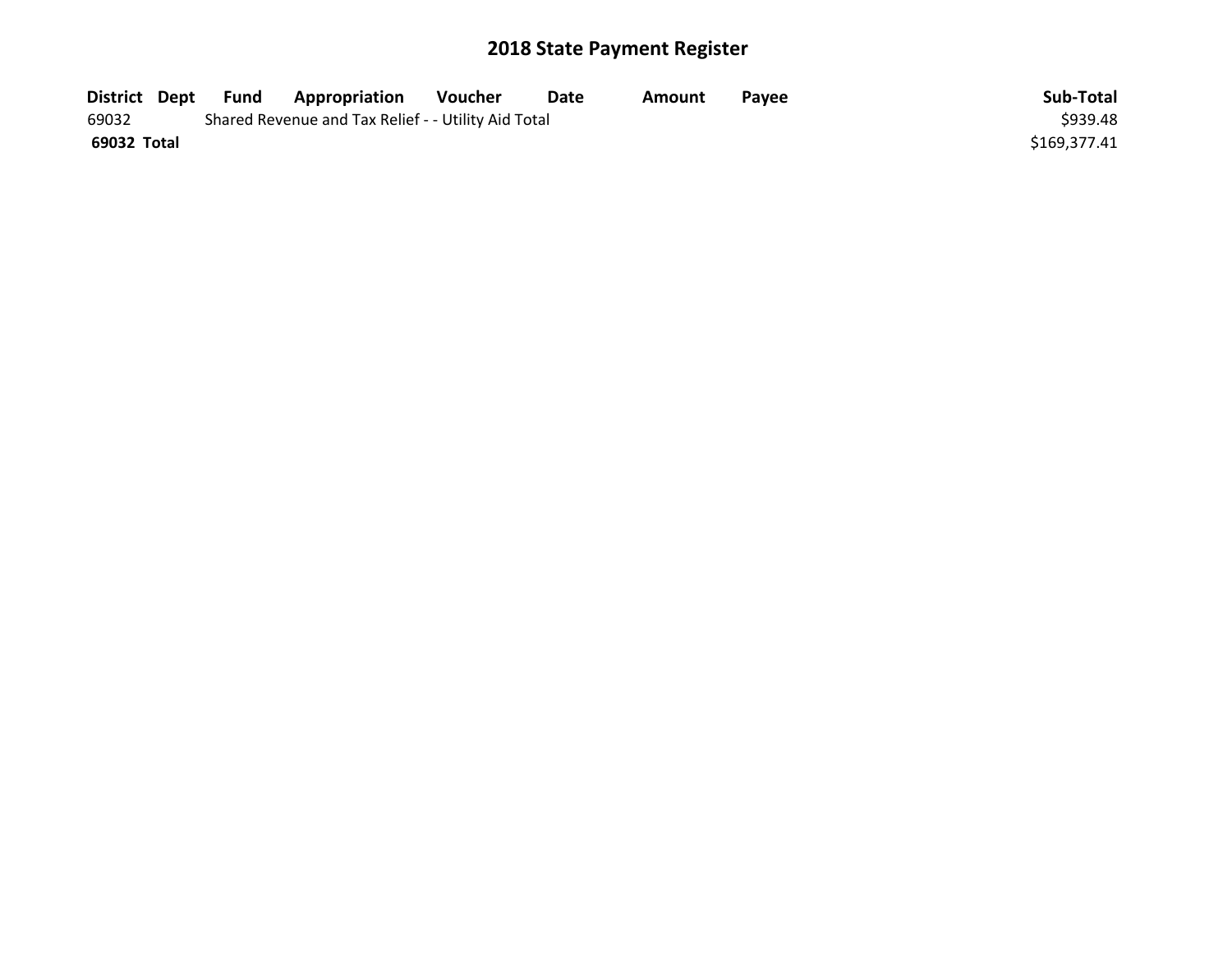# 2018 State Payment Register

| District | Dept | Fund | Appropriation | Voucher | Date | Amount | Payee | Sub-Total |
|---|---|---|---|---|---|---|---|---|
| 69032 | | Shared Revenue and Tax Relief - - Utility Aid Total | | | | | | $939.48 |
| **69032 Total** | | | | | | | | $169,377.41 |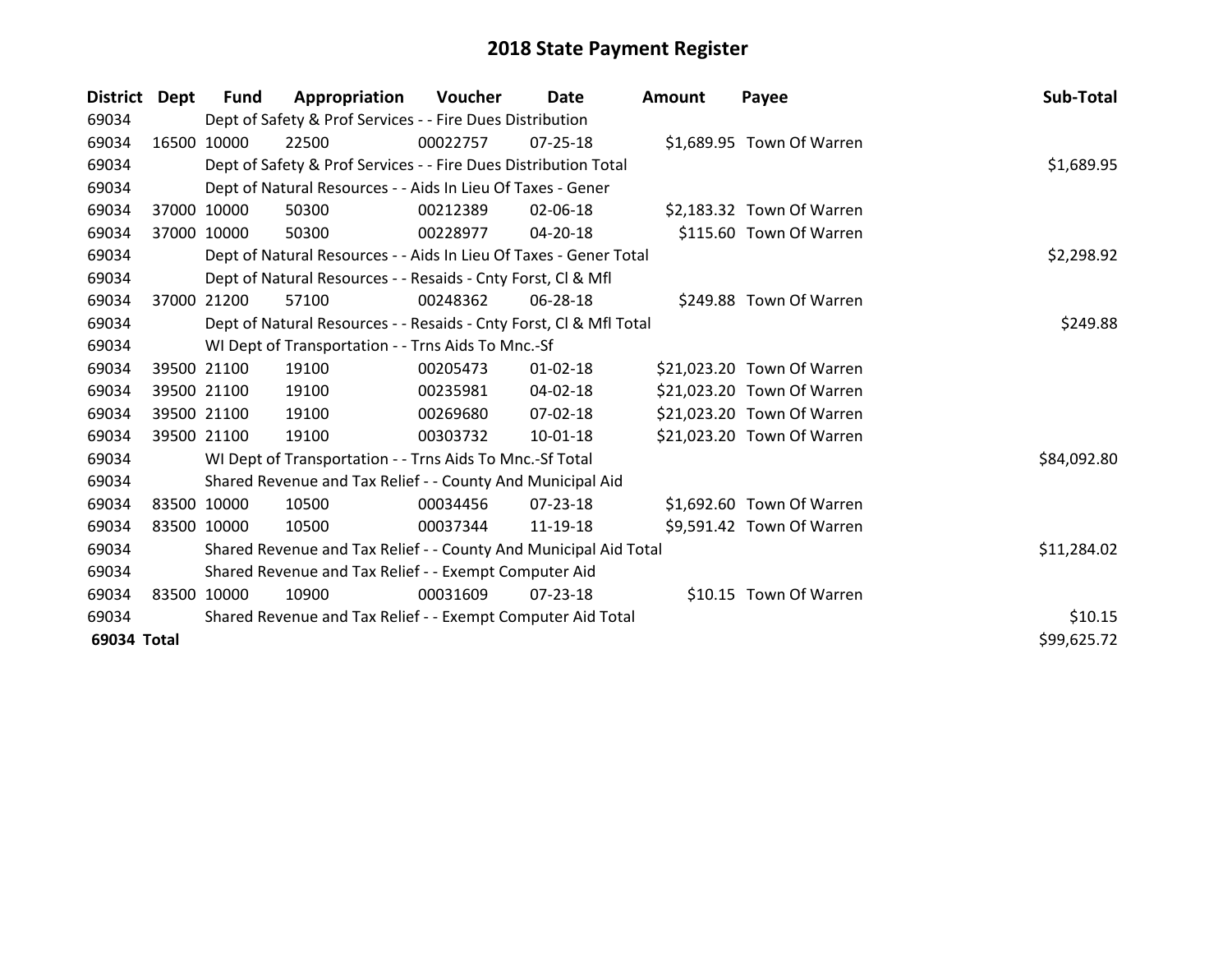# 2018 State Payment Register

| District | Dept | Fund | Appropriation | Voucher | Date | Amount | Payee | Sub-Total |
|---|---|---|---|---|---|---|---|---|
| 69034 | | Dept of Safety & Prof Services - - Fire Dues Distribution | | | | | | |
| 69034 | 16500 | 10000 | 22500 | 00022757 | 07-25-18 | $1,689.95 | Town Of Warren | |
| 69034 | | Dept of Safety & Prof Services - - Fire Dues Distribution Total | | | | | | $1,689.95 |
| 69034 | | Dept of Natural Resources - - Aids In Lieu Of Taxes - Gener | | | | | | |
| 69034 | 37000 | 10000 | 50300 | 00212389 | 02-06-18 | $2,183.32 | Town Of Warren | |
| 69034 | 37000 | 10000 | 50300 | 00228977 | 04-20-18 | $115.60 | Town Of Warren | |
| 69034 | | Dept of Natural Resources - - Aids In Lieu Of Taxes - Gener Total | | | | | | $2,298.92 |
| 69034 | | Dept of Natural Resources - - Resaids - Cnty Forst, Cl & Mfl | | | | | | |
| 69034 | 37000 | 21200 | 57100 | 00248362 | 06-28-18 | $249.88 | Town Of Warren | |
| 69034 | | Dept of Natural Resources - - Resaids - Cnty Forst, Cl & Mfl Total | | | | | | $249.88 |
| 69034 | | WI Dept of Transportation - - Trns Aids To Mnc.-Sf | | | | | | |
| 69034 | 39500 | 21100 | 19100 | 00205473 | 01-02-18 | $21,023.20 | Town Of Warren | |
| 69034 | 39500 | 21100 | 19100 | 00235981 | 04-02-18 | $21,023.20 | Town Of Warren | |
| 69034 | 39500 | 21100 | 19100 | 00269680 | 07-02-18 | $21,023.20 | Town Of Warren | |
| 69034 | 39500 | 21100 | 19100 | 00303732 | 10-01-18 | $21,023.20 | Town Of Warren | |
| 69034 | | WI Dept of Transportation - - Trns Aids To Mnc.-Sf Total | | | | | | $84,092.80 |
| 69034 | | Shared Revenue and Tax Relief - - County And Municipal Aid | | | | | | |
| 69034 | 83500 | 10000 | 10500 | 00034456 | 07-23-18 | $1,692.60 | Town Of Warren | |
| 69034 | 83500 | 10000 | 10500 | 00037344 | 11-19-18 | $9,591.42 | Town Of Warren | |
| 69034 | | Shared Revenue and Tax Relief - - County And Municipal Aid Total | | | | | | $11,284.02 |
| 69034 | | Shared Revenue and Tax Relief - - Exempt Computer Aid | | | | | | |
| 69034 | 83500 | 10000 | 10900 | 00031609 | 07-23-18 | $10.15 | Town Of Warren | |
| 69034 | | Shared Revenue and Tax Relief - - Exempt Computer Aid Total | | | | | | $10.15 |
| **69034 Total** | | | | | | | | $99,625.72 |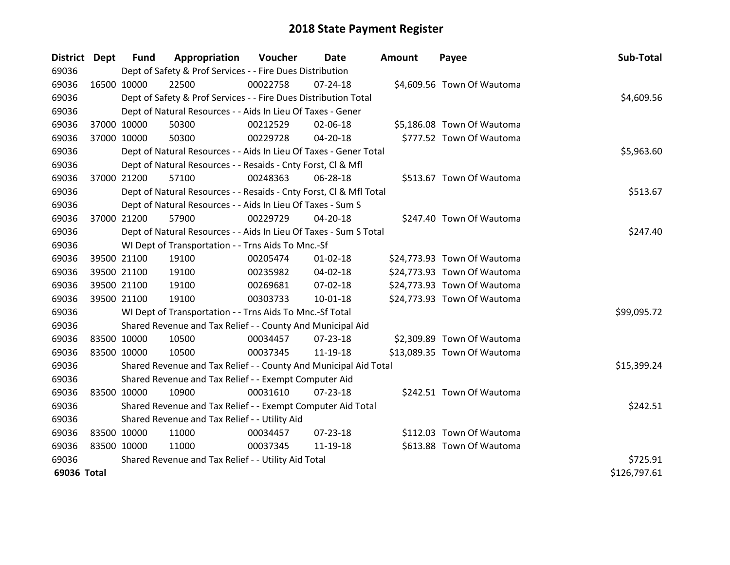# 2018 State Payment Register

| District | Dept | Fund | Appropriation | Voucher | Date | Amount | Payee | Sub-Total |
|---|---|---|---|---|---|---|---|---|
| 69036 | | Dept of Safety & Prof Services - - Fire Dues Distribution | | | | | | |
| 69036 | 16500 | 10000 | 22500 | 00022758 | 07-24-18 | $4,609.56 | Town Of Wautoma | |
| 69036 | | Dept of Safety & Prof Services - - Fire Dues Distribution Total | | | | | | $4,609.56 |
| 69036 | | Dept of Natural Resources - - Aids In Lieu Of Taxes - Gener | | | | | | |
| 69036 | 37000 | 10000 | 50300 | 00212529 | 02-06-18 | $5,186.08 | Town Of Wautoma | |
| 69036 | 37000 | 10000 | 50300 | 00229728 | 04-20-18 | $777.52 | Town Of Wautoma | |
| 69036 | | Dept of Natural Resources - - Aids In Lieu Of Taxes - Gener Total | | | | | | $5,963.60 |
| 69036 | | Dept of Natural Resources - - Resaids - Cnty Forst, Cl & Mfl | | | | | | |
| 69036 | 37000 | 21200 | 57100 | 00248363 | 06-28-18 | $513.67 | Town Of Wautoma | |
| 69036 | | Dept of Natural Resources - - Resaids - Cnty Forst, Cl & Mfl Total | | | | | | $513.67 |
| 69036 | | Dept of Natural Resources - - Aids In Lieu Of Taxes - Sum S | | | | | | |
| 69036 | 37000 | 21200 | 57900 | 00229729 | 04-20-18 | $247.40 | Town Of Wautoma | |
| 69036 | | Dept of Natural Resources - - Aids In Lieu Of Taxes - Sum S Total | | | | | | $247.40 |
| 69036 | | WI Dept of Transportation - - Trns Aids To Mnc.-Sf | | | | | | |
| 69036 | 39500 | 21100 | 19100 | 00205474 | 01-02-18 | $24,773.93 | Town Of Wautoma | |
| 69036 | 39500 | 21100 | 19100 | 00235982 | 04-02-18 | $24,773.93 | Town Of Wautoma | |
| 69036 | 39500 | 21100 | 19100 | 00269681 | 07-02-18 | $24,773.93 | Town Of Wautoma | |
| 69036 | 39500 | 21100 | 19100 | 00303733 | 10-01-18 | $24,773.93 | Town Of Wautoma | |
| 69036 | | WI Dept of Transportation - - Trns Aids To Mnc.-Sf Total | | | | | | $99,095.72 |
| 69036 | | Shared Revenue and Tax Relief - - County And Municipal Aid | | | | | | |
| 69036 | 83500 | 10000 | 10500 | 00034457 | 07-23-18 | $2,309.89 | Town Of Wautoma | |
| 69036 | 83500 | 10000 | 10500 | 00037345 | 11-19-18 | $13,089.35 | Town Of Wautoma | |
| 69036 | | Shared Revenue and Tax Relief - - County And Municipal Aid Total | | | | | | $15,399.24 |
| 69036 | | Shared Revenue and Tax Relief - - Exempt Computer Aid | | | | | | |
| 69036 | 83500 | 10000 | 10900 | 00031610 | 07-23-18 | $242.51 | Town Of Wautoma | |
| 69036 | | Shared Revenue and Tax Relief - - Exempt Computer Aid Total | | | | | | $242.51 |
| 69036 | | Shared Revenue and Tax Relief - - Utility Aid | | | | | | |
| 69036 | 83500 | 10000 | 11000 | 00034457 | 07-23-18 | $112.03 | Town Of Wautoma | |
| 69036 | 83500 | 10000 | 11000 | 00037345 | 11-19-18 | $613.88 | Town Of Wautoma | |
| 69036 | | Shared Revenue and Tax Relief - - Utility Aid Total | | | | | | $725.91 |
| **69036 Total** | | | | | | | | $126,797.61 |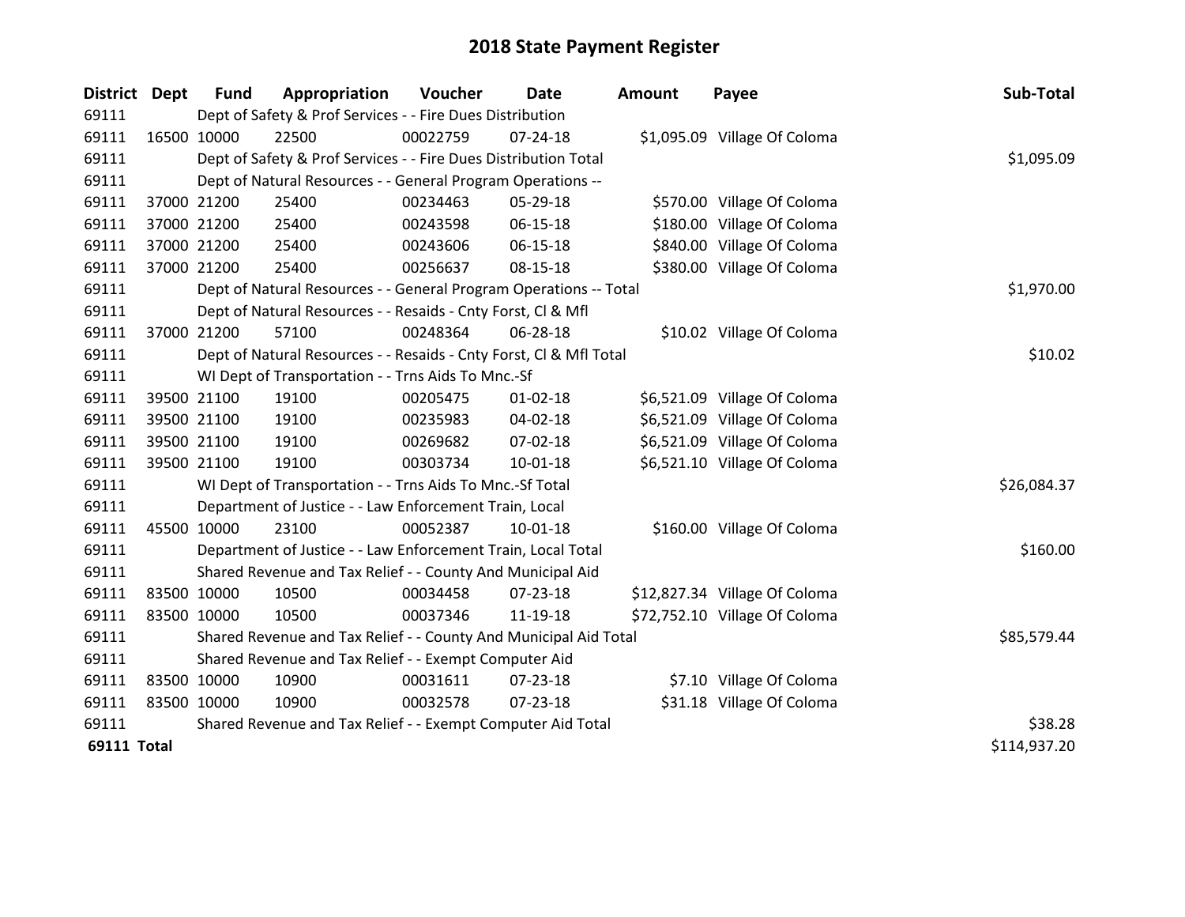# 2018 State Payment Register

| District | Dept | Fund | Appropriation | Voucher | Date | Amount | Payee | Sub-Total |
|---|---|---|---|---|---|---|---|---|
| 69111 | Dept of Safety & Prof Services - - Fire Dues Distribution | | | | | | | |
| 69111 | 16500 | 10000 | 22500 | 00022759 | 07-24-18 | $1,095.09 | Village Of Coloma | |
| 69111 | Dept of Safety & Prof Services - - Fire Dues Distribution Total | | | | | | | $1,095.09 |
| 69111 | Dept of Natural Resources - - General Program Operations -- | | | | | | | |
| 69111 | 37000 | 21200 | 25400 | 00234463 | 05-29-18 | $570.00 | Village Of Coloma | |
| 69111 | 37000 | 21200 | 25400 | 00243598 | 06-15-18 | $180.00 | Village Of Coloma | |
| 69111 | 37000 | 21200 | 25400 | 00243606 | 06-15-18 | $840.00 | Village Of Coloma | |
| 69111 | 37000 | 21200 | 25400 | 00256637 | 08-15-18 | $380.00 | Village Of Coloma | |
| 69111 | Dept of Natural Resources - - General Program Operations -- Total | | | | | | | $1,970.00 |
| 69111 | Dept of Natural Resources - - Resaids - Cnty Forst, Cl & Mfl | | | | | | | |
| 69111 | 37000 | 21200 | 57100 | 00248364 | 06-28-18 | $10.02 | Village Of Coloma | |
| 69111 | Dept of Natural Resources - - Resaids - Cnty Forst, Cl & Mfl Total | | | | | | | $10.02 |
| 69111 | WI Dept of Transportation - - Trns Aids To Mnc.-Sf | | | | | | | |
| 69111 | 39500 | 21100 | 19100 | 00205475 | 01-02-18 | $6,521.09 | Village Of Coloma | |
| 69111 | 39500 | 21100 | 19100 | 00235983 | 04-02-18 | $6,521.09 | Village Of Coloma | |
| 69111 | 39500 | 21100 | 19100 | 00269682 | 07-02-18 | $6,521.09 | Village Of Coloma | |
| 69111 | 39500 | 21100 | 19100 | 00303734 | 10-01-18 | $6,521.10 | Village Of Coloma | |
| 69111 | WI Dept of Transportation - - Trns Aids To Mnc.-Sf Total | | | | | | | $26,084.37 |
| 69111 | Department of Justice - - Law Enforcement Train, Local | | | | | | | |
| 69111 | 45500 | 10000 | 23100 | 00052387 | 10-01-18 | $160.00 | Village Of Coloma | |
| 69111 | Department of Justice - - Law Enforcement Train, Local Total | | | | | | | $160.00 |
| 69111 | Shared Revenue and Tax Relief - - County And Municipal Aid | | | | | | | |
| 69111 | 83500 | 10000 | 10500 | 00034458 | 07-23-18 | $12,827.34 | Village Of Coloma | |
| 69111 | 83500 | 10000 | 10500 | 00037346 | 11-19-18 | $72,752.10 | Village Of Coloma | |
| 69111 | Shared Revenue and Tax Relief - - County And Municipal Aid Total | | | | | | | $85,579.44 |
| 69111 | Shared Revenue and Tax Relief - - Exempt Computer Aid | | | | | | | |
| 69111 | 83500 | 10000 | 10900 | 00031611 | 07-23-18 | $7.10 | Village Of Coloma | |
| 69111 | 83500 | 10000 | 10900 | 00032578 | 07-23-18 | $31.18 | Village Of Coloma | |
| 69111 | Shared Revenue and Tax Relief - - Exempt Computer Aid Total | | | | | | | $38.28 |
| **69111 Total** | | | | | | | | $114,937.20 |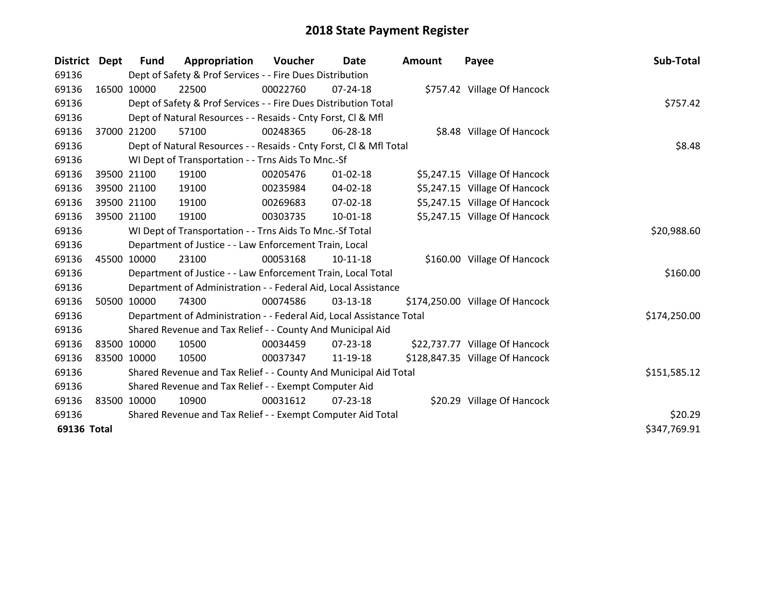# 2018 State Payment Register

| District | Dept | Fund | Appropriation | Voucher | Date | Amount | Payee | Sub-Total |
|---|---|---|---|---|---|---|---|---|
| 69136 | | Dept of Safety & Prof Services - - Fire Dues Distribution | | | | | | |
| 69136 | 16500 | 10000 | 22500 | 00022760 | 07-24-18 | $757.42 | Village Of Hancock | |
| 69136 | | Dept of Safety & Prof Services - - Fire Dues Distribution Total | | | | | | $757.42 |
| 69136 | | Dept of Natural Resources - - Resaids - Cnty Forst, Cl & Mfl | | | | | | |
| 69136 | 37000 | 21200 | 57100 | 00248365 | 06-28-18 | $8.48 | Village Of Hancock | |
| 69136 | | Dept of Natural Resources - - Resaids - Cnty Forst, Cl & Mfl Total | | | | | | $8.48 |
| 69136 | | WI Dept of Transportation - - Trns Aids To Mnc.-Sf | | | | | | |
| 69136 | 39500 | 21100 | 19100 | 00205476 | 01-02-18 | $5,247.15 | Village Of Hancock | |
| 69136 | 39500 | 21100 | 19100 | 00235984 | 04-02-18 | $5,247.15 | Village Of Hancock | |
| 69136 | 39500 | 21100 | 19100 | 00269683 | 07-02-18 | $5,247.15 | Village Of Hancock | |
| 69136 | 39500 | 21100 | 19100 | 00303735 | 10-01-18 | $5,247.15 | Village Of Hancock | |
| 69136 | | WI Dept of Transportation - - Trns Aids To Mnc.-Sf Total | | | | | | $20,988.60 |
| 69136 | | Department of Justice - - Law Enforcement Train, Local | | | | | | |
| 69136 | 45500 | 10000 | 23100 | 00053168 | 10-11-18 | $160.00 | Village Of Hancock | |
| 69136 | | Department of Justice - - Law Enforcement Train, Local Total | | | | | | $160.00 |
| 69136 | | Department of Administration - - Federal Aid, Local Assistance | | | | | | |
| 69136 | 50500 | 10000 | 74300 | 00074586 | 03-13-18 | $174,250.00 | Village Of Hancock | |
| 69136 | | Department of Administration - - Federal Aid, Local Assistance Total | | | | | | $174,250.00 |
| 69136 | | Shared Revenue and Tax Relief - - County And Municipal Aid | | | | | | |
| 69136 | 83500 | 10000 | 10500 | 00034459 | 07-23-18 | $22,737.77 | Village Of Hancock | |
| 69136 | 83500 | 10000 | 10500 | 00037347 | 11-19-18 | $128,847.35 | Village Of Hancock | |
| 69136 | | Shared Revenue and Tax Relief - - County And Municipal Aid Total | | | | | | $151,585.12 |
| 69136 | | Shared Revenue and Tax Relief - - Exempt Computer Aid | | | | | | |
| 69136 | 83500 | 10000 | 10900 | 00031612 | 07-23-18 | $20.29 | Village Of Hancock | |
| 69136 | | Shared Revenue and Tax Relief - - Exempt Computer Aid Total | | | | | | $20.29 |
| **69136** | **Total** | | | | | | | $347,769.91 |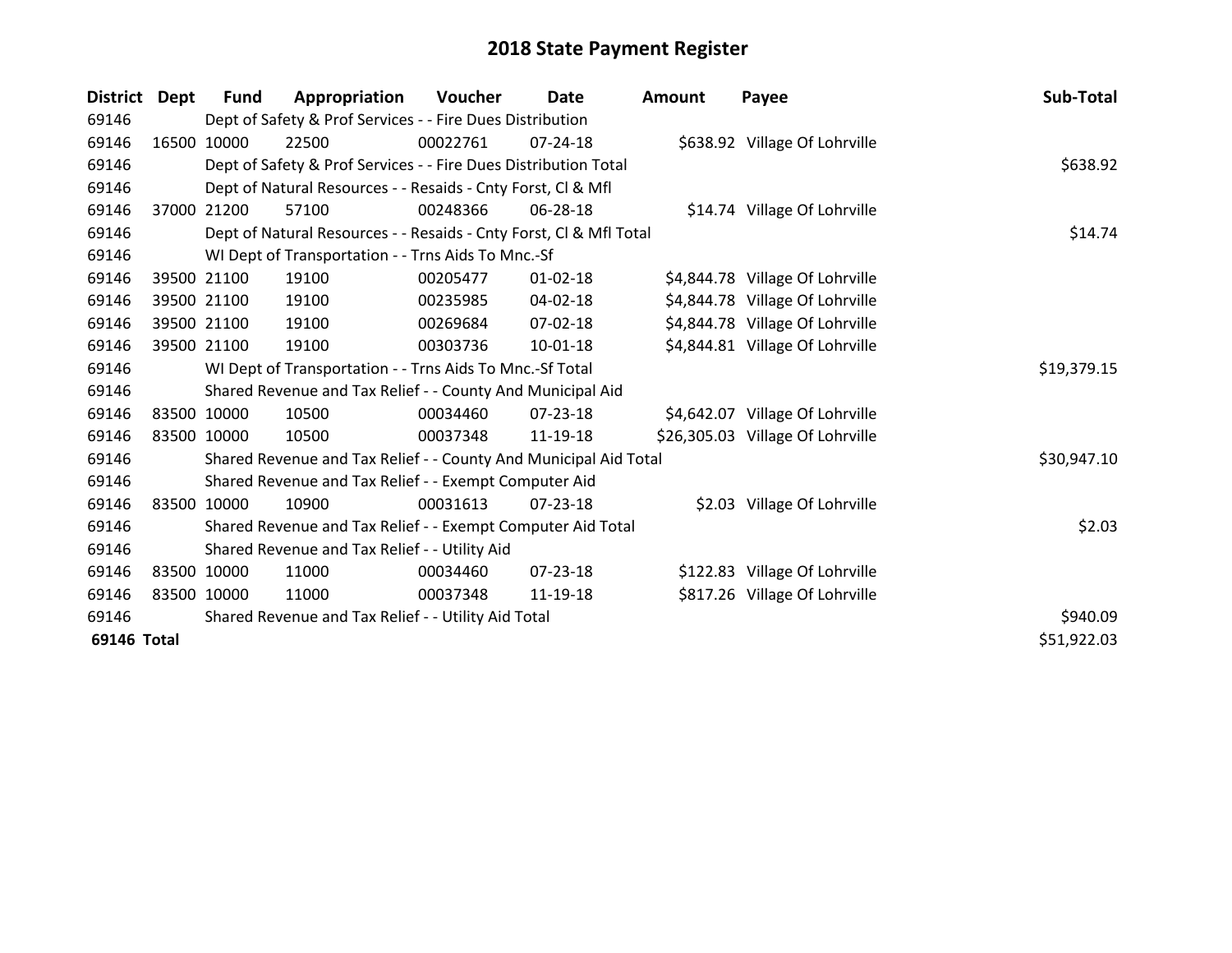# 2018 State Payment Register

| District | Dept | Fund | Appropriation | Voucher | Date | Amount | Payee | Sub-Total |
|---|---|---|---|---|---|---|---|---|
| 69146 | | Dept of Safety & Prof Services - - Fire Dues Distribution | | | | | | |
| 69146 | 16500 | 10000 | 22500 | 00022761 | 07-24-18 | $638.92 | Village Of Lohrville | |
| 69146 | | Dept of Safety & Prof Services - - Fire Dues Distribution Total | | | | | | $638.92 |
| 69146 | | Dept of Natural Resources - - Resaids - Cnty Forst, Cl & Mfl | | | | | | |
| 69146 | 37000 | 21200 | 57100 | 00248366 | 06-28-18 | $14.74 | Village Of Lohrville | |
| 69146 | | Dept of Natural Resources - - Resaids - Cnty Forst, Cl & Mfl Total | | | | | | $14.74 |
| 69146 | | WI Dept of Transportation - - Trns Aids To Mnc.-Sf | | | | | | |
| 69146 | 39500 | 21100 | 19100 | 00205477 | 01-02-18 | $4,844.78 | Village Of Lohrville | |
| 69146 | 39500 | 21100 | 19100 | 00235985 | 04-02-18 | $4,844.78 | Village Of Lohrville | |
| 69146 | 39500 | 21100 | 19100 | 00269684 | 07-02-18 | $4,844.78 | Village Of Lohrville | |
| 69146 | 39500 | 21100 | 19100 | 00303736 | 10-01-18 | $4,844.81 | Village Of Lohrville | |
| 69146 | | WI Dept of Transportation - - Trns Aids To Mnc.-Sf Total | | | | | | $19,379.15 |
| 69146 | | Shared Revenue and Tax Relief - - County And Municipal Aid | | | | | | |
| 69146 | 83500 | 10000 | 10500 | 00034460 | 07-23-18 | $4,642.07 | Village Of Lohrville | |
| 69146 | 83500 | 10000 | 10500 | 00037348 | 11-19-18 | $26,305.03 | Village Of Lohrville | |
| 69146 | | Shared Revenue and Tax Relief - - County And Municipal Aid Total | | | | | | $30,947.10 |
| 69146 | | Shared Revenue and Tax Relief - - Exempt Computer Aid | | | | | | |
| 69146 | 83500 | 10000 | 10900 | 00031613 | 07-23-18 | $2.03 | Village Of Lohrville | |
| 69146 | | Shared Revenue and Tax Relief - - Exempt Computer Aid Total | | | | | | $2.03 |
| 69146 | | Shared Revenue and Tax Relief - - Utility Aid | | | | | | |
| 69146 | 83500 | 10000 | 11000 | 00034460 | 07-23-18 | $122.83 | Village Of Lohrville | |
| 69146 | 83500 | 10000 | 11000 | 00037348 | 11-19-18 | $817.26 | Village Of Lohrville | |
| 69146 | | Shared Revenue and Tax Relief - - Utility Aid Total | | | | | | $940.09 |
| **69146 Total** | | | | | | | | $51,922.03 |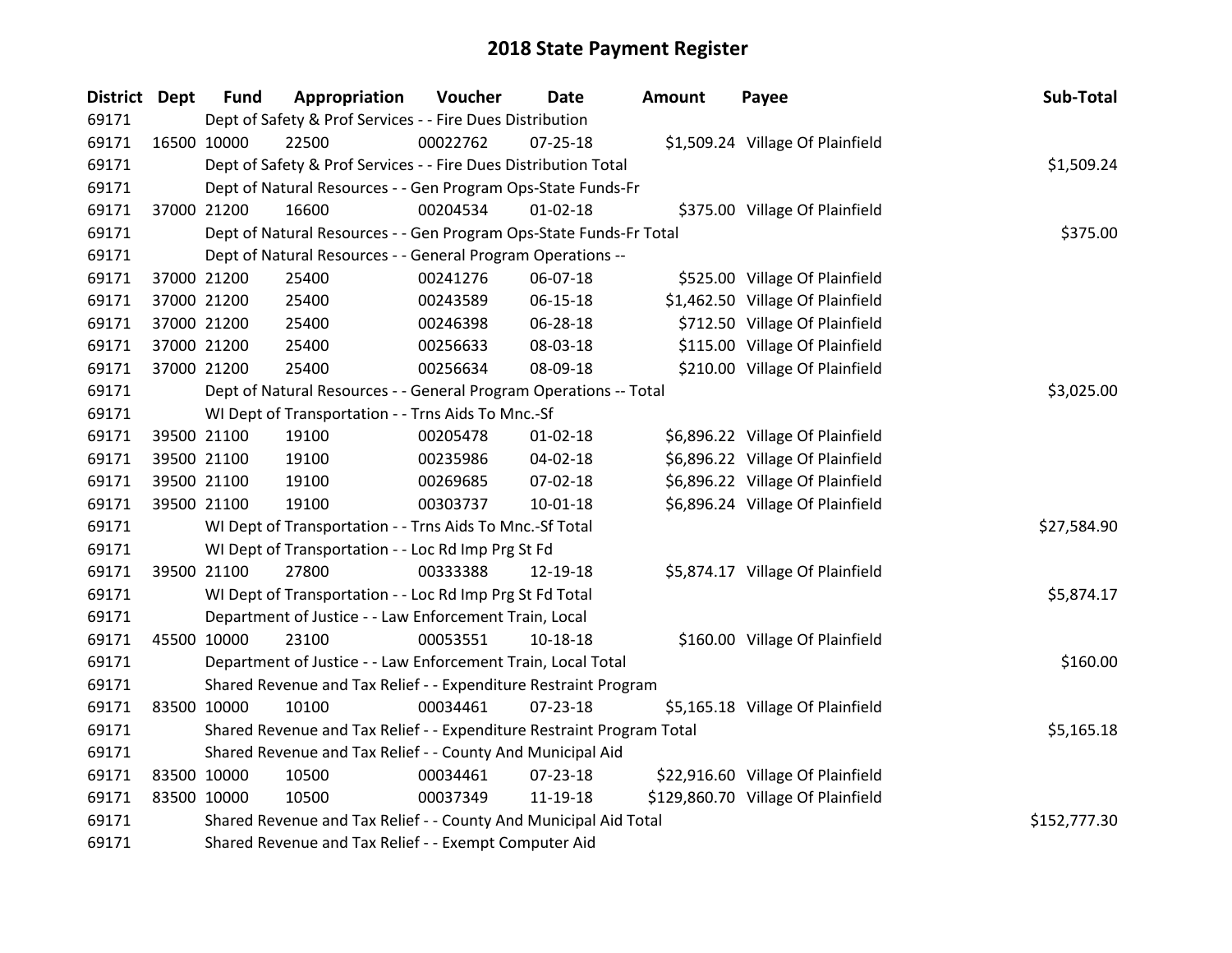# 2018 State Payment Register

| District | Dept | Fund | Appropriation | Voucher | Date | Amount | Payee | Sub-Total |
|---|---|---|---|---|---|---|---|---|
| 69171 | | Dept of Safety & Prof Services - - Fire Dues Distribution | | | | | | |
| 69171 | 16500 | 10000 | 22500 | 00022762 | 07-25-18 | $1,509.24 | Village Of Plainfield | |
| 69171 | | Dept of Safety & Prof Services - - Fire Dues Distribution Total | | | | | | $1,509.24 |
| 69171 | | Dept of Natural Resources - - Gen Program Ops-State Funds-Fr | | | | | | |
| 69171 | 37000 | 21200 | 16600 | 00204534 | 01-02-18 | $375.00 | Village Of Plainfield | |
| 69171 | | Dept of Natural Resources - - Gen Program Ops-State Funds-Fr Total | | | | | | $375.00 |
| 69171 | | Dept of Natural Resources - - General Program Operations -- | | | | | | |
| 69171 | 37000 | 21200 | 25400 | 00241276 | 06-07-18 | $525.00 | Village Of Plainfield | |
| 69171 | 37000 | 21200 | 25400 | 00243589 | 06-15-18 | $1,462.50 | Village Of Plainfield | |
| 69171 | 37000 | 21200 | 25400 | 00246398 | 06-28-18 | $712.50 | Village Of Plainfield | |
| 69171 | 37000 | 21200 | 25400 | 00256633 | 08-03-18 | $115.00 | Village Of Plainfield | |
| 69171 | 37000 | 21200 | 25400 | 00256634 | 08-09-18 | $210.00 | Village Of Plainfield | |
| 69171 | | Dept of Natural Resources - - General Program Operations -- Total | | | | | | $3,025.00 |
| 69171 | | WI Dept of Transportation - - Trns Aids To Mnc.-Sf | | | | | | |
| 69171 | 39500 | 21100 | 19100 | 00205478 | 01-02-18 | $6,896.22 | Village Of Plainfield | |
| 69171 | 39500 | 21100 | 19100 | 00235986 | 04-02-18 | $6,896.22 | Village Of Plainfield | |
| 69171 | 39500 | 21100 | 19100 | 00269685 | 07-02-18 | $6,896.22 | Village Of Plainfield | |
| 69171 | 39500 | 21100 | 19100 | 00303737 | 10-01-18 | $6,896.24 | Village Of Plainfield | |
| 69171 | | WI Dept of Transportation - - Trns Aids To Mnc.-Sf Total | | | | | | $27,584.90 |
| 69171 | | WI Dept of Transportation - - Loc Rd Imp Prg St Fd | | | | | | |
| 69171 | 39500 | 21100 | 27800 | 00333388 | 12-19-18 | $5,874.17 | Village Of Plainfield | |
| 69171 | | WI Dept of Transportation - - Loc Rd Imp Prg St Fd Total | | | | | | $5,874.17 |
| 69171 | | Department of Justice - - Law Enforcement Train, Local | | | | | | |
| 69171 | 45500 | 10000 | 23100 | 00053551 | 10-18-18 | $160.00 | Village Of Plainfield | |
| 69171 | | Department of Justice - - Law Enforcement Train, Local Total | | | | | | $160.00 |
| 69171 | | Shared Revenue and Tax Relief - - Expenditure Restraint Program | | | | | | |
| 69171 | 83500 | 10000 | 10100 | 00034461 | 07-23-18 | $5,165.18 | Village Of Plainfield | |
| 69171 | | Shared Revenue and Tax Relief - - Expenditure Restraint Program Total | | | | | | $5,165.18 |
| 69171 | | Shared Revenue and Tax Relief - - County And Municipal Aid | | | | | | |
| 69171 | 83500 | 10000 | 10500 | 00034461 | 07-23-18 | $22,916.60 | Village Of Plainfield | |
| 69171 | 83500 | 10000 | 10500 | 00037349 | 11-19-18 | $129,860.70 | Village Of Plainfield | |
| 69171 | | Shared Revenue and Tax Relief - - County And Municipal Aid Total | | | | | | $152,777.30 |
| 69171 | | Shared Revenue and Tax Relief - - Exempt Computer Aid | | | | | | |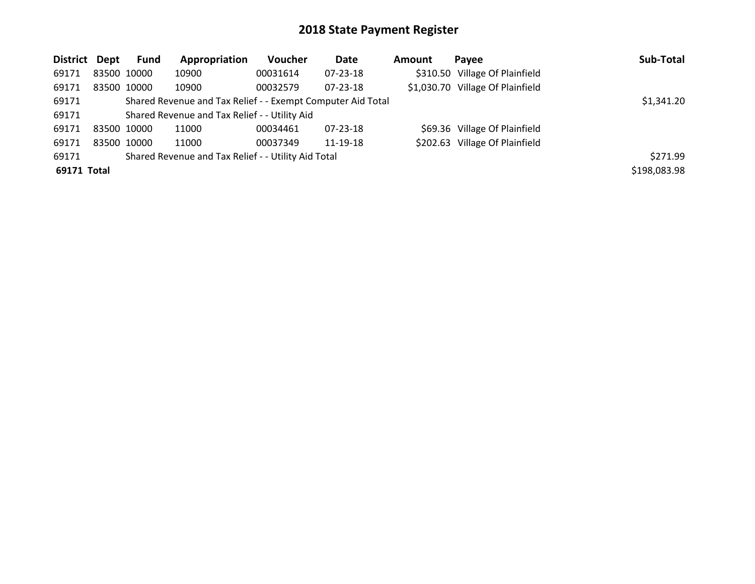# 2018 State Payment Register

| District | Dept | Fund | Appropriation | Voucher | Date | Amount | Payee | Sub-Total |
|---|---|---|---|---|---|---|---|---|
| 69171 | 83500 | 10000 | 10900 | 00031614 | 07-23-18 | $310.50 | Village Of Plainfield | |
| 69171 | 83500 | 10000 | 10900 | 00032579 | 07-23-18 | $1,030.70 | Village Of Plainfield | |
| 69171 | | Shared Revenue and Tax Relief - - Exempt Computer Aid Total | | | | | | $1,341.20 |
| 69171 | | Shared Revenue and Tax Relief - - Utility Aid | | | | | | |
| 69171 | 83500 | 10000 | 11000 | 00034461 | 07-23-18 | $69.36 | Village Of Plainfield | |
| 69171 | 83500 | 10000 | 11000 | 00037349 | 11-19-18 | $202.63 | Village Of Plainfield | |
| 69171 | | Shared Revenue and Tax Relief - - Utility Aid Total | | | | | | $271.99 |
| **69171 Total** | | | | | | | | $198,083.98 |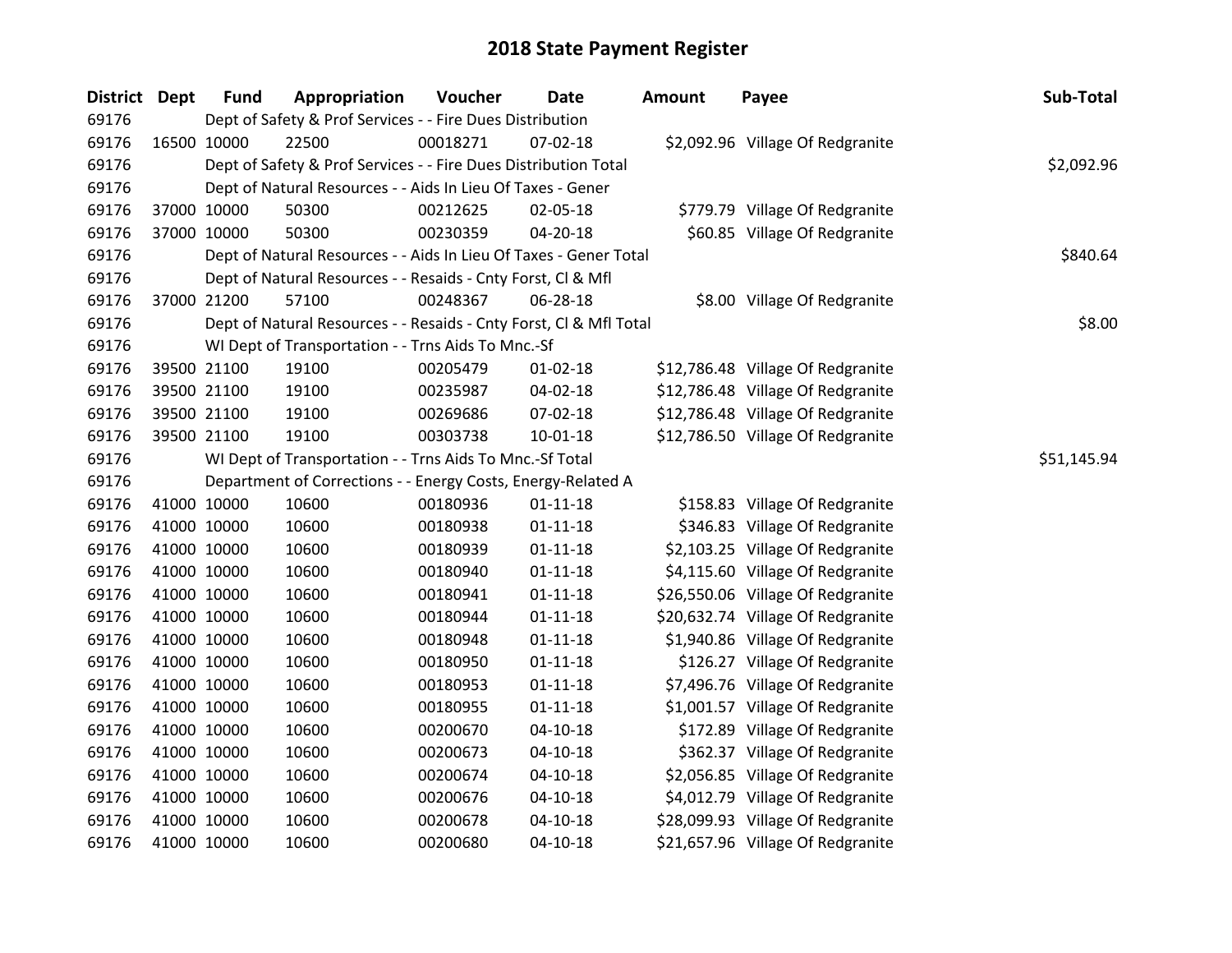# 2018 State Payment Register

| District | Dept | Fund | Appropriation | Voucher | Date | Amount | Payee | Sub-Total |
|---|---|---|---|---|---|---|---|---|
| 69176 | | Dept of Safety & Prof Services - - Fire Dues Distribution | | | | | | |
| 69176 | 16500 | 10000 | 22500 | 00018271 | 07-02-18 | $2,092.96 | Village Of Redgranite | |
| 69176 | | Dept of Safety & Prof Services - - Fire Dues Distribution Total | | | | | | $2,092.96 |
| 69176 | | Dept of Natural Resources - - Aids In Lieu Of Taxes - Gener | | | | | | |
| 69176 | 37000 | 10000 | 50300 | 00212625 | 02-05-18 | $779.79 | Village Of Redgranite | |
| 69176 | 37000 | 10000 | 50300 | 00230359 | 04-20-18 | $60.85 | Village Of Redgranite | |
| 69176 | | Dept of Natural Resources - - Aids In Lieu Of Taxes - Gener Total | | | | | | $840.64 |
| 69176 | | Dept of Natural Resources - - Resaids - Cnty Forst, Cl & Mfl | | | | | | |
| 69176 | 37000 | 21200 | 57100 | 00248367 | 06-28-18 | $8.00 | Village Of Redgranite | |
| 69176 | | Dept of Natural Resources - - Resaids - Cnty Forst, Cl & Mfl Total | | | | | | $8.00 |
| 69176 | | WI Dept of Transportation - - Trns Aids To Mnc.-Sf | | | | | | |
| 69176 | 39500 | 21100 | 19100 | 00205479 | 01-02-18 | $12,786.48 | Village Of Redgranite | |
| 69176 | 39500 | 21100 | 19100 | 00235987 | 04-02-18 | $12,786.48 | Village Of Redgranite | |
| 69176 | 39500 | 21100 | 19100 | 00269686 | 07-02-18 | $12,786.48 | Village Of Redgranite | |
| 69176 | 39500 | 21100 | 19100 | 00303738 | 10-01-18 | $12,786.50 | Village Of Redgranite | |
| 69176 | | WI Dept of Transportation - - Trns Aids To Mnc.-Sf Total | | | | | | $51,145.94 |
| 69176 | | Department of Corrections - - Energy Costs, Energy-Related A | | | | | | |
| 69176 | 41000 | 10000 | 10600 | 00180936 | 01-11-18 | $158.83 | Village Of Redgranite | |
| 69176 | 41000 | 10000 | 10600 | 00180938 | 01-11-18 | $346.83 | Village Of Redgranite | |
| 69176 | 41000 | 10000 | 10600 | 00180939 | 01-11-18 | $2,103.25 | Village Of Redgranite | |
| 69176 | 41000 | 10000 | 10600 | 00180940 | 01-11-18 | $4,115.60 | Village Of Redgranite | |
| 69176 | 41000 | 10000 | 10600 | 00180941 | 01-11-18 | $26,550.06 | Village Of Redgranite | |
| 69176 | 41000 | 10000 | 10600 | 00180944 | 01-11-18 | $20,632.74 | Village Of Redgranite | |
| 69176 | 41000 | 10000 | 10600 | 00180948 | 01-11-18 | $1,940.86 | Village Of Redgranite | |
| 69176 | 41000 | 10000 | 10600 | 00180950 | 01-11-18 | $126.27 | Village Of Redgranite | |
| 69176 | 41000 | 10000 | 10600 | 00180953 | 01-11-18 | $7,496.76 | Village Of Redgranite | |
| 69176 | 41000 | 10000 | 10600 | 00180955 | 01-11-18 | $1,001.57 | Village Of Redgranite | |
| 69176 | 41000 | 10000 | 10600 | 00200670 | 04-10-18 | $172.89 | Village Of Redgranite | |
| 69176 | 41000 | 10000 | 10600 | 00200673 | 04-10-18 | $362.37 | Village Of Redgranite | |
| 69176 | 41000 | 10000 | 10600 | 00200674 | 04-10-18 | $2,056.85 | Village Of Redgranite | |
| 69176 | 41000 | 10000 | 10600 | 00200676 | 04-10-18 | $4,012.79 | Village Of Redgranite | |
| 69176 | 41000 | 10000 | 10600 | 00200678 | 04-10-18 | $28,099.93 | Village Of Redgranite | |
| 69176 | 41000 | 10000 | 10600 | 00200680 | 04-10-18 | $21,657.96 | Village Of Redgranite | |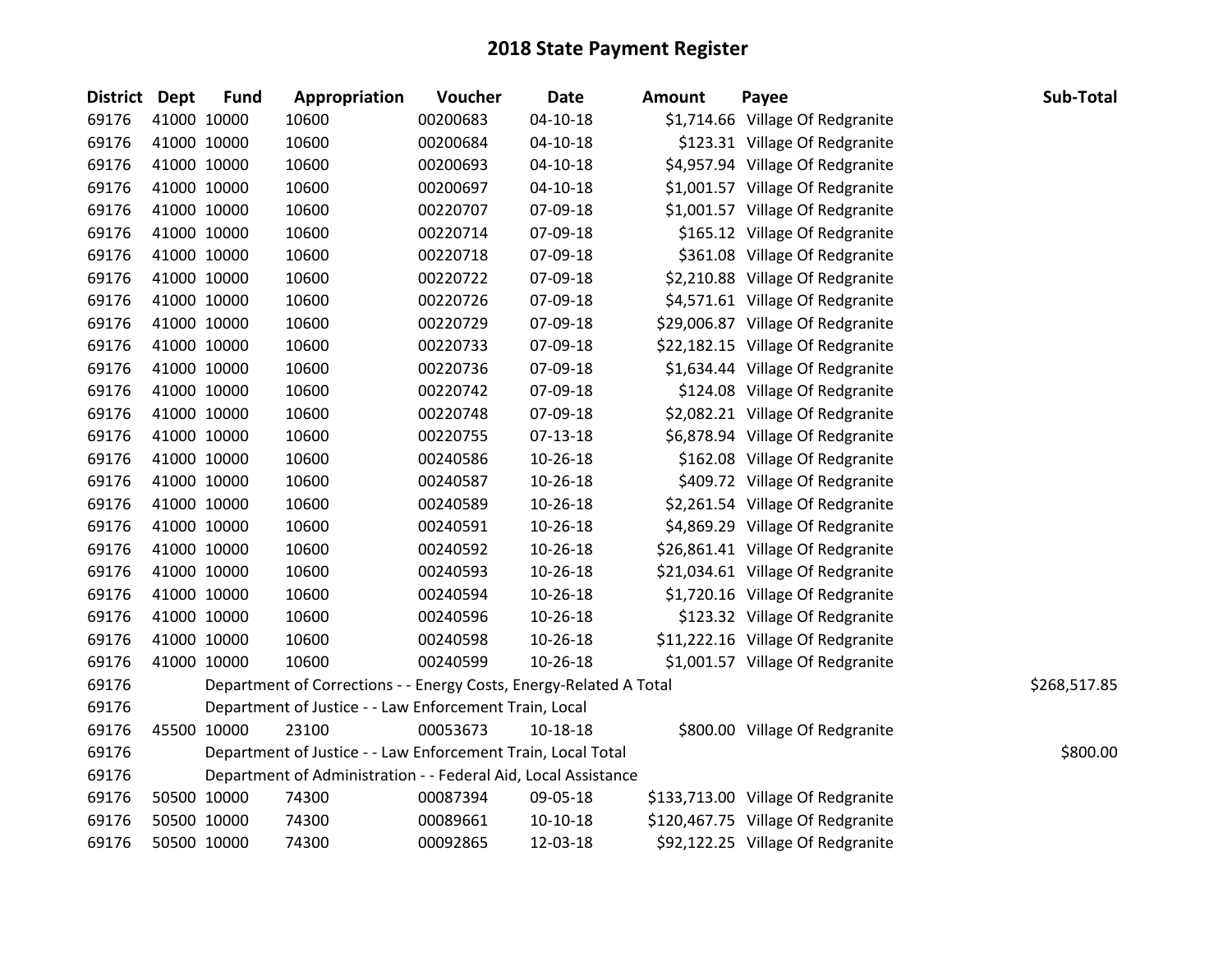# 2018 State Payment Register

| District | Dept | Fund | Appropriation | Voucher | Date | Amount | Payee | Sub-Total |
|---|---|---|---|---|---|---|---|---|
| 69176 | 41000 | 10000 | 10600 | 00200683 | 04-10-18 | $1,714.66 | Village Of Redgranite | |
| 69176 | 41000 | 10000 | 10600 | 00200684 | 04-10-18 | $123.31 | Village Of Redgranite | |
| 69176 | 41000 | 10000 | 10600 | 00200693 | 04-10-18 | $4,957.94 | Village Of Redgranite | |
| 69176 | 41000 | 10000 | 10600 | 00200697 | 04-10-18 | $1,001.57 | Village Of Redgranite | |
| 69176 | 41000 | 10000 | 10600 | 00220707 | 07-09-18 | $1,001.57 | Village Of Redgranite | |
| 69176 | 41000 | 10000 | 10600 | 00220714 | 07-09-18 | $165.12 | Village Of Redgranite | |
| 69176 | 41000 | 10000 | 10600 | 00220718 | 07-09-18 | $361.08 | Village Of Redgranite | |
| 69176 | 41000 | 10000 | 10600 | 00220722 | 07-09-18 | $2,210.88 | Village Of Redgranite | |
| 69176 | 41000 | 10000 | 10600 | 00220726 | 07-09-18 | $4,571.61 | Village Of Redgranite | |
| 69176 | 41000 | 10000 | 10600 | 00220729 | 07-09-18 | $29,006.87 | Village Of Redgranite | |
| 69176 | 41000 | 10000 | 10600 | 00220733 | 07-09-18 | $22,182.15 | Village Of Redgranite | |
| 69176 | 41000 | 10000 | 10600 | 00220736 | 07-09-18 | $1,634.44 | Village Of Redgranite | |
| 69176 | 41000 | 10000 | 10600 | 00220742 | 07-09-18 | $124.08 | Village Of Redgranite | |
| 69176 | 41000 | 10000 | 10600 | 00220748 | 07-09-18 | $2,082.21 | Village Of Redgranite | |
| 69176 | 41000 | 10000 | 10600 | 00220755 | 07-13-18 | $6,878.94 | Village Of Redgranite | |
| 69176 | 41000 | 10000 | 10600 | 00240586 | 10-26-18 | $162.08 | Village Of Redgranite | |
| 69176 | 41000 | 10000 | 10600 | 00240587 | 10-26-18 | $409.72 | Village Of Redgranite | |
| 69176 | 41000 | 10000 | 10600 | 00240589 | 10-26-18 | $2,261.54 | Village Of Redgranite | |
| 69176 | 41000 | 10000 | 10600 | 00240591 | 10-26-18 | $4,869.29 | Village Of Redgranite | |
| 69176 | 41000 | 10000 | 10600 | 00240592 | 10-26-18 | $26,861.41 | Village Of Redgranite | |
| 69176 | 41000 | 10000 | 10600 | 00240593 | 10-26-18 | $21,034.61 | Village Of Redgranite | |
| 69176 | 41000 | 10000 | 10600 | 00240594 | 10-26-18 | $1,720.16 | Village Of Redgranite | |
| 69176 | 41000 | 10000 | 10600 | 00240596 | 10-26-18 | $123.32 | Village Of Redgranite | |
| 69176 | 41000 | 10000 | 10600 | 00240598 | 10-26-18 | $11,222.16 | Village Of Redgranite | |
| 69176 | 41000 | 10000 | 10600 | 00240599 | 10-26-18 | $1,001.57 | Village Of Redgranite | |
| 69176 | | Department of Corrections - - Energy Costs, Energy-Related A Total | | | | | | $268,517.85 |
| 69176 | | Department of Justice - - Law Enforcement Train, Local | | | | | | |
| 69176 | 45500 | 10000 | 23100 | 00053673 | 10-18-18 | $800.00 | Village Of Redgranite | |
| 69176 | | Department of Justice - - Law Enforcement Train, Local Total | | | | | | $800.00 |
| 69176 | | Department of Administration - - Federal Aid, Local Assistance | | | | | | |
| 69176 | 50500 | 10000 | 74300 | 00087394 | 09-05-18 | $133,713.00 | Village Of Redgranite | |
| 69176 | 50500 | 10000 | 74300 | 00089661 | 10-10-18 | $120,467.75 | Village Of Redgranite | |
| 69176 | 50500 | 10000 | 74300 | 00092865 | 12-03-18 | $92,122.25 | Village Of Redgranite | |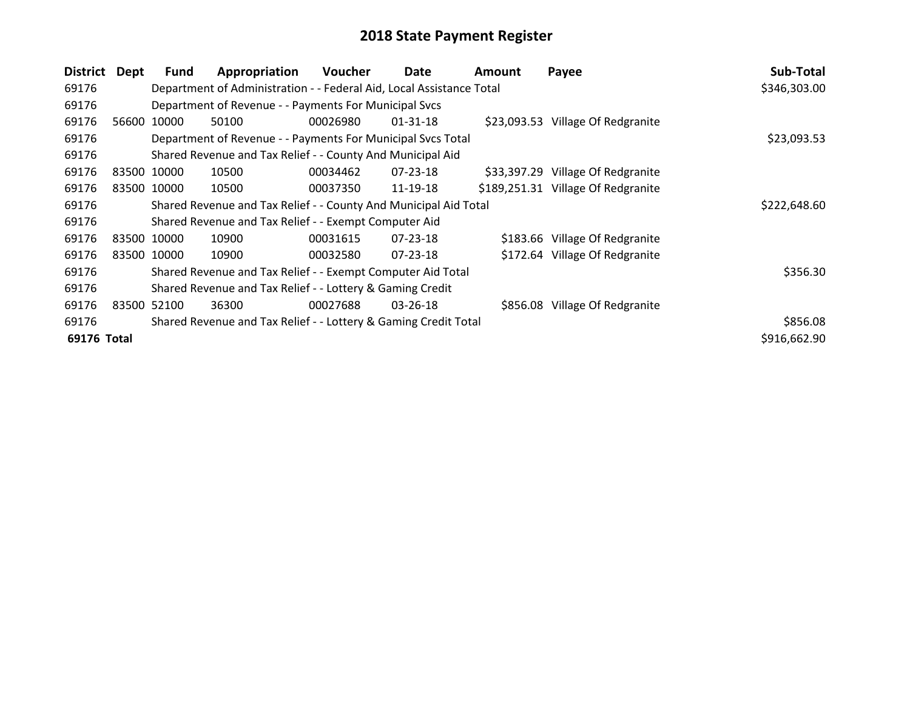# 2018 State Payment Register

| District | Dept | Fund | Appropriation | Voucher | Date | Amount | Payee | Sub-Total |
|---|---|---|---|---|---|---|---|---|
| 69176 | | Department of Administration - - Federal Aid, Local Assistance Total | | | | | | $346,303.00 |
| 69176 | | Department of Revenue - - Payments For Municipal Svcs | | | | | | |
| 69176 | 56600 | 10000 | 50100 | 00026980 | 01-31-18 | $23,093.53 | Village Of Redgranite | |
| 69176 | | Department of Revenue - - Payments For Municipal Svcs Total | | | | | | $23,093.53 |
| 69176 | | Shared Revenue and Tax Relief - - County And Municipal Aid | | | | | | |
| 69176 | 83500 | 10000 | 10500 | 00034462 | 07-23-18 | $33,397.29 | Village Of Redgranite | |
| 69176 | 83500 | 10000 | 10500 | 00037350 | 11-19-18 | $189,251.31 | Village Of Redgranite | |
| 69176 | | Shared Revenue and Tax Relief - - County And Municipal Aid Total | | | | | | $222,648.60 |
| 69176 | | Shared Revenue and Tax Relief - - Exempt Computer Aid | | | | | | |
| 69176 | 83500 | 10000 | 10900 | 00031615 | 07-23-18 | $183.66 | Village Of Redgranite | |
| 69176 | 83500 | 10000 | 10900 | 00032580 | 07-23-18 | $172.64 | Village Of Redgranite | |
| 69176 | | Shared Revenue and Tax Relief - - Exempt Computer Aid Total | | | | | | $356.30 |
| 69176 | | Shared Revenue and Tax Relief - - Lottery & Gaming Credit | | | | | | |
| 69176 | 83500 | 52100 | 36300 | 00027688 | 03-26-18 | $856.08 | Village Of Redgranite | |
| 69176 | | Shared Revenue and Tax Relief - - Lottery & Gaming Credit Total | | | | | | $856.08 |
| **69176 Total** | | | | | | | | $916,662.90 |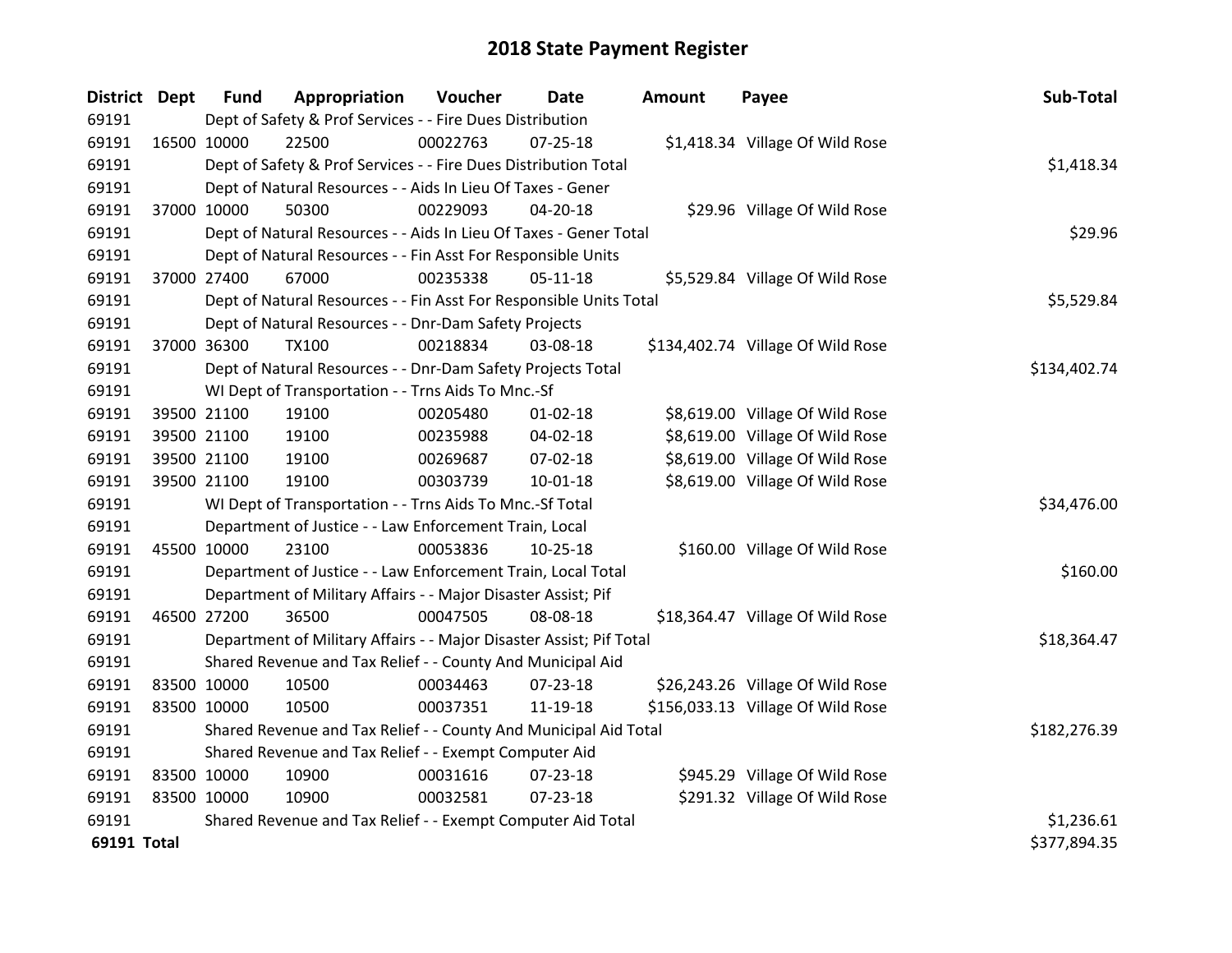# 2018 State Payment Register

| District | Dept | Fund | Appropriation | Voucher | Date | Amount | Payee | Sub-Total |
|---|---|---|---|---|---|---|---|---|
| 69191 | | Dept of Safety & Prof Services - - Fire Dues Distribution | | | | | | |
| 69191 | 16500 | 10000 | 22500 | 00022763 | 07-25-18 | $1,418.34 | Village Of Wild Rose | |
| 69191 | | Dept of Safety & Prof Services - - Fire Dues Distribution Total | | | | | | $1,418.34 |
| 69191 | | Dept of Natural Resources - - Aids In Lieu Of Taxes - Gener | | | | | | |
| 69191 | 37000 | 10000 | 50300 | 00229093 | 04-20-18 | $29.96 | Village Of Wild Rose | |
| 69191 | | Dept of Natural Resources - - Aids In Lieu Of Taxes - Gener Total | | | | | | $29.96 |
| 69191 | | Dept of Natural Resources - - Fin Asst For Responsible Units | | | | | | |
| 69191 | 37000 | 27400 | 67000 | 00235338 | 05-11-18 | $5,529.84 | Village Of Wild Rose | |
| 69191 | | Dept of Natural Resources - - Fin Asst For Responsible Units Total | | | | | | $5,529.84 |
| 69191 | | Dept of Natural Resources - - Dnr-Dam Safety Projects | | | | | | |
| 69191 | 37000 | 36300 | TX100 | 00218834 | 03-08-18 | $134,402.74 | Village Of Wild Rose | |
| 69191 | | Dept of Natural Resources - - Dnr-Dam Safety Projects Total | | | | | | $134,402.74 |
| 69191 | | WI Dept of Transportation - - Trns Aids To Mnc.-Sf | | | | | | |
| 69191 | 39500 | 21100 | 19100 | 00205480 | 01-02-18 | $8,619.00 | Village Of Wild Rose | |
| 69191 | 39500 | 21100 | 19100 | 00235988 | 04-02-18 | $8,619.00 | Village Of Wild Rose | |
| 69191 | 39500 | 21100 | 19100 | 00269687 | 07-02-18 | $8,619.00 | Village Of Wild Rose | |
| 69191 | 39500 | 21100 | 19100 | 00303739 | 10-01-18 | $8,619.00 | Village Of Wild Rose | |
| 69191 | | WI Dept of Transportation - - Trns Aids To Mnc.-Sf Total | | | | | | $34,476.00 |
| 69191 | | Department of Justice - - Law Enforcement Train, Local | | | | | | |
| 69191 | 45500 | 10000 | 23100 | 00053836 | 10-25-18 | $160.00 | Village Of Wild Rose | |
| 69191 | | Department of Justice - - Law Enforcement Train, Local Total | | | | | | $160.00 |
| 69191 | | Department of Military Affairs - - Major Disaster Assist; Pif | | | | | | |
| 69191 | 46500 | 27200 | 36500 | 00047505 | 08-08-18 | $18,364.47 | Village Of Wild Rose | |
| 69191 | | Department of Military Affairs - - Major Disaster Assist; Pif Total | | | | | | $18,364.47 |
| 69191 | | Shared Revenue and Tax Relief - - County And Municipal Aid | | | | | | |
| 69191 | 83500 | 10000 | 10500 | 00034463 | 07-23-18 | $26,243.26 | Village Of Wild Rose | |
| 69191 | 83500 | 10000 | 10500 | 00037351 | 11-19-18 | $156,033.13 | Village Of Wild Rose | |
| 69191 | | Shared Revenue and Tax Relief - - County And Municipal Aid Total | | | | | | $182,276.39 |
| 69191 | | Shared Revenue and Tax Relief - - Exempt Computer Aid | | | | | | |
| 69191 | 83500 | 10000 | 10900 | 00031616 | 07-23-18 | $945.29 | Village Of Wild Rose | |
| 69191 | 83500 | 10000 | 10900 | 00032581 | 07-23-18 | $291.32 | Village Of Wild Rose | |
| 69191 | | Shared Revenue and Tax Relief - - Exempt Computer Aid Total | | | | | | $1,236.61 |
| **69191 Total** | | | | | | | | $377,894.35 |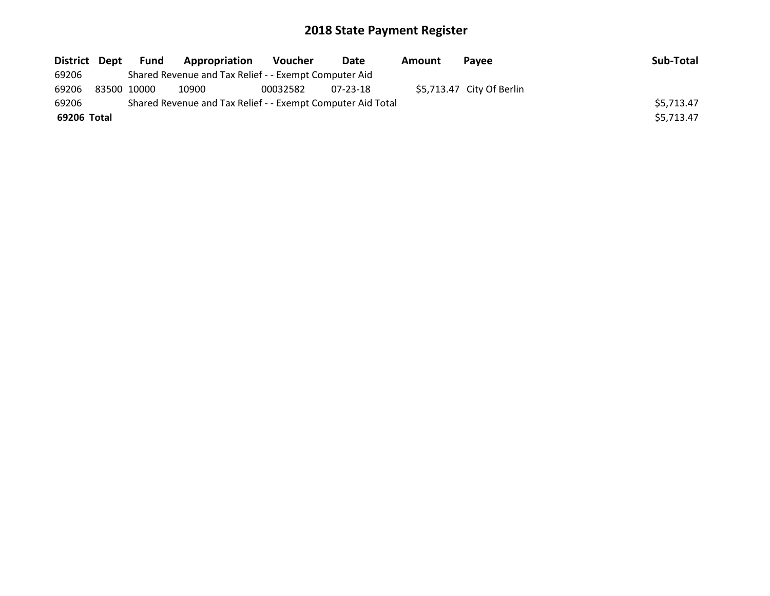# 2018 State Payment Register

| District | Dept | Fund | Appropriation | Voucher | Date | Amount | Payee | Sub-Total |
|---|---|---|---|---|---|---|---|---|
| 69206 | | Shared Revenue and Tax Relief - - Exempt Computer Aid | | | | | | |
| 69206 | 83500 | 10000 | 10900 | 00032582 | 07-23-18 | $5,713.47 | City Of Berlin | |
| 69206 | | Shared Revenue and Tax Relief - - Exempt Computer Aid Total | | | | | | $5,713.47 |
| **69206** | **Total** | | | | | | | $5,713.47 |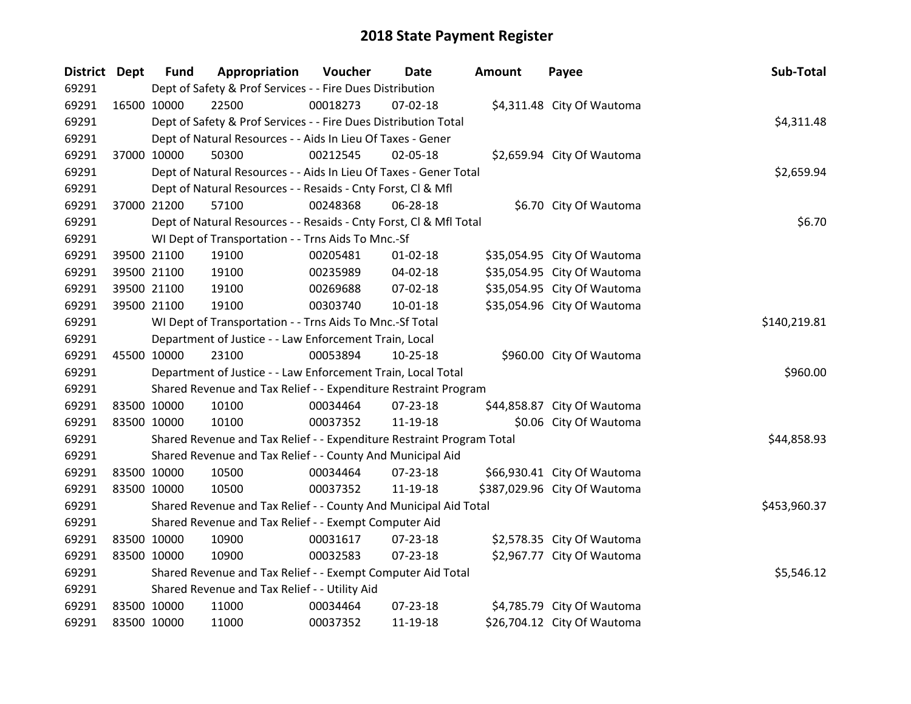# 2018 State Payment Register

| District | Dept | Fund | Appropriation | Voucher | Date | Amount | Payee | Sub-Total |
|---|---|---|---|---|---|---|---|---|
| 69291 | | Dept of Safety & Prof Services - - Fire Dues Distribution | | | | | | |
| 69291 | 16500 | 10000 | 22500 | 00018273 | 07-02-18 | $4,311.48 | City Of Wautoma | |
| 69291 | | Dept of Safety & Prof Services - - Fire Dues Distribution Total | | | | | | $4,311.48 |
| 69291 | | Dept of Natural Resources - - Aids In Lieu Of Taxes - Gener | | | | | | |
| 69291 | 37000 | 10000 | 50300 | 00212545 | 02-05-18 | $2,659.94 | City Of Wautoma | |
| 69291 | | Dept of Natural Resources - - Aids In Lieu Of Taxes - Gener Total | | | | | | $2,659.94 |
| 69291 | | Dept of Natural Resources - - Resaids - Cnty Forst, Cl & Mfl | | | | | | |
| 69291 | 37000 | 21200 | 57100 | 00248368 | 06-28-18 | $6.70 | City Of Wautoma | |
| 69291 | | Dept of Natural Resources - - Resaids - Cnty Forst, Cl & Mfl Total | | | | | | $6.70 |
| 69291 | | WI Dept of Transportation - - Trns Aids To Mnc.-Sf | | | | | | |
| 69291 | 39500 | 21100 | 19100 | 00205481 | 01-02-18 | $35,054.95 | City Of Wautoma | |
| 69291 | 39500 | 21100 | 19100 | 00235989 | 04-02-18 | $35,054.95 | City Of Wautoma | |
| 69291 | 39500 | 21100 | 19100 | 00269688 | 07-02-18 | $35,054.95 | City Of Wautoma | |
| 69291 | 39500 | 21100 | 19100 | 00303740 | 10-01-18 | $35,054.96 | City Of Wautoma | |
| 69291 | | WI Dept of Transportation - - Trns Aids To Mnc.-Sf Total | | | | | | $140,219.81 |
| 69291 | | Department of Justice - - Law Enforcement Train, Local | | | | | | |
| 69291 | 45500 | 10000 | 23100 | 00053894 | 10-25-18 | $960.00 | City Of Wautoma | |
| 69291 | | Department of Justice - - Law Enforcement Train, Local Total | | | | | | $960.00 |
| 69291 | | Shared Revenue and Tax Relief - - Expenditure Restraint Program | | | | | | |
| 69291 | 83500 | 10000 | 10100 | 00034464 | 07-23-18 | $44,858.87 | City Of Wautoma | |
| 69291 | 83500 | 10000 | 10100 | 00037352 | 11-19-18 | $0.06 | City Of Wautoma | |
| 69291 | | Shared Revenue and Tax Relief - - Expenditure Restraint Program Total | | | | | | $44,858.93 |
| 69291 | | Shared Revenue and Tax Relief - - County And Municipal Aid | | | | | | |
| 69291 | 83500 | 10000 | 10500 | 00034464 | 07-23-18 | $66,930.41 | City Of Wautoma | |
| 69291 | 83500 | 10000 | 10500 | 00037352 | 11-19-18 | $387,029.96 | City Of Wautoma | |
| 69291 | | Shared Revenue and Tax Relief - - County And Municipal Aid Total | | | | | | $453,960.37 |
| 69291 | | Shared Revenue and Tax Relief - - Exempt Computer Aid | | | | | | |
| 69291 | 83500 | 10000 | 10900 | 00031617 | 07-23-18 | $2,578.35 | City Of Wautoma | |
| 69291 | 83500 | 10000 | 10900 | 00032583 | 07-23-18 | $2,967.77 | City Of Wautoma | |
| 69291 | | Shared Revenue and Tax Relief - - Exempt Computer Aid Total | | | | | | $5,546.12 |
| 69291 | | Shared Revenue and Tax Relief - - Utility Aid | | | | | | |
| 69291 | 83500 | 10000 | 11000 | 00034464 | 07-23-18 | $4,785.79 | City Of Wautoma | |
| 69291 | 83500 | 10000 | 11000 | 00037352 | 11-19-18 | $26,704.12 | City Of Wautoma | |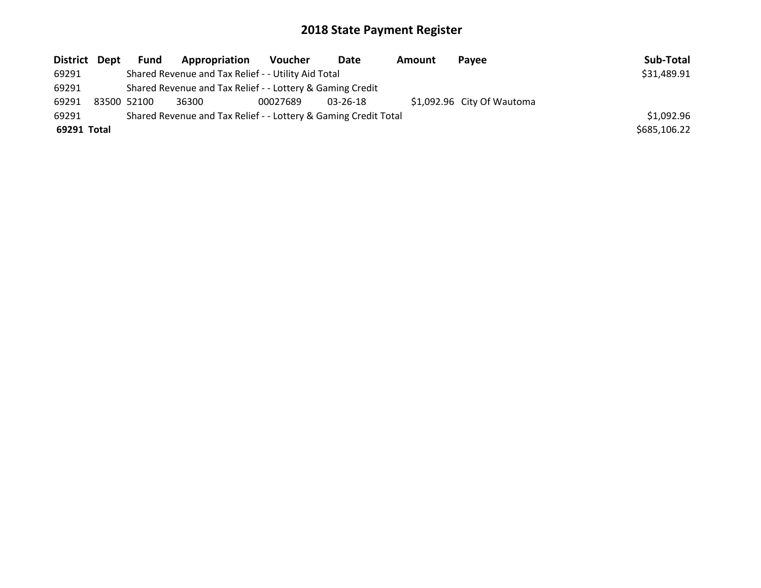# 2018 State Payment Register

| District | Dept | Fund | Appropriation | Voucher | Date | Amount | Payee | Sub-Total |
|---|---|---|---|---|---|---|---|---|
| 69291 | | Shared Revenue and Tax Relief - - Utility Aid Total | | | | | | $31,489.91 |
| 69291 | | Shared Revenue and Tax Relief - - Lottery & Gaming Credit | | | | | | |
| 69291 | 83500 | 52100 | 36300 | 00027689 | 03-26-18 | $1,092.96 | City Of Wautoma | |
| 69291 | | Shared Revenue and Tax Relief - - Lottery & Gaming Credit Total | | | | | | $1,092.96 |
| **69291** | **Total** | | | | | | | $685,106.22 |